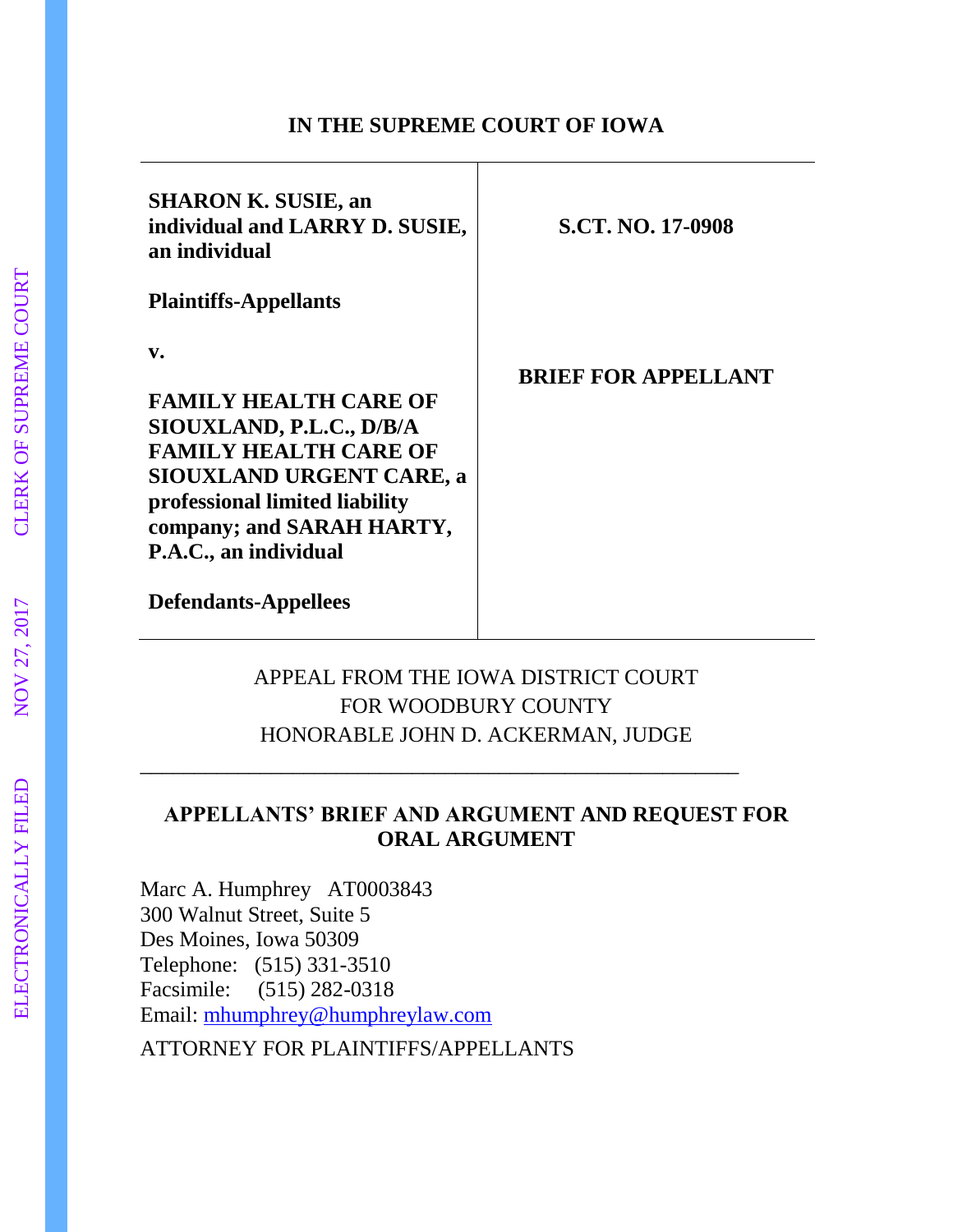**IN THE SUPREME COURT OF IOWA**

| | |
|---|---|
| **SHARON K. SUSIE, an individual and LARRY D. SUSIE, an individual**<br><br>**Plaintiffs-Appellants**<br><br>**v.**<br><br>**FAMILY HEALTH CARE OF SIOUXLAND, P.L.C., D/B/A FAMILY HEALTH CARE OF SIOUXLAND URGENT CARE, a professional limited liability company; and SARAH HARTY, P.A.C., an individual**<br><br>**Defendants-Appellees** | **S.CT. NO. 17-0908**<br><br>**BRIEF FOR APPELLANT** |

APPEAL FROM THE IOWA DISTRICT COURT
FOR WOODBURY COUNTY
HONORABLE JOHN D. ACKERMAN, JUDGE

---

**APPELLANTS' BRIEF AND ARGUMENT AND REQUEST FOR ORAL ARGUMENT**

Marc A. Humphrey AT0003843
300 Walnut Street, Suite 5
Des Moines, Iowa 50309
Telephone: (515) 331-3510
Facsimile: (515) 282-0318
Email: mhumphrey@humphreylaw.com

ATTORNEY FOR PLAINTIFFS/APPELLANTS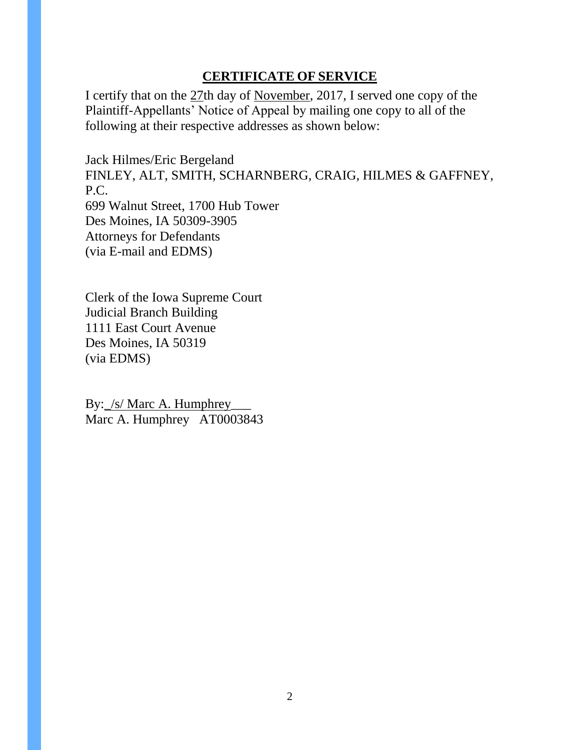## CERTIFICATE OF SERVICE

I certify that on the 27th day of November, 2017, I served one copy of the Plaintiff-Appellants' Notice of Appeal by mailing one copy to all of the following at their respective addresses as shown below:

Jack Hilmes/Eric Bergeland  
FINLEY, ALT, SMITH, SCHARNBERG, CRAIG, HILMES & GAFFNEY, P.C.  
699 Walnut Street, 1700 Hub Tower  
Des Moines, IA 50309-3905  
Attorneys for Defendants  
(via E-mail and EDMS)

Clerk of the Iowa Supreme Court  
Judicial Branch Building  
1111 East Court Avenue  
Des Moines, IA 50319  
(via EDMS)

By: /s/ Marc A. Humphrey  
Marc A. Humphrey AT0003843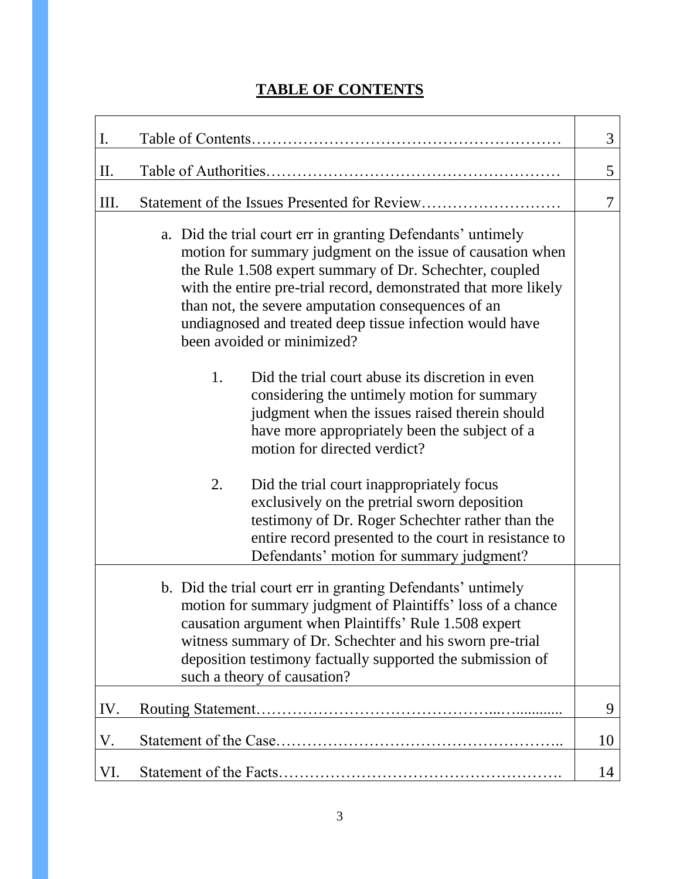# TABLE OF CONTENTS

| | | |
|---|---|---|
| I. | Table of Contents………………………………………………… | 3 |
| II. | Table of Authorities……………………………………………… | 5 |
| III. | Statement of the Issues Presented for Review……………………… | 7 |
| | a. Did the trial court err in granting Defendants' untimely motion for summary judgment on the issue of causation when the Rule 1.508 expert summary of Dr. Schechter, coupled with the entire pre-trial record, demonstrated that more likely than not, the severe amputation consequences of an undiagnosed and treated deep tissue infection would have been avoided or minimized?<br><br>1. Did the trial court abuse its discretion in even considering the untimely motion for summary judgment when the issues raised therein should have more appropriately been the subject of a motion for directed verdict?<br><br>2. Did the trial court inappropriately focus exclusively on the pretrial sworn deposition testimony of Dr. Roger Schechter rather than the entire record presented to the court in resistance to Defendants' motion for summary judgment? | |
| | b. Did the trial court err in granting Defendants' untimely motion for summary judgment of Plaintiffs' loss of a chance causation argument when Plaintiffs' Rule 1.508 expert witness summary of Dr. Schechter and his sworn pre-trial deposition testimony factually supported the submission of such a theory of causation? | |
| IV. | Routing Statement……………………………………...….......... | 9 |
| V. | Statement of the Case……………………………………………….. | 10 |
| VI. | Statement of the Facts………………………………………………. | 14 |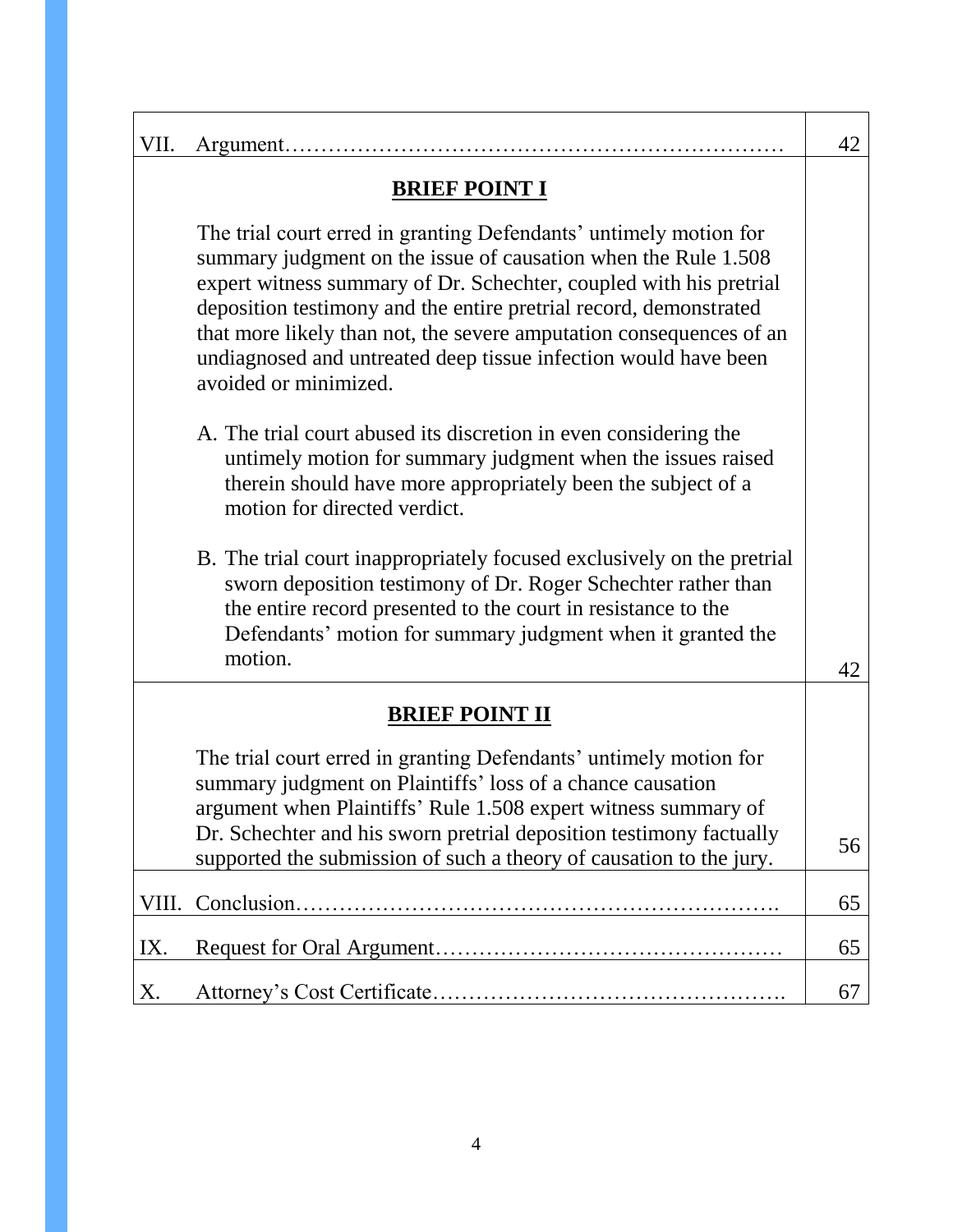| | | |
|---|---|---|
| VII. | Argument…………………………………………………………… | 42 |
| | **BRIEF POINT I**<br><br>The trial court erred in granting Defendants' untimely motion for summary judgment on the issue of causation when the Rule 1.508 expert witness summary of Dr. Schechter, coupled with his pretrial deposition testimony and the entire pretrial record, demonstrated that more likely than not, the severe amputation consequences of an undiagnosed and untreated deep tissue infection would have been avoided or minimized.<br><br>A. The trial court abused its discretion in even considering the untimely motion for summary judgment when the issues raised therein should have more appropriately been the subject of a motion for directed verdict.<br><br>B. The trial court inappropriately focused exclusively on the pretrial sworn deposition testimony of Dr. Roger Schechter rather than the entire record presented to the court in resistance to the Defendants' motion for summary judgment when it granted the motion. | 42 |
| | **BRIEF POINT II**<br><br>The trial court erred in granting Defendants' untimely motion for summary judgment on Plaintiffs' loss of a chance causation argument when Plaintiffs' Rule 1.508 expert witness summary of Dr. Schechter and his sworn pretrial deposition testimony factually supported the submission of such a theory of causation to the jury. | 56 |
| VIII. | Conclusion…………………………………………………………. | 65 |
| IX. | Request for Oral Argument………………………………………… | 65 |
| X. | Attorney's Cost Certificate…………………………………………. | 67 |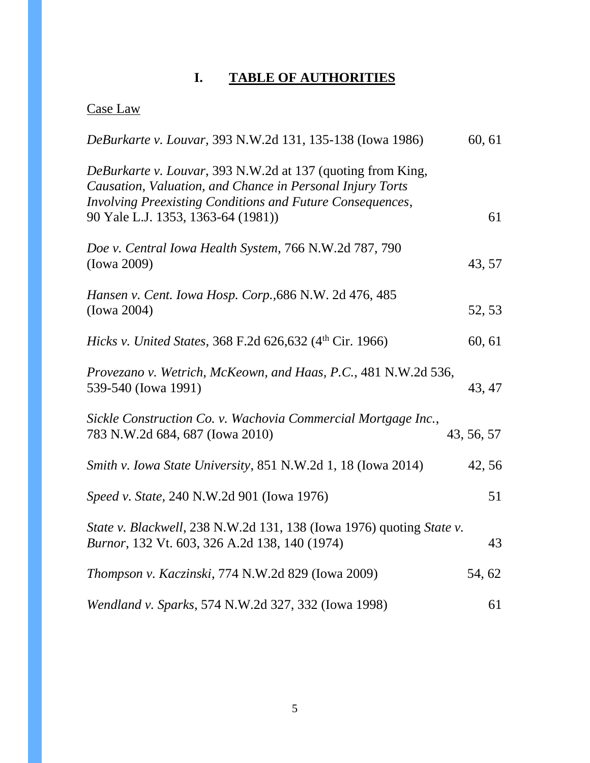# I. TABLE OF AUTHORITIES

Case Law

| Authority | Pages |
|---|---|
| *DeBurkarte v. Louvar*, 393 N.W.2d 131, 135-138 (Iowa 1986) | 60, 61 |
| *DeBurkarte v. Louvar*, 393 N.W.2d at 137 (quoting from King, *Causation, Valuation, and Chance in Personal Injury Torts Involving Preexisting Conditions and Future Consequences*, 90 Yale L.J. 1353, 1363-64 (1981)) | 61 |
| *Doe v. Central Iowa Health System*, 766 N.W.2d 787, 790 (Iowa 2009) | 43, 57 |
| *Hansen v. Cent. Iowa Hosp. Corp.*,686 N.W. 2d 476, 485 (Iowa 2004) | 52, 53 |
| *Hicks v. United States*, 368 F.2d 626,632 (4th Cir. 1966) | 60, 61 |
| *Provezano v. Wetrich, McKeown, and Haas, P.C.*, 481 N.W.2d 536, 539-540 (Iowa 1991) | 43, 47 |
| *Sickle Construction Co. v. Wachovia Commercial Mortgage Inc.*, 783 N.W.2d 684, 687 (Iowa 2010) | 43, 56, 57 |
| *Smith v. Iowa State University*, 851 N.W.2d 1, 18 (Iowa 2014) | 42, 56 |
| *Speed v. State*, 240 N.W.2d 901 (Iowa 1976) | 51 |
| *State v. Blackwell*, 238 N.W.2d 131, 138 (Iowa 1976) quoting *State v. Burnor*, 132 Vt. 603, 326 A.2d 138, 140 (1974) | 43 |
| *Thompson v. Kaczinski*, 774 N.W.2d 829 (Iowa 2009) | 54, 62 |
| *Wendland v. Sparks*, 574 N.W.2d 327, 332 (Iowa 1998) | 61 |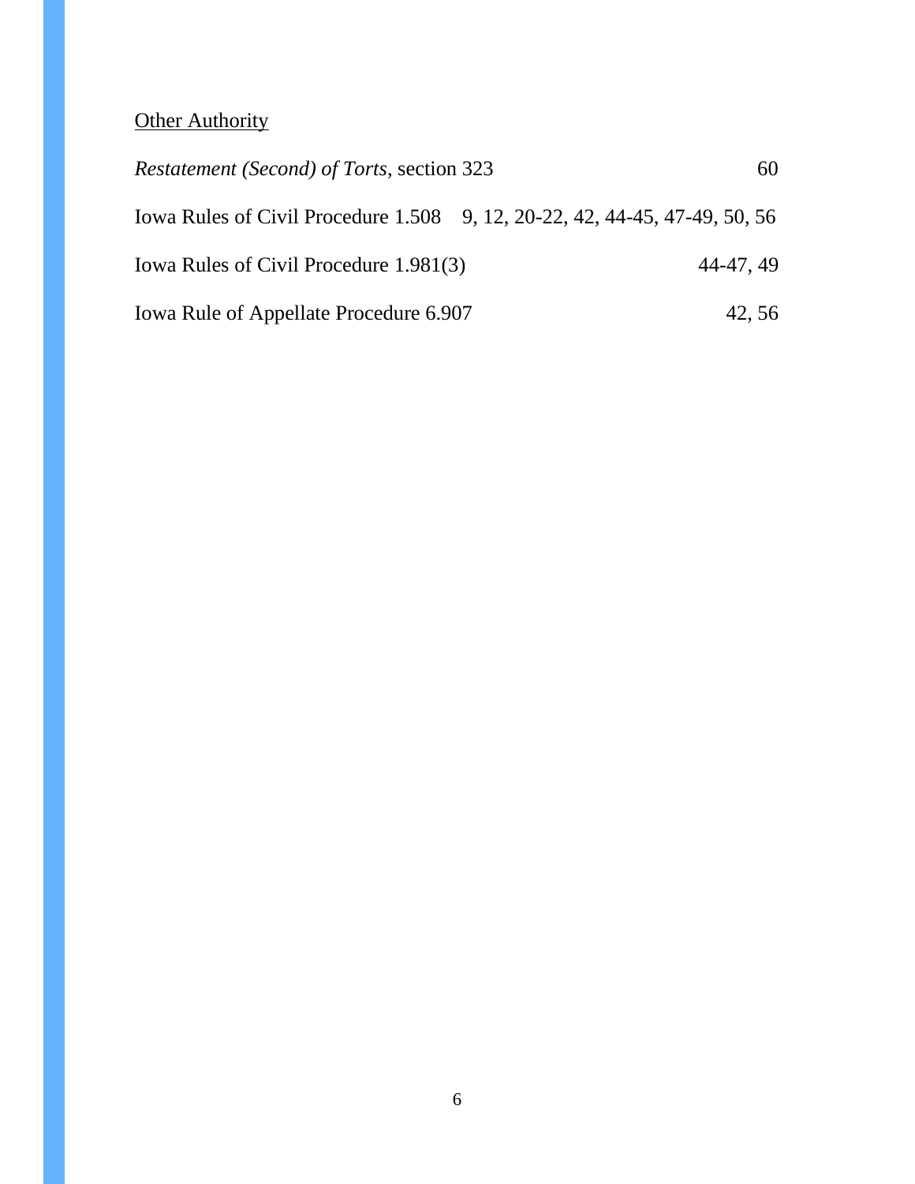<u>Other Authority</u>

| | |
|---|---|
| *Restatement (Second) of Torts*, section 323 | 60 |
| Iowa Rules of Civil Procedure 1.508 | 9, 12, 20-22, 42, 44-45, 47-49, 50, 56 |
| Iowa Rules of Civil Procedure 1.981(3) | 44-47, 49 |
| Iowa Rule of Appellate Procedure 6.907 | 42, 56 |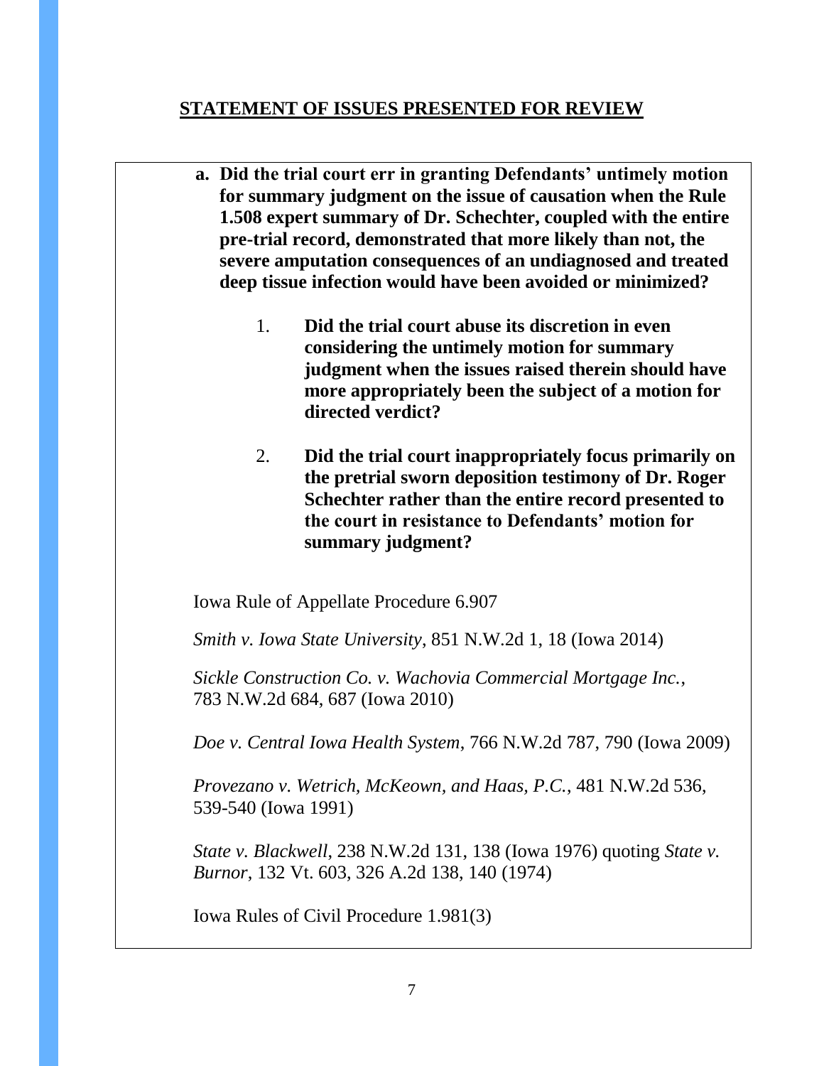## STATEMENT OF ISSUES PRESENTED FOR REVIEW

**a. Did the trial court err in granting Defendants' untimely motion for summary judgment on the issue of causation when the Rule 1.508 expert summary of Dr. Schechter, coupled with the entire pre-trial record, demonstrated that more likely than not, the severe amputation consequences of an undiagnosed and treated deep tissue infection would have been avoided or minimized?**

1. **Did the trial court abuse its discretion in even considering the untimely motion for summary judgment when the issues raised therein should have more appropriately been the subject of a motion for directed verdict?**

2. **Did the trial court inappropriately focus primarily on the pretrial sworn deposition testimony of Dr. Roger Schechter rather than the entire record presented to the court in resistance to Defendants' motion for summary judgment?**

Iowa Rule of Appellate Procedure 6.907

*Smith v. Iowa State University*, 851 N.W.2d 1, 18 (Iowa 2014)

*Sickle Construction Co. v. Wachovia Commercial Mortgage Inc.*, 783 N.W.2d 684, 687 (Iowa 2010)

*Doe v. Central Iowa Health System*, 766 N.W.2d 787, 790 (Iowa 2009)

*Provezano v. Wetrich, McKeown, and Haas, P.C.*, 481 N.W.2d 536, 539-540 (Iowa 1991)

*State v. Blackwell*, 238 N.W.2d 131, 138 (Iowa 1976) quoting *State v. Burnor*, 132 Vt. 603, 326 A.2d 138, 140 (1974)

Iowa Rules of Civil Procedure 1.981(3)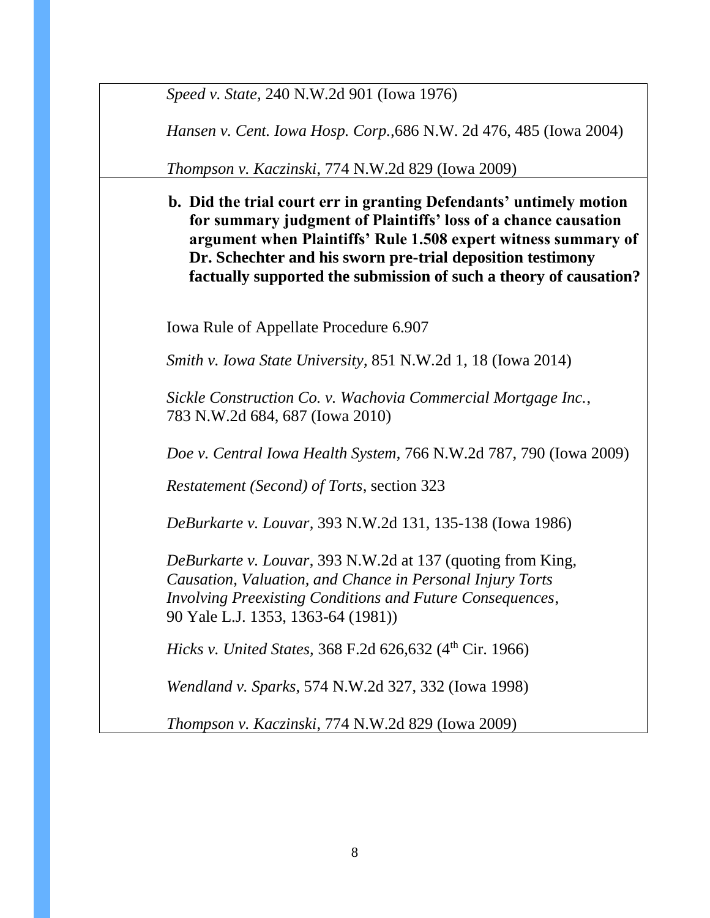*Speed v. State*, 240 N.W.2d 901 (Iowa 1976)

*Hansen v. Cent. Iowa Hosp. Corp.*,686 N.W. 2d 476, 485 (Iowa 2004)

*Thompson v. Kaczinski*, 774 N.W.2d 829 (Iowa 2009)

**b. Did the trial court err in granting Defendants' untimely motion for summary judgment of Plaintiffs' loss of a chance causation argument when Plaintiffs' Rule 1.508 expert witness summary of Dr. Schechter and his sworn pre-trial deposition testimony factually supported the submission of such a theory of causation?**

Iowa Rule of Appellate Procedure 6.907

*Smith v. Iowa State University*, 851 N.W.2d 1, 18 (Iowa 2014)

*Sickle Construction Co. v. Wachovia Commercial Mortgage Inc.*, 783 N.W.2d 684, 687 (Iowa 2010)

*Doe v. Central Iowa Health System*, 766 N.W.2d 787, 790 (Iowa 2009)

*Restatement (Second) of Torts*, section 323

*DeBurkarte v. Louvar*, 393 N.W.2d 131, 135-138 (Iowa 1986)

*DeBurkarte v. Louvar*, 393 N.W.2d at 137 (quoting from King, *Causation, Valuation, and Chance in Personal Injury Torts Involving Preexisting Conditions and Future Consequences*, 90 Yale L.J. 1353, 1363-64 (1981))

*Hicks v. United States*, 368 F.2d 626,632 (4th Cir. 1966)

*Wendland v. Sparks*, 574 N.W.2d 327, 332 (Iowa 1998)

*Thompson v. Kaczinski*, 774 N.W.2d 829 (Iowa 2009)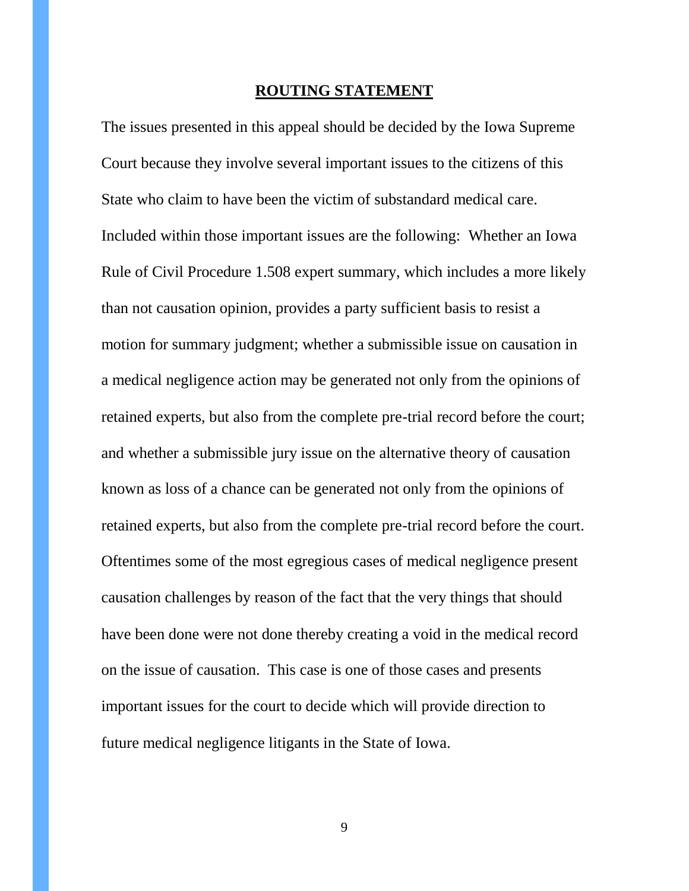## ROUTING STATEMENT

The issues presented in this appeal should be decided by the Iowa Supreme Court because they involve several important issues to the citizens of this State who claim to have been the victim of substandard medical care. Included within those important issues are the following: Whether an Iowa Rule of Civil Procedure 1.508 expert summary, which includes a more likely than not causation opinion, provides a party sufficient basis to resist a motion for summary judgment; whether a submissible issue on causation in a medical negligence action may be generated not only from the opinions of retained experts, but also from the complete pre-trial record before the court; and whether a submissible jury issue on the alternative theory of causation known as loss of a chance can be generated not only from the opinions of retained experts, but also from the complete pre-trial record before the court. Oftentimes some of the most egregious cases of medical negligence present causation challenges by reason of the fact that the very things that should have been done were not done thereby creating a void in the medical record on the issue of causation. This case is one of those cases and presents important issues for the court to decide which will provide direction to future medical negligence litigants in the State of Iowa.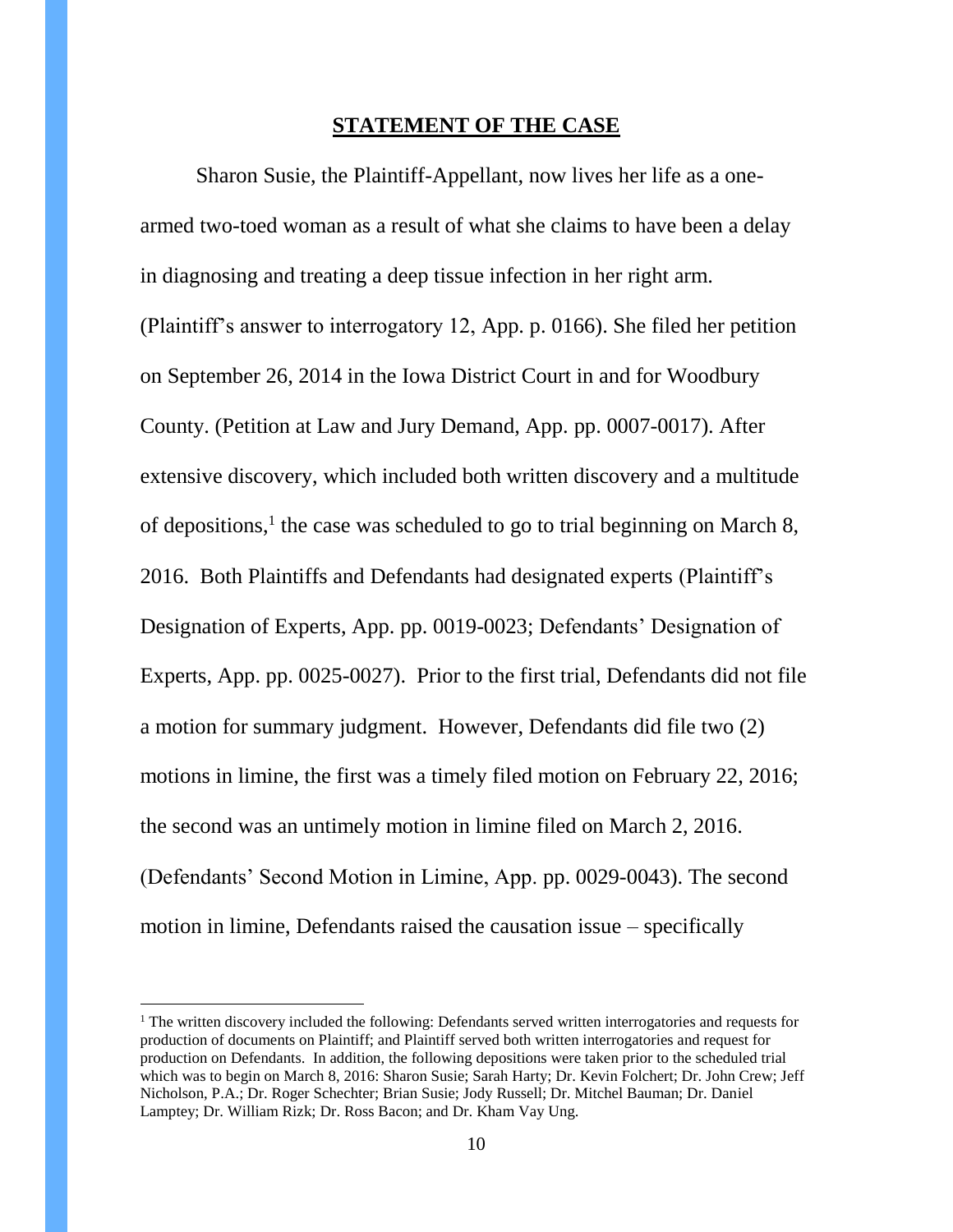## STATEMENT OF THE CASE

Sharon Susie, the Plaintiff-Appellant, now lives her life as a one-armed two-toed woman as a result of what she claims to have been a delay in diagnosing and treating a deep tissue infection in her right arm. (Plaintiff's answer to interrogatory 12, App. p. 0166). She filed her petition on September 26, 2014 in the Iowa District Court in and for Woodbury County. (Petition at Law and Jury Demand, App. pp. 0007-0017). After extensive discovery, which included both written discovery and a multitude of depositions,[1] the case was scheduled to go to trial beginning on March 8, 2016. Both Plaintiffs and Defendants had designated experts (Plaintiff's Designation of Experts, App. pp. 0019-0023; Defendants' Designation of Experts, App. pp. 0025-0027). Prior to the first trial, Defendants did not file a motion for summary judgment. However, Defendants did file two (2) motions in limine, the first was a timely filed motion on February 22, 2016; the second was an untimely motion in limine filed on March 2, 2016. (Defendants' Second Motion in Limine, App. pp. 0029-0043). The second motion in limine, Defendants raised the causation issue – specifically

[1] The written discovery included the following: Defendants served written interrogatories and requests for production of documents on Plaintiff; and Plaintiff served both written interrogatories and request for production on Defendants. In addition, the following depositions were taken prior to the scheduled trial which was to begin on March 8, 2016: Sharon Susie; Sarah Harty; Dr. Kevin Folchert; Dr. John Crew; Jeff Nicholson, P.A.; Dr. Roger Schechter; Brian Susie; Jody Russell; Dr. Mitchel Bauman; Dr. Daniel Lamptey; Dr. William Rizk; Dr. Ross Bacon; and Dr. Kham Vay Ung.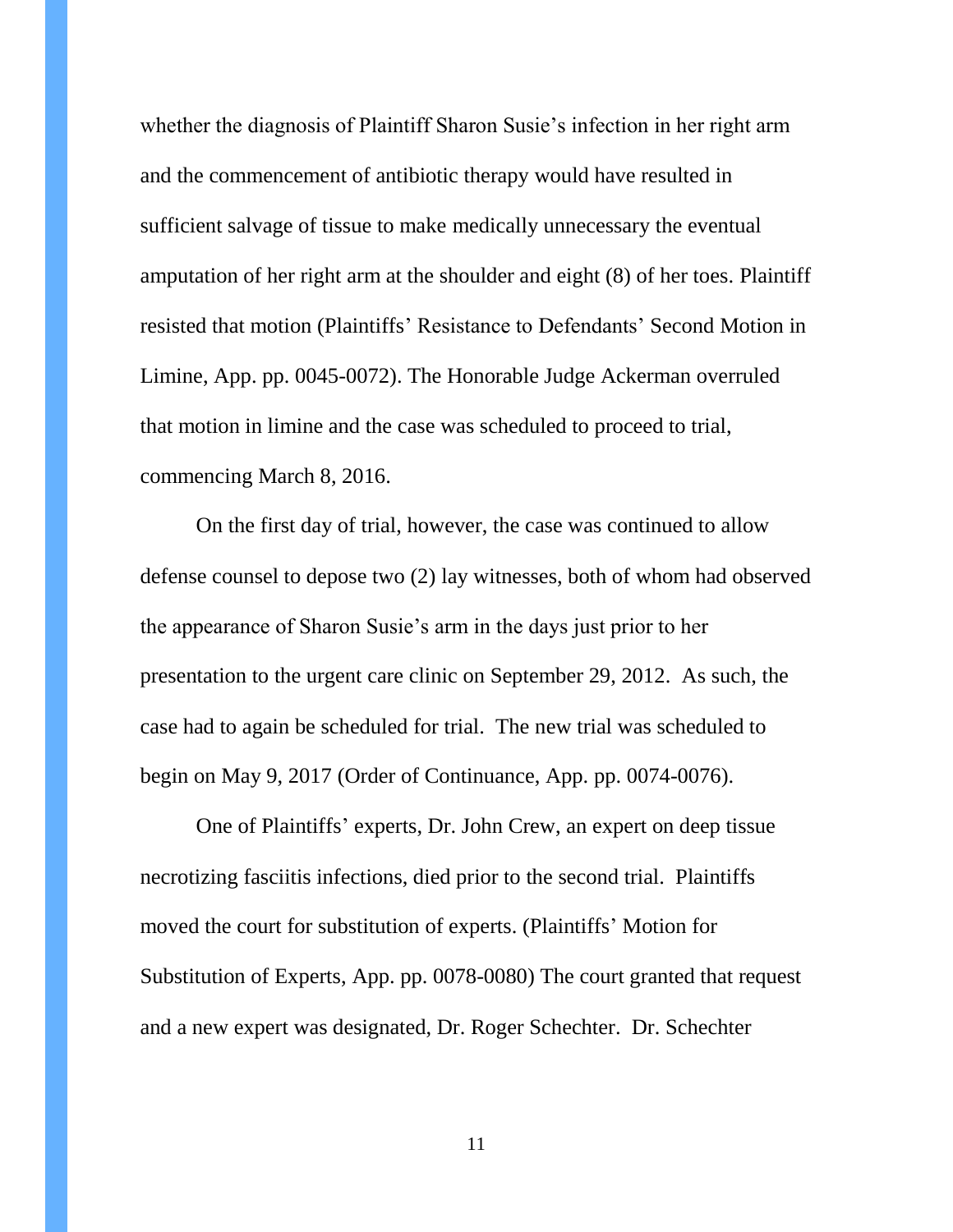whether the diagnosis of Plaintiff Sharon Susie's infection in her right arm and the commencement of antibiotic therapy would have resulted in sufficient salvage of tissue to make medically unnecessary the eventual amputation of her right arm at the shoulder and eight (8) of her toes. Plaintiff resisted that motion (Plaintiffs' Resistance to Defendants' Second Motion in Limine, App. pp. 0045-0072). The Honorable Judge Ackerman overruled that motion in limine and the case was scheduled to proceed to trial, commencing March 8, 2016.

On the first day of trial, however, the case was continued to allow defense counsel to depose two (2) lay witnesses, both of whom had observed the appearance of Sharon Susie's arm in the days just prior to her presentation to the urgent care clinic on September 29, 2012. As such, the case had to again be scheduled for trial. The new trial was scheduled to begin on May 9, 2017 (Order of Continuance, App. pp. 0074-0076).

One of Plaintiffs' experts, Dr. John Crew, an expert on deep tissue necrotizing fasciitis infections, died prior to the second trial. Plaintiffs moved the court for substitution of experts. (Plaintiffs' Motion for Substitution of Experts, App. pp. 0078-0080) The court granted that request and a new expert was designated, Dr. Roger Schechter. Dr. Schechter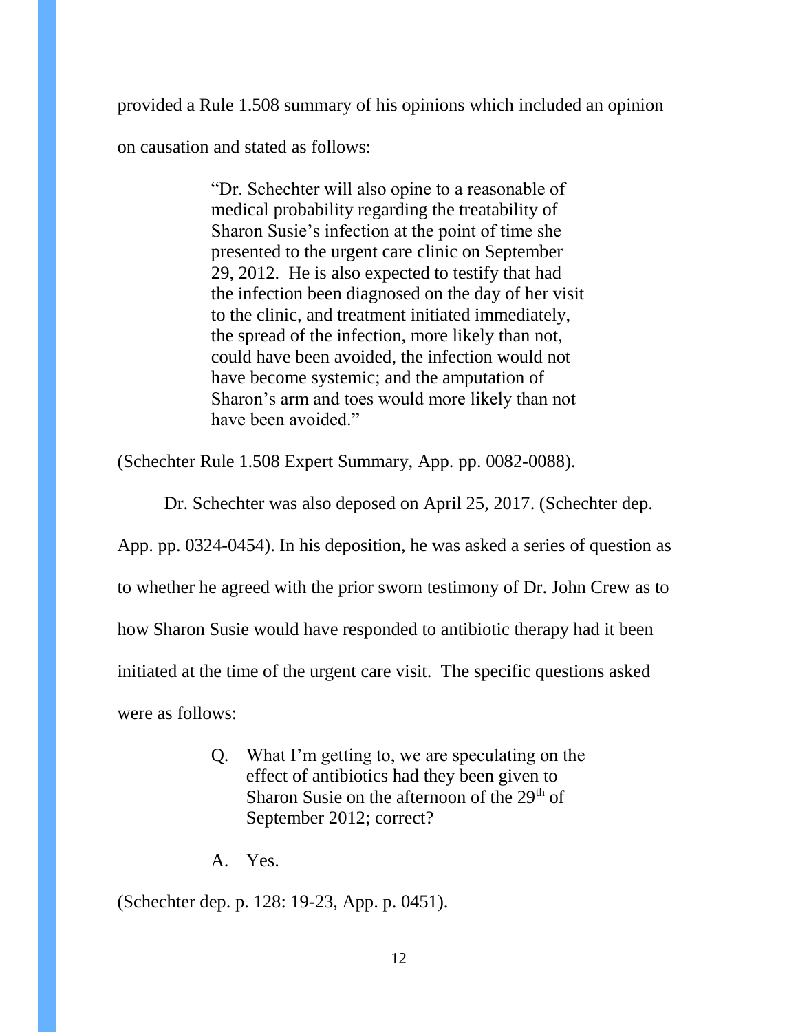provided a Rule 1.508 summary of his opinions which included an opinion on causation and stated as follows:

> "Dr. Schechter will also opine to a reasonable of medical probability regarding the treatability of Sharon Susie's infection at the point of time she presented to the urgent care clinic on September 29, 2012. He is also expected to testify that had the infection been diagnosed on the day of her visit to the clinic, and treatment initiated immediately, the spread of the infection, more likely than not, could have been avoided, the infection would not have become systemic; and the amputation of Sharon's arm and toes would more likely than not have been avoided."

(Schechter Rule 1.508 Expert Summary, App. pp. 0082-0088).

Dr. Schechter was also deposed on April 25, 2017. (Schechter dep. App. pp. 0324-0454). In his deposition, he was asked a series of question as to whether he agreed with the prior sworn testimony of Dr. John Crew as to how Sharon Susie would have responded to antibiotic therapy had it been initiated at the time of the urgent care visit. The specific questions asked were as follows:

> Q. What I'm getting to, we are speculating on the effect of antibiotics had they been given to Sharon Susie on the afternoon of the 29th of September 2012; correct?
>
> A. Yes.

(Schechter dep. p. 128: 19-23, App. p. 0451).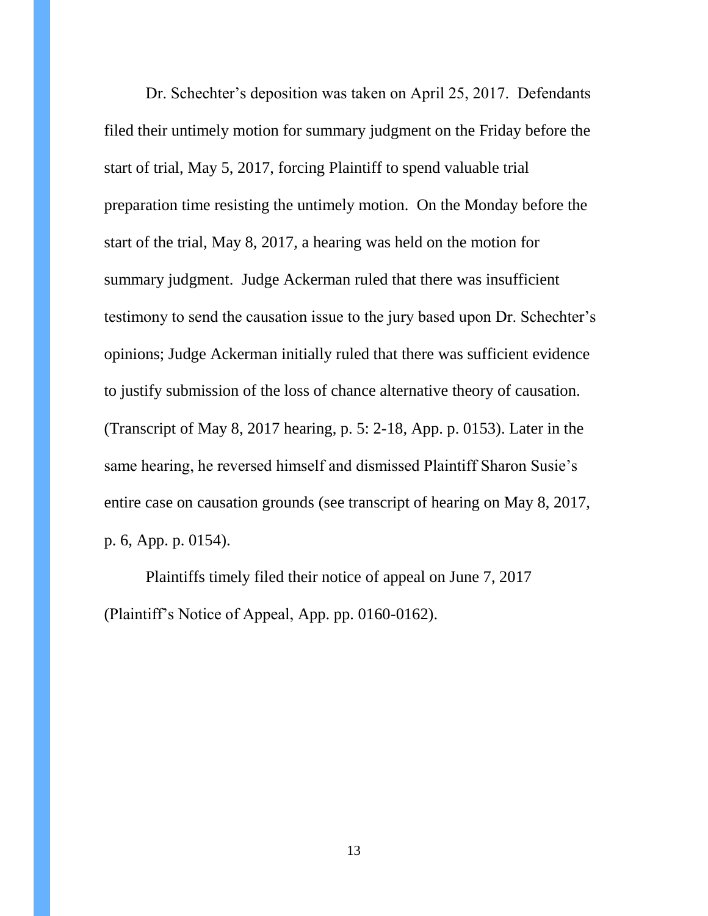Dr. Schechter's deposition was taken on April 25, 2017. Defendants filed their untimely motion for summary judgment on the Friday before the start of trial, May 5, 2017, forcing Plaintiff to spend valuable trial preparation time resisting the untimely motion. On the Monday before the start of the trial, May 8, 2017, a hearing was held on the motion for summary judgment. Judge Ackerman ruled that there was insufficient testimony to send the causation issue to the jury based upon Dr. Schechter's opinions; Judge Ackerman initially ruled that there was sufficient evidence to justify submission of the loss of chance alternative theory of causation. (Transcript of May 8, 2017 hearing, p. 5: 2-18, App. p. 0153). Later in the same hearing, he reversed himself and dismissed Plaintiff Sharon Susie's entire case on causation grounds (see transcript of hearing on May 8, 2017, p. 6, App. p. 0154).

Plaintiffs timely filed their notice of appeal on June 7, 2017 (Plaintiff's Notice of Appeal, App. pp. 0160-0162).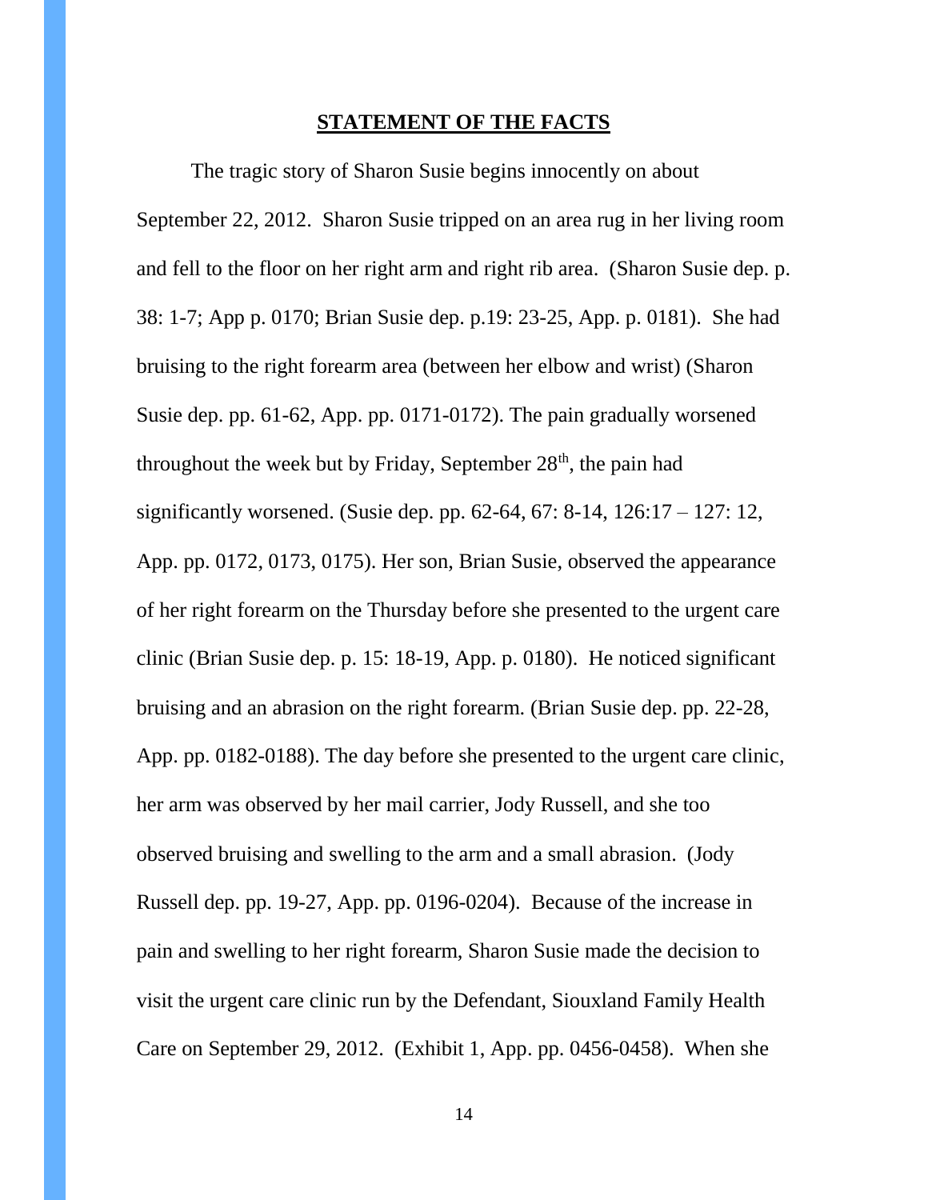## STATEMENT OF THE FACTS

The tragic story of Sharon Susie begins innocently on about September 22, 2012. Sharon Susie tripped on an area rug in her living room and fell to the floor on her right arm and right rib area. (Sharon Susie dep. p. 38: 1-7; App p. 0170; Brian Susie dep. p.19: 23-25, App. p. 0181). She had bruising to the right forearm area (between her elbow and wrist) (Sharon Susie dep. pp. 61-62, App. pp. 0171-0172). The pain gradually worsened throughout the week but by Friday, September 28th, the pain had significantly worsened. (Susie dep. pp. 62-64, 67: 8-14, 126:17 – 127: 12, App. pp. 0172, 0173, 0175). Her son, Brian Susie, observed the appearance of her right forearm on the Thursday before she presented to the urgent care clinic (Brian Susie dep. p. 15: 18-19, App. p. 0180). He noticed significant bruising and an abrasion on the right forearm. (Brian Susie dep. pp. 22-28, App. pp. 0182-0188). The day before she presented to the urgent care clinic, her arm was observed by her mail carrier, Jody Russell, and she too observed bruising and swelling to the arm and a small abrasion. (Jody Russell dep. pp. 19-27, App. pp. 0196-0204). Because of the increase in pain and swelling to her right forearm, Sharon Susie made the decision to visit the urgent care clinic run by the Defendant, Siouxland Family Health Care on September 29, 2012. (Exhibit 1, App. pp. 0456-0458). When she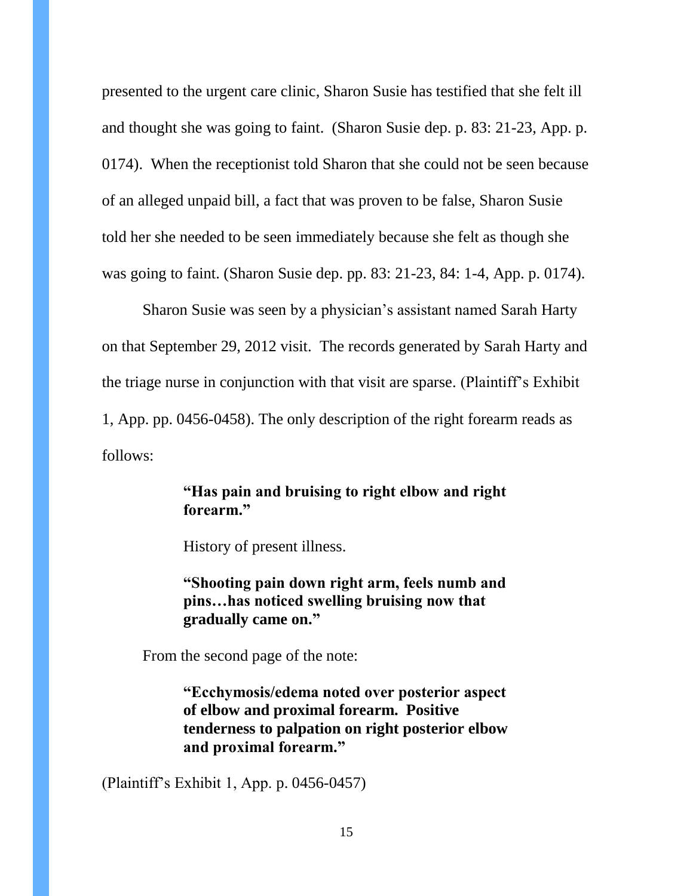presented to the urgent care clinic, Sharon Susie has testified that she felt ill and thought she was going to faint. (Sharon Susie dep. p. 83: 21-23, App. p. 0174). When the receptionist told Sharon that she could not be seen because of an alleged unpaid bill, a fact that was proven to be false, Sharon Susie told her she needed to be seen immediately because she felt as though she was going to faint. (Sharon Susie dep. pp. 83: 21-23, 84: 1-4, App. p. 0174).

Sharon Susie was seen by a physician's assistant named Sarah Harty on that September 29, 2012 visit. The records generated by Sarah Harty and the triage nurse in conjunction with that visit are sparse. (Plaintiff's Exhibit 1, App. pp. 0456-0458). The only description of the right forearm reads as follows:

> **"Has pain and bruising to right elbow and right forearm."**
>
> History of present illness.
>
> **"Shooting pain down right arm, feels numb and pins…has noticed swelling bruising now that gradually came on."**

From the second page of the note:

> **"Ecchymosis/edema noted over posterior aspect of elbow and proximal forearm. Positive tenderness to palpation on right posterior elbow and proximal forearm."**

(Plaintiff's Exhibit 1, App. p. 0456-0457)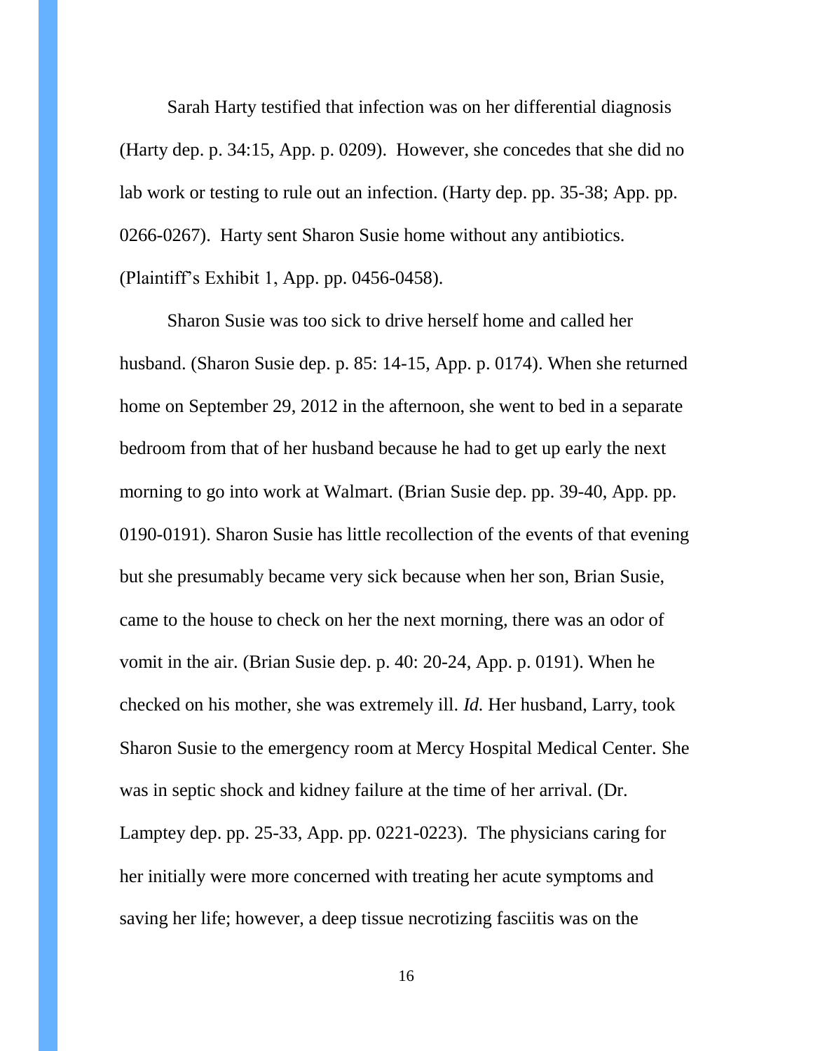Sarah Harty testified that infection was on her differential diagnosis (Harty dep. p. 34:15, App. p. 0209). However, she concedes that she did no lab work or testing to rule out an infection. (Harty dep. pp. 35-38; App. pp. 0266-0267). Harty sent Sharon Susie home without any antibiotics. (Plaintiff's Exhibit 1, App. pp. 0456-0458).

Sharon Susie was too sick to drive herself home and called her husband. (Sharon Susie dep. p. 85: 14-15, App. p. 0174). When she returned home on September 29, 2012 in the afternoon, she went to bed in a separate bedroom from that of her husband because he had to get up early the next morning to go into work at Walmart. (Brian Susie dep. pp. 39-40, App. pp. 0190-0191). Sharon Susie has little recollection of the events of that evening but she presumably became very sick because when her son, Brian Susie, came to the house to check on her the next morning, there was an odor of vomit in the air. (Brian Susie dep. p. 40: 20-24, App. p. 0191). When he checked on his mother, she was extremely ill. *Id.* Her husband, Larry, took Sharon Susie to the emergency room at Mercy Hospital Medical Center. She was in septic shock and kidney failure at the time of her arrival. (Dr. Lamptey dep. pp. 25-33, App. pp. 0221-0223). The physicians caring for her initially were more concerned with treating her acute symptoms and saving her life; however, a deep tissue necrotizing fasciitis was on the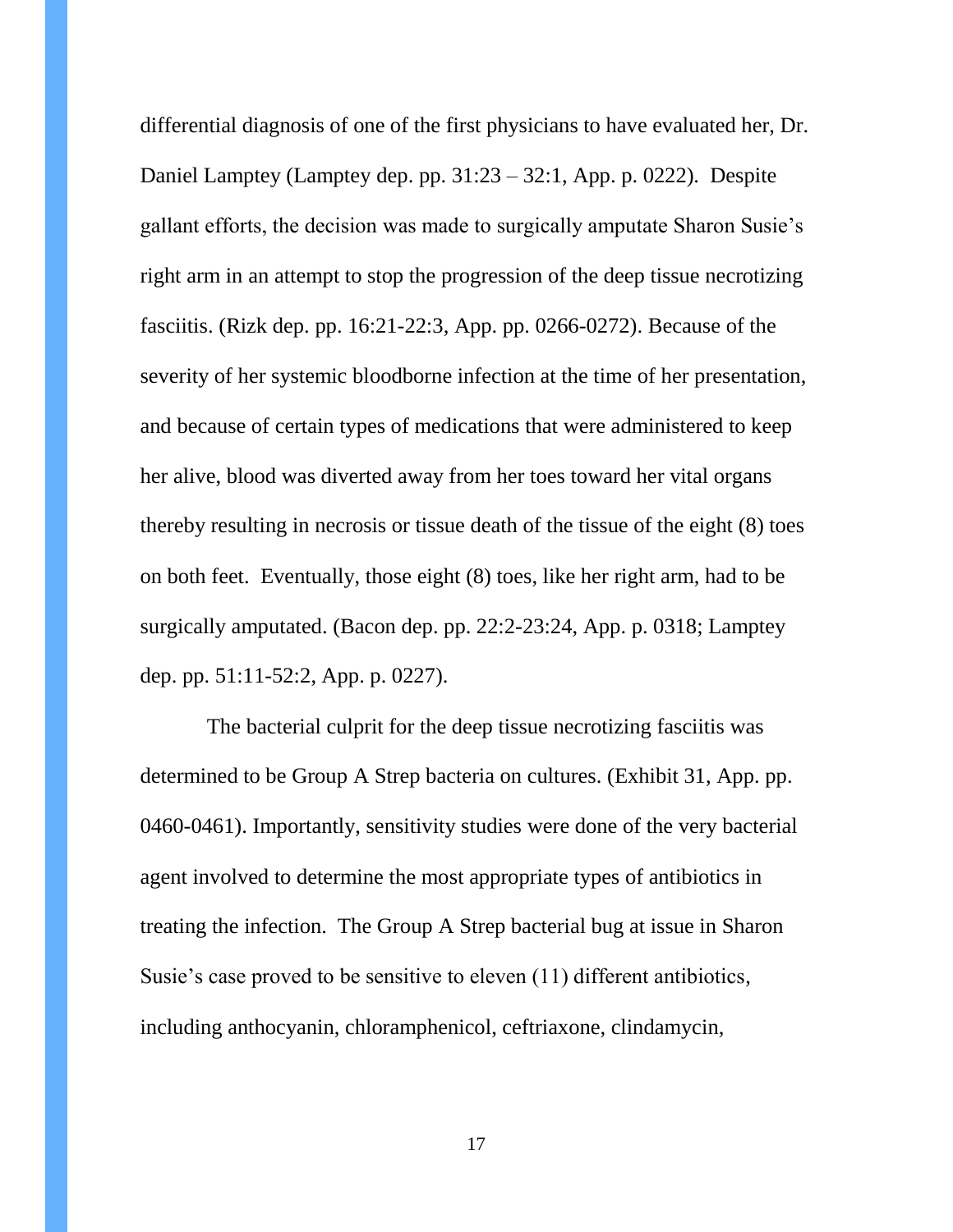differential diagnosis of one of the first physicians to have evaluated her, Dr. Daniel Lamptey (Lamptey dep. pp. 31:23 – 32:1, App. p. 0222). Despite gallant efforts, the decision was made to surgically amputate Sharon Susie's right arm in an attempt to stop the progression of the deep tissue necrotizing fasciitis. (Rizk dep. pp. 16:21-22:3, App. pp. 0266-0272). Because of the severity of her systemic bloodborne infection at the time of her presentation, and because of certain types of medications that were administered to keep her alive, blood was diverted away from her toes toward her vital organs thereby resulting in necrosis or tissue death of the tissue of the eight (8) toes on both feet. Eventually, those eight (8) toes, like her right arm, had to be surgically amputated. (Bacon dep. pp. 22:2-23:24, App. p. 0318; Lamptey dep. pp. 51:11-52:2, App. p. 0227).

The bacterial culprit for the deep tissue necrotizing fasciitis was determined to be Group A Strep bacteria on cultures. (Exhibit 31, App. pp. 0460-0461). Importantly, sensitivity studies were done of the very bacterial agent involved to determine the most appropriate types of antibiotics in treating the infection. The Group A Strep bacterial bug at issue in Sharon Susie's case proved to be sensitive to eleven (11) different antibiotics, including anthocyanin, chloramphenicol, ceftriaxone, clindamycin,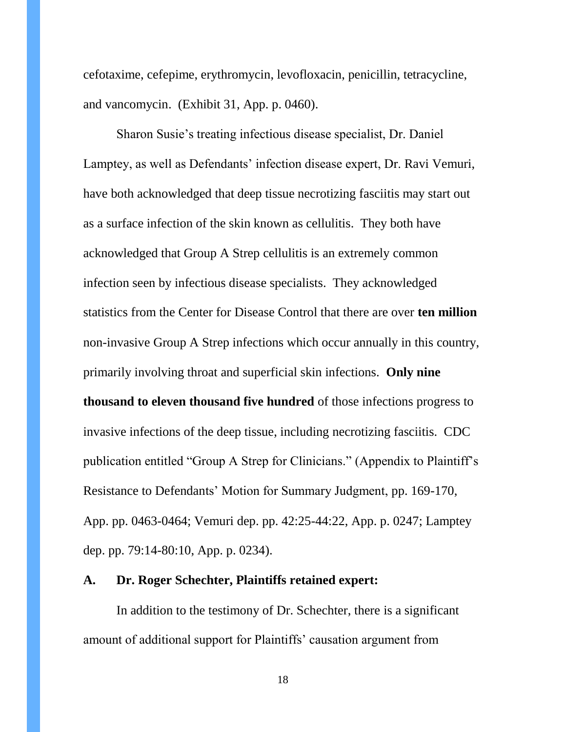cefotaxime, cefepime, erythromycin, levofloxacin, penicillin, tetracycline, and vancomycin. (Exhibit 31, App. p. 0460).

Sharon Susie's treating infectious disease specialist, Dr. Daniel Lamptey, as well as Defendants' infection disease expert, Dr. Ravi Vemuri, have both acknowledged that deep tissue necrotizing fasciitis may start out as a surface infection of the skin known as cellulitis. They both have acknowledged that Group A Strep cellulitis is an extremely common infection seen by infectious disease specialists. They acknowledged statistics from the Center for Disease Control that there are over **ten million** non-invasive Group A Strep infections which occur annually in this country, primarily involving throat and superficial skin infections. **Only nine thousand to eleven thousand five hundred** of those infections progress to invasive infections of the deep tissue, including necrotizing fasciitis. CDC publication entitled "Group A Strep for Clinicians." (Appendix to Plaintiff's Resistance to Defendants' Motion for Summary Judgment, pp. 169-170, App. pp. 0463-0464; Vemuri dep. pp. 42:25-44:22, App. p. 0247; Lamptey dep. pp. 79:14-80:10, App. p. 0234).

## A. Dr. Roger Schechter, Plaintiffs retained expert:

In addition to the testimony of Dr. Schechter, there is a significant amount of additional support for Plaintiffs' causation argument from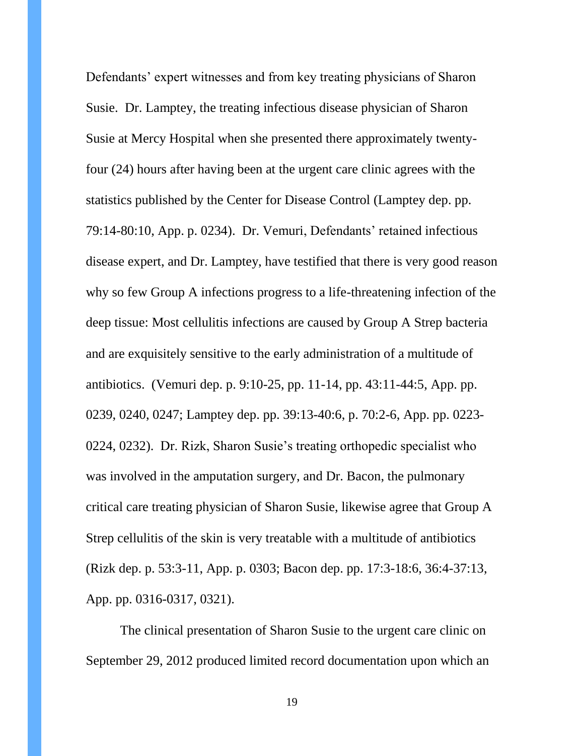Defendants' expert witnesses and from key treating physicians of Sharon Susie. Dr. Lamptey, the treating infectious disease physician of Sharon Susie at Mercy Hospital when she presented there approximately twenty-four (24) hours after having been at the urgent care clinic agrees with the statistics published by the Center for Disease Control (Lamptey dep. pp. 79:14-80:10, App. p. 0234). Dr. Vemuri, Defendants' retained infectious disease expert, and Dr. Lamptey, have testified that there is very good reason why so few Group A infections progress to a life-threatening infection of the deep tissue: Most cellulitis infections are caused by Group A Strep bacteria and are exquisitely sensitive to the early administration of a multitude of antibiotics. (Vemuri dep. p. 9:10-25, pp. 11-14, pp. 43:11-44:5, App. pp. 0239, 0240, 0247; Lamptey dep. pp. 39:13-40:6, p. 70:2-6, App. pp. 0223-0224, 0232). Dr. Rizk, Sharon Susie's treating orthopedic specialist who was involved in the amputation surgery, and Dr. Bacon, the pulmonary critical care treating physician of Sharon Susie, likewise agree that Group A Strep cellulitis of the skin is very treatable with a multitude of antibiotics (Rizk dep. p. 53:3-11, App. p. 0303; Bacon dep. pp. 17:3-18:6, 36:4-37:13, App. pp. 0316-0317, 0321).

The clinical presentation of Sharon Susie to the urgent care clinic on September 29, 2012 produced limited record documentation upon which an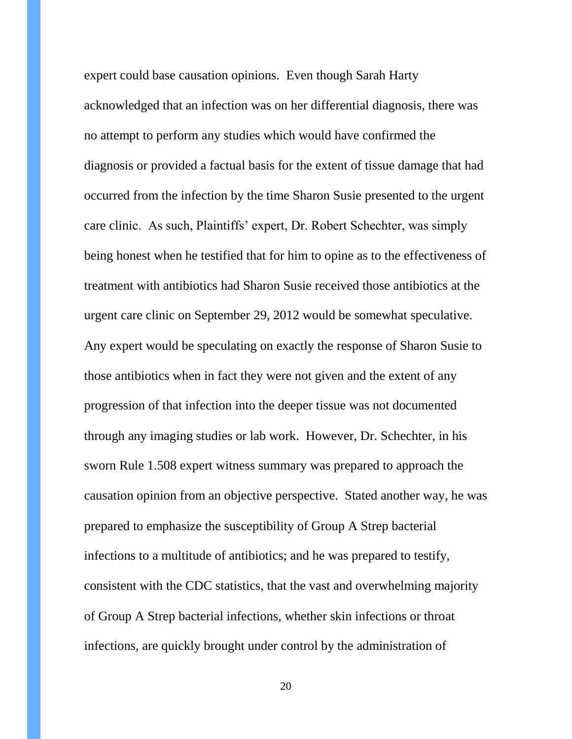expert could base causation opinions. Even though Sarah Harty acknowledged that an infection was on her differential diagnosis, there was no attempt to perform any studies which would have confirmed the diagnosis or provided a factual basis for the extent of tissue damage that had occurred from the infection by the time Sharon Susie presented to the urgent care clinic. As such, Plaintiffs' expert, Dr. Robert Schechter, was simply being honest when he testified that for him to opine as to the effectiveness of treatment with antibiotics had Sharon Susie received those antibiotics at the urgent care clinic on September 29, 2012 would be somewhat speculative. Any expert would be speculating on exactly the response of Sharon Susie to those antibiotics when in fact they were not given and the extent of any progression of that infection into the deeper tissue was not documented through any imaging studies or lab work. However, Dr. Schechter, in his sworn Rule 1.508 expert witness summary was prepared to approach the causation opinion from an objective perspective. Stated another way, he was prepared to emphasize the susceptibility of Group A Strep bacterial infections to a multitude of antibiotics; and he was prepared to testify, consistent with the CDC statistics, that the vast and overwhelming majority of Group A Strep bacterial infections, whether skin infections or throat infections, are quickly brought under control by the administration of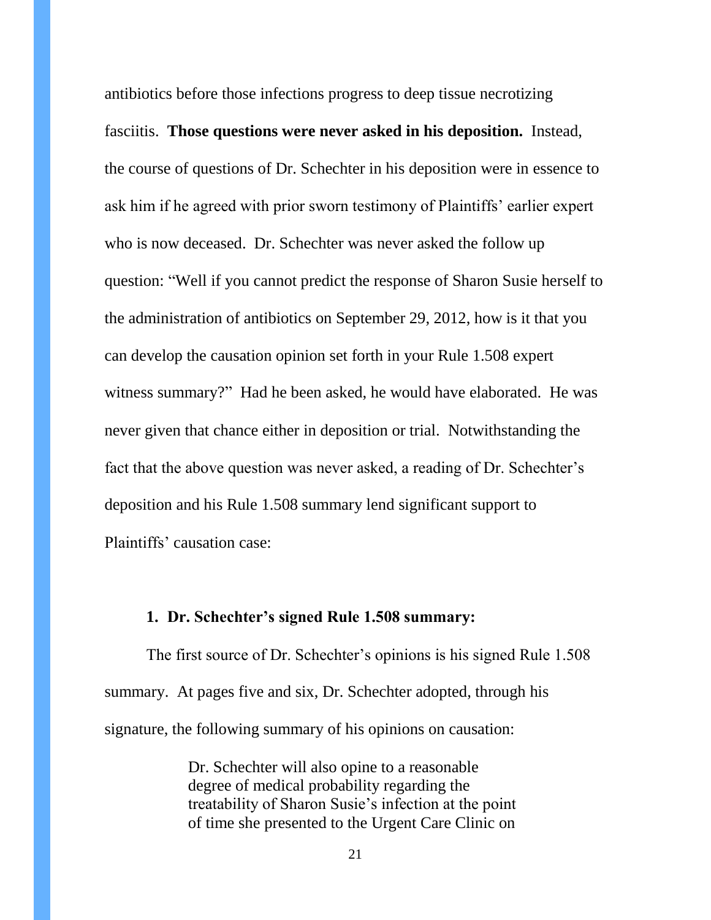antibiotics before those infections progress to deep tissue necrotizing fasciitis. **Those questions were never asked in his deposition.** Instead, the course of questions of Dr. Schechter in his deposition were in essence to ask him if he agreed with prior sworn testimony of Plaintiffs' earlier expert who is now deceased. Dr. Schechter was never asked the follow up question: "Well if you cannot predict the response of Sharon Susie herself to the administration of antibiotics on September 29, 2012, how is it that you can develop the causation opinion set forth in your Rule 1.508 expert witness summary?" Had he been asked, he would have elaborated. He was never given that chance either in deposition or trial. Notwithstanding the fact that the above question was never asked, a reading of Dr. Schechter's deposition and his Rule 1.508 summary lend significant support to Plaintiffs' causation case:

**1. Dr. Schechter's signed Rule 1.508 summary:**

The first source of Dr. Schechter's opinions is his signed Rule 1.508 summary. At pages five and six, Dr. Schechter adopted, through his signature, the following summary of his opinions on causation:

> Dr. Schechter will also opine to a reasonable degree of medical probability regarding the treatability of Sharon Susie's infection at the point of time she presented to the Urgent Care Clinic on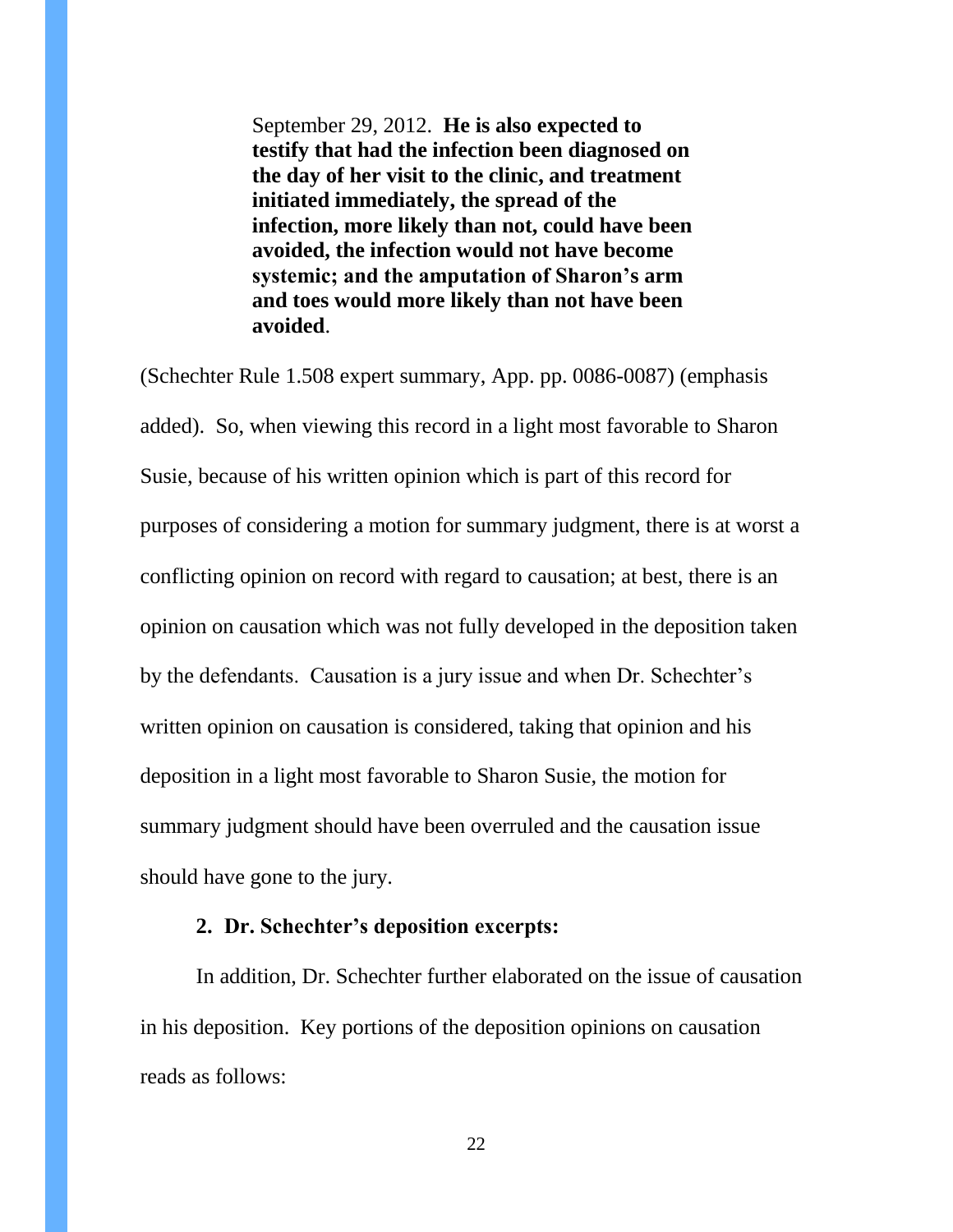> September 29, 2012. **He is also expected to testify that had the infection been diagnosed on the day of her visit to the clinic, and treatment initiated immediately, the spread of the infection, more likely than not, could have been avoided, the infection would not have become systemic; and the amputation of Sharon's arm and toes would more likely than not have been avoided**.

(Schechter Rule 1.508 expert summary, App. pp. 0086-0087) (emphasis added). So, when viewing this record in a light most favorable to Sharon Susie, because of his written opinion which is part of this record for purposes of considering a motion for summary judgment, there is at worst a conflicting opinion on record with regard to causation; at best, there is an opinion on causation which was not fully developed in the deposition taken by the defendants. Causation is a jury issue and when Dr. Schechter's written opinion on causation is considered, taking that opinion and his deposition in a light most favorable to Sharon Susie, the motion for summary judgment should have been overruled and the causation issue should have gone to the jury.

**2. Dr. Schechter's deposition excerpts:**

In addition, Dr. Schechter further elaborated on the issue of causation in his deposition. Key portions of the deposition opinions on causation reads as follows: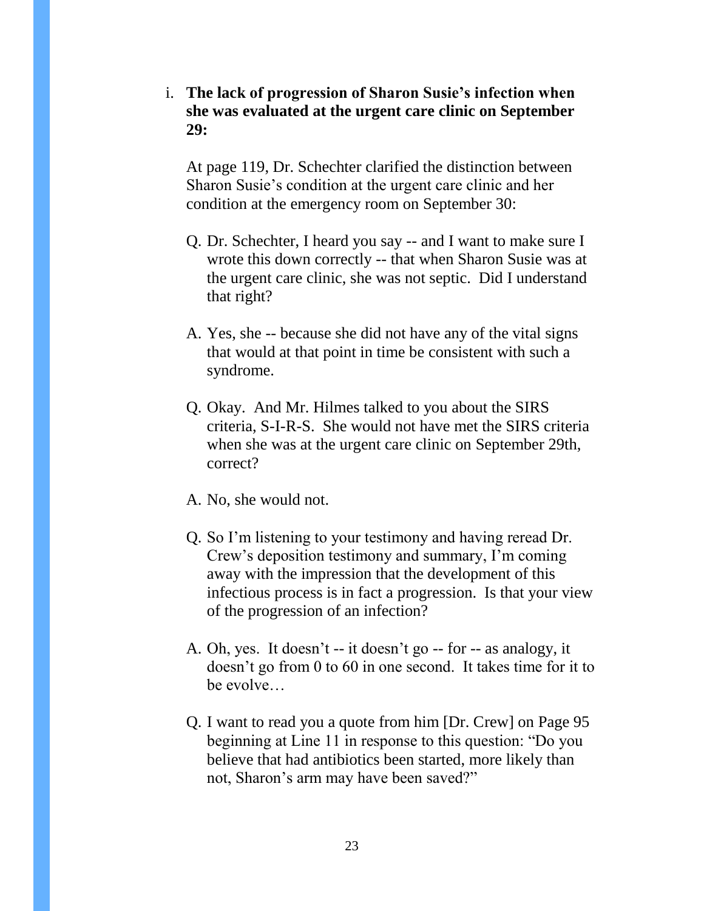i. **The lack of progression of Sharon Susie's infection when she was evaluated at the urgent care clinic on September 29:**

At page 119, Dr. Schechter clarified the distinction between Sharon Susie's condition at the urgent care clinic and her condition at the emergency room on September 30:

Q. Dr. Schechter, I heard you say -- and I want to make sure I wrote this down correctly -- that when Sharon Susie was at the urgent care clinic, she was not septic. Did I understand that right?

A. Yes, she -- because she did not have any of the vital signs that would at that point in time be consistent with such a syndrome.

Q. Okay. And Mr. Hilmes talked to you about the SIRS criteria, S-I-R-S. She would not have met the SIRS criteria when she was at the urgent care clinic on September 29th, correct?

A. No, she would not.

Q. So I'm listening to your testimony and having reread Dr. Crew's deposition testimony and summary, I'm coming away with the impression that the development of this infectious process is in fact a progression. Is that your view of the progression of an infection?

A. Oh, yes. It doesn't -- it doesn't go -- for -- as analogy, it doesn't go from 0 to 60 in one second. It takes time for it to be evolve…

Q. I want to read you a quote from him [Dr. Crew] on Page 95 beginning at Line 11 in response to this question: "Do you believe that had antibiotics been started, more likely than not, Sharon's arm may have been saved?"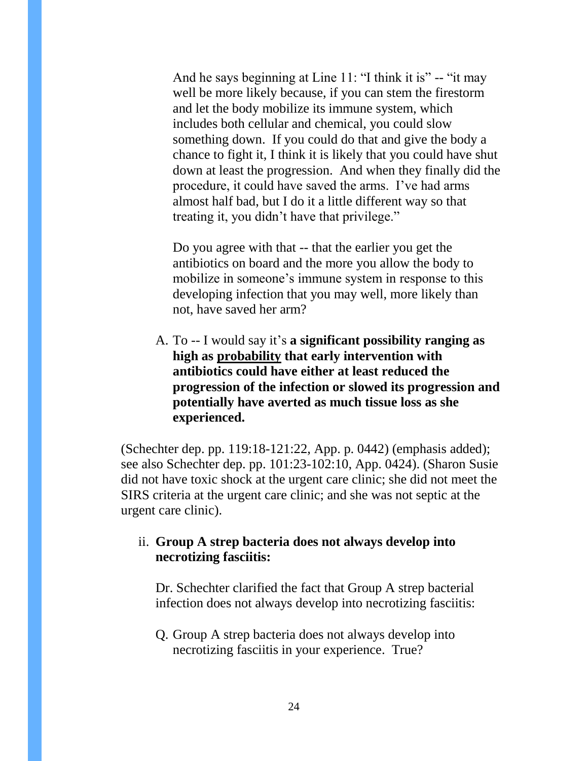And he says beginning at Line 11: "I think it is" -- "it may well be more likely because, if you can stem the firestorm and let the body mobilize its immune system, which includes both cellular and chemical, you could slow something down. If you could do that and give the body a chance to fight it, I think it is likely that you could have shut down at least the progression. And when they finally did the procedure, it could have saved the arms. I've had arms almost half bad, but I do it a little different way so that treating it, you didn't have that privilege."

Do you agree with that -- that the earlier you get the antibiotics on board and the more you allow the body to mobilize in someone's immune system in response to this developing infection that you may well, more likely than not, have saved her arm?

A. To -- I would say it's **a significant possibility ranging as high as <u>probability</u> that early intervention with antibiotics could have either at least reduced the progression of the infection or slowed its progression and potentially have averted as much tissue loss as she experienced.**

(Schechter dep. pp. 119:18-121:22, App. p. 0442) (emphasis added); see also Schechter dep. pp. 101:23-102:10, App. 0424). (Sharon Susie did not have toxic shock at the urgent care clinic; she did not meet the SIRS criteria at the urgent care clinic; and she was not septic at the urgent care clinic).

ii. **Group A strep bacteria does not always develop into necrotizing fasciitis:**

Dr. Schechter clarified the fact that Group A strep bacterial infection does not always develop into necrotizing fasciitis:

Q. Group A strep bacteria does not always develop into necrotizing fasciitis in your experience. True?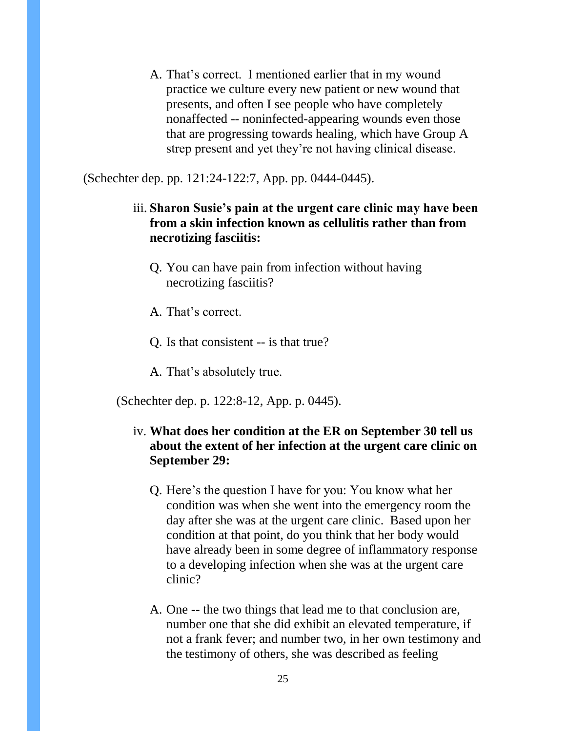A. That's correct. I mentioned earlier that in my wound practice we culture every new patient or new wound that presents, and often I see people who have completely nonaffected -- noninfected-appearing wounds even those that are progressing towards healing, which have Group A strep present and yet they're not having clinical disease.

(Schechter dep. pp. 121:24-122:7, App. pp. 0444-0445).

iii. **Sharon Susie's pain at the urgent care clinic may have been from a skin infection known as cellulitis rather than from necrotizing fasciitis:**

Q. You can have pain from infection without having necrotizing fasciitis?

A. That's correct.

Q. Is that consistent -- is that true?

A. That's absolutely true.

(Schechter dep. p. 122:8-12, App. p. 0445).

iv. **What does her condition at the ER on September 30 tell us about the extent of her infection at the urgent care clinic on September 29:**

Q. Here's the question I have for you: You know what her condition was when she went into the emergency room the day after she was at the urgent care clinic. Based upon her condition at that point, do you think that her body would have already been in some degree of inflammatory response to a developing infection when she was at the urgent care clinic?

A. One -- the two things that lead me to that conclusion are, number one that she did exhibit an elevated temperature, if not a frank fever; and number two, in her own testimony and the testimony of others, she was described as feeling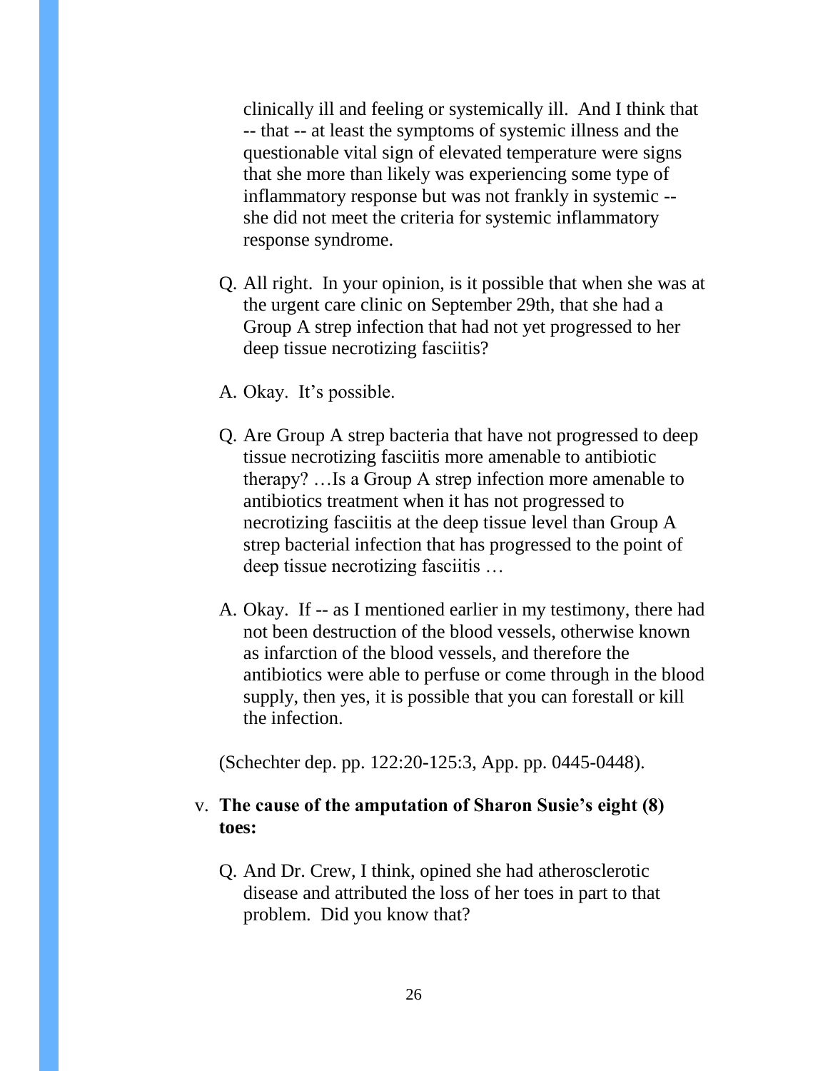clinically ill and feeling or systemically ill. And I think that -- that -- at least the symptoms of systemic illness and the questionable vital sign of elevated temperature were signs that she more than likely was experiencing some type of inflammatory response but was not frankly in systemic -- she did not meet the criteria for systemic inflammatory response syndrome.

Q. All right. In your opinion, is it possible that when she was at the urgent care clinic on September 29th, that she had a Group A strep infection that had not yet progressed to her deep tissue necrotizing fasciitis?

A. Okay. It's possible.

Q. Are Group A strep bacteria that have not progressed to deep tissue necrotizing fasciitis more amenable to antibiotic therapy? …Is a Group A strep infection more amenable to antibiotics treatment when it has not progressed to necrotizing fasciitis at the deep tissue level than Group A strep bacterial infection that has progressed to the point of deep tissue necrotizing fasciitis …

A. Okay. If -- as I mentioned earlier in my testimony, there had not been destruction of the blood vessels, otherwise known as infarction of the blood vessels, and therefore the antibiotics were able to perfuse or come through in the blood supply, then yes, it is possible that you can forestall or kill the infection.

(Schechter dep. pp. 122:20-125:3, App. pp. 0445-0448).

v. **The cause of the amputation of Sharon Susie's eight (8) toes:**

Q. And Dr. Crew, I think, opined she had atherosclerotic disease and attributed the loss of her toes in part to that problem. Did you know that?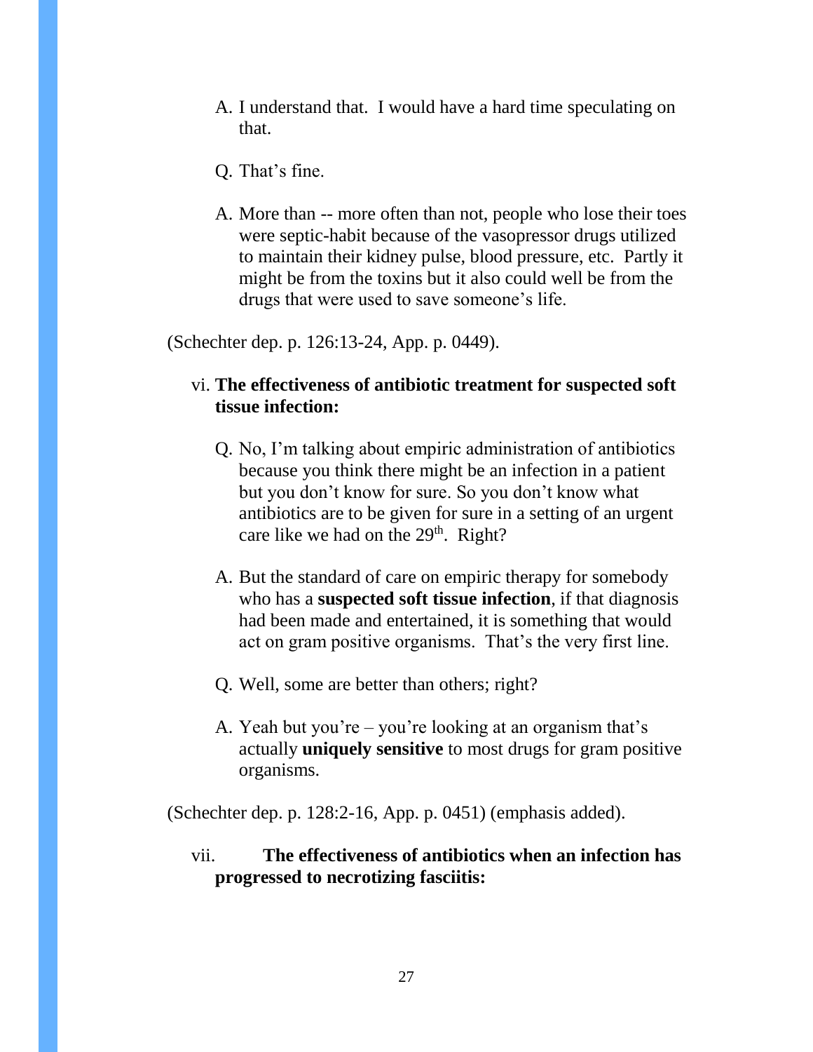A. I understand that. I would have a hard time speculating on that.

Q. That's fine.

A. More than -- more often than not, people who lose their toes were septic-habit because of the vasopressor drugs utilized to maintain their kidney pulse, blood pressure, etc. Partly it might be from the toxins but it also could well be from the drugs that were used to save someone's life.

(Schechter dep. p. 126:13-24, App. p. 0449).

vi. **The effectiveness of antibiotic treatment for suspected soft tissue infection:**

Q. No, I'm talking about empiric administration of antibiotics because you think there might be an infection in a patient but you don't know for sure. So you don't know what antibiotics are to be given for sure in a setting of an urgent care like we had on the 29th. Right?

A. But the standard of care on empiric therapy for somebody who has a **suspected soft tissue infection**, if that diagnosis had been made and entertained, it is something that would act on gram positive organisms. That's the very first line.

Q. Well, some are better than others; right?

A. Yeah but you're – you're looking at an organism that's actually **uniquely sensitive** to most drugs for gram positive organisms.

(Schechter dep. p. 128:2-16, App. p. 0451) (emphasis added).

vii. **The effectiveness of antibiotics when an infection has progressed to necrotizing fasciitis:**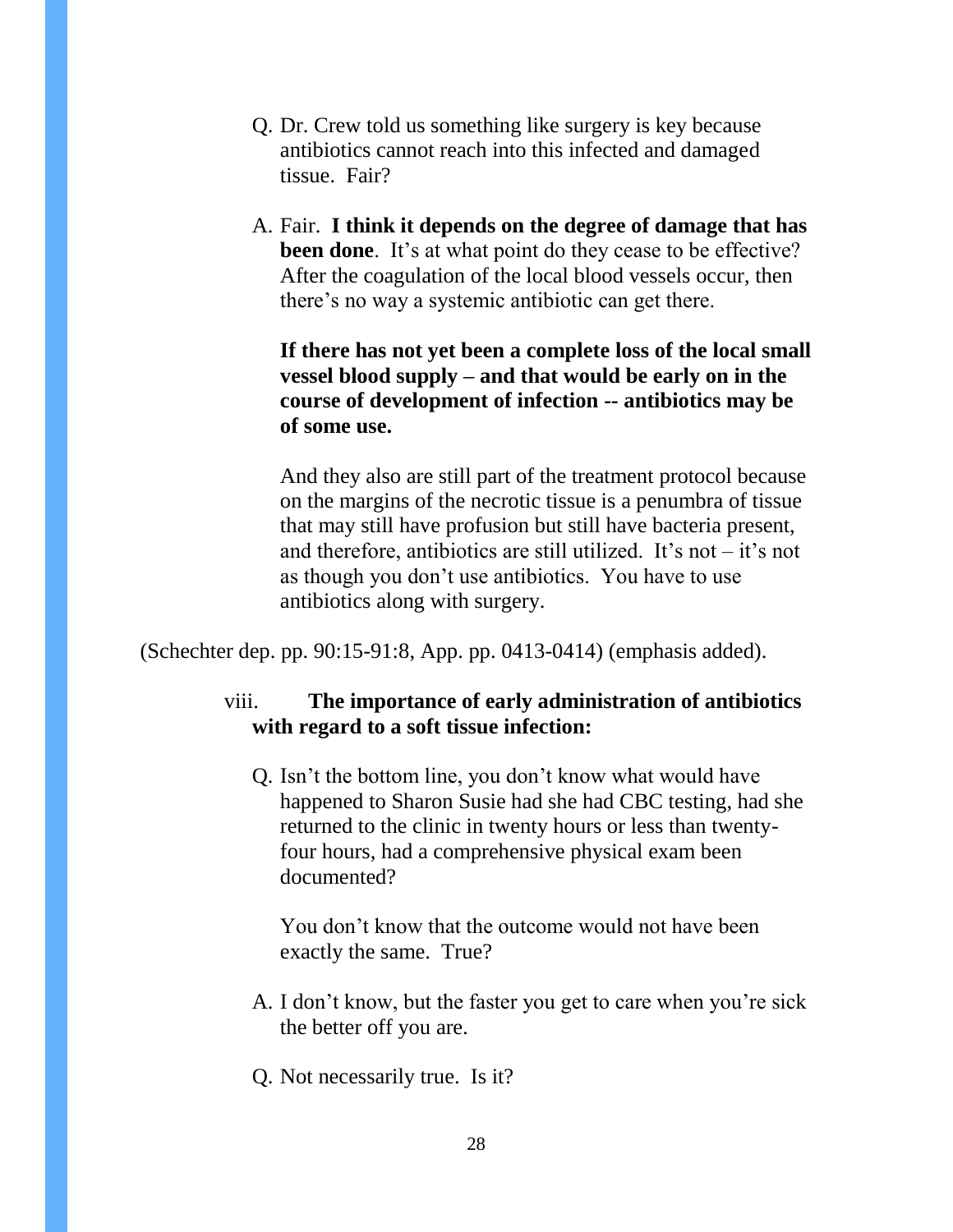Q. Dr. Crew told us something like surgery is key because antibiotics cannot reach into this infected and damaged tissue. Fair?

A. Fair. **I think it depends on the degree of damage that has been done**. It's at what point do they cease to be effective? After the coagulation of the local blood vessels occur, then there's no way a systemic antibiotic can get there.

**If there has not yet been a complete loss of the local small vessel blood supply – and that would be early on in the course of development of infection -- antibiotics may be of some use.**

And they also are still part of the treatment protocol because on the margins of the necrotic tissue is a penumbra of tissue that may still have profusion but still have bacteria present, and therefore, antibiotics are still utilized. It's not – it's not as though you don't use antibiotics. You have to use antibiotics along with surgery.

(Schechter dep. pp. 90:15-91:8, App. pp. 0413-0414) (emphasis added).

viii. **The importance of early administration of antibiotics with regard to a soft tissue infection:**

Q. Isn't the bottom line, you don't know what would have happened to Sharon Susie had she had CBC testing, had she returned to the clinic in twenty hours or less than twenty-four hours, had a comprehensive physical exam been documented?

You don't know that the outcome would not have been exactly the same. True?

A. I don't know, but the faster you get to care when you're sick the better off you are.

Q. Not necessarily true. Is it?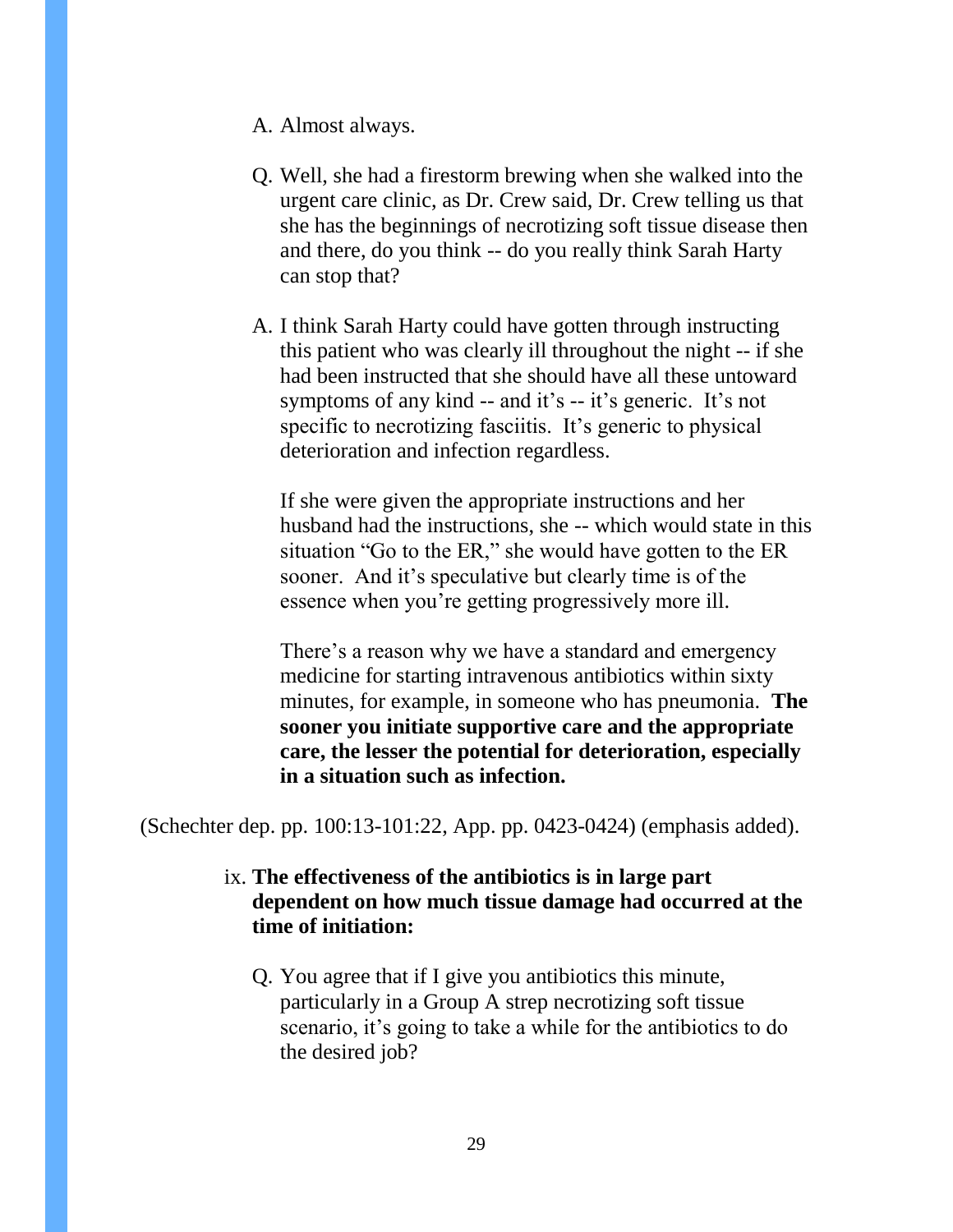A. Almost always.

Q. Well, she had a firestorm brewing when she walked into the urgent care clinic, as Dr. Crew said, Dr. Crew telling us that she has the beginnings of necrotizing soft tissue disease then and there, do you think -- do you really think Sarah Harty can stop that?

A. I think Sarah Harty could have gotten through instructing this patient who was clearly ill throughout the night -- if she had been instructed that she should have all these untoward symptoms of any kind -- and it's -- it's generic. It's not specific to necrotizing fasciitis. It's generic to physical deterioration and infection regardless.

If she were given the appropriate instructions and her husband had the instructions, she -- which would state in this situation "Go to the ER," she would have gotten to the ER sooner. And it's speculative but clearly time is of the essence when you're getting progressively more ill.

There's a reason why we have a standard and emergency medicine for starting intravenous antibiotics within sixty minutes, for example, in someone who has pneumonia. **The sooner you initiate supportive care and the appropriate care, the lesser the potential for deterioration, especially in a situation such as infection.**

(Schechter dep. pp. 100:13-101:22, App. pp. 0423-0424) (emphasis added).

ix. **The effectiveness of the antibiotics is in large part dependent on how much tissue damage had occurred at the time of initiation:**

Q. You agree that if I give you antibiotics this minute, particularly in a Group A strep necrotizing soft tissue scenario, it's going to take a while for the antibiotics to do the desired job?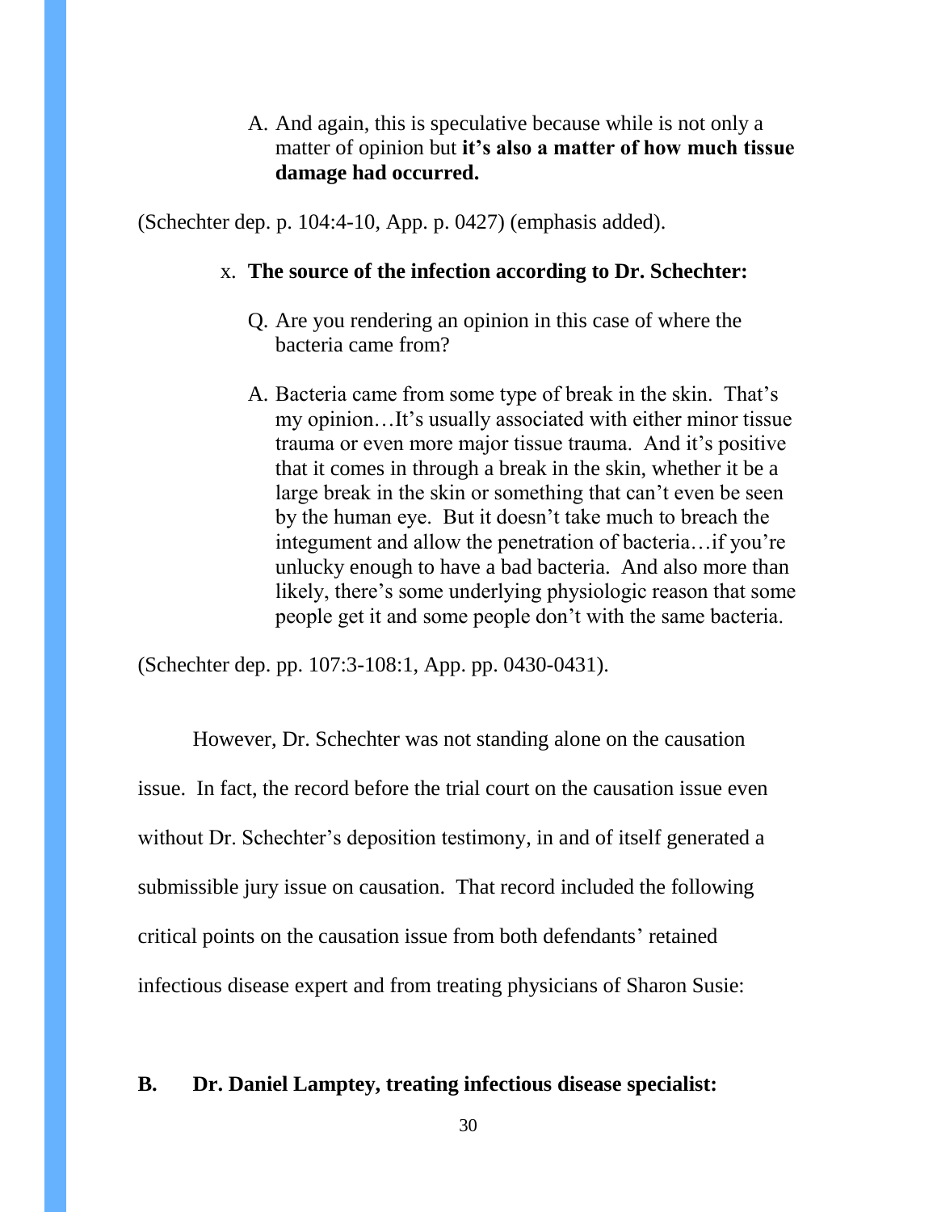A. And again, this is speculative because while is not only a matter of opinion but **it's also a matter of how much tissue damage had occurred.**

(Schechter dep. p. 104:4-10, App. p. 0427) (emphasis added).

x. **The source of the infection according to Dr. Schechter:**

Q. Are you rendering an opinion in this case of where the bacteria came from?

A. Bacteria came from some type of break in the skin. That's my opinion…It's usually associated with either minor tissue trauma or even more major tissue trauma. And it's positive that it comes in through a break in the skin, whether it be a large break in the skin or something that can't even be seen by the human eye. But it doesn't take much to breach the integument and allow the penetration of bacteria…if you're unlucky enough to have a bad bacteria. And also more than likely, there's some underlying physiologic reason that some people get it and some people don't with the same bacteria.

(Schechter dep. pp. 107:3-108:1, App. pp. 0430-0431).

However, Dr. Schechter was not standing alone on the causation issue. In fact, the record before the trial court on the causation issue even without Dr. Schechter's deposition testimony, in and of itself generated a submissible jury issue on causation. That record included the following critical points on the causation issue from both defendants' retained infectious disease expert and from treating physicians of Sharon Susie:

**B. Dr. Daniel Lamptey, treating infectious disease specialist:**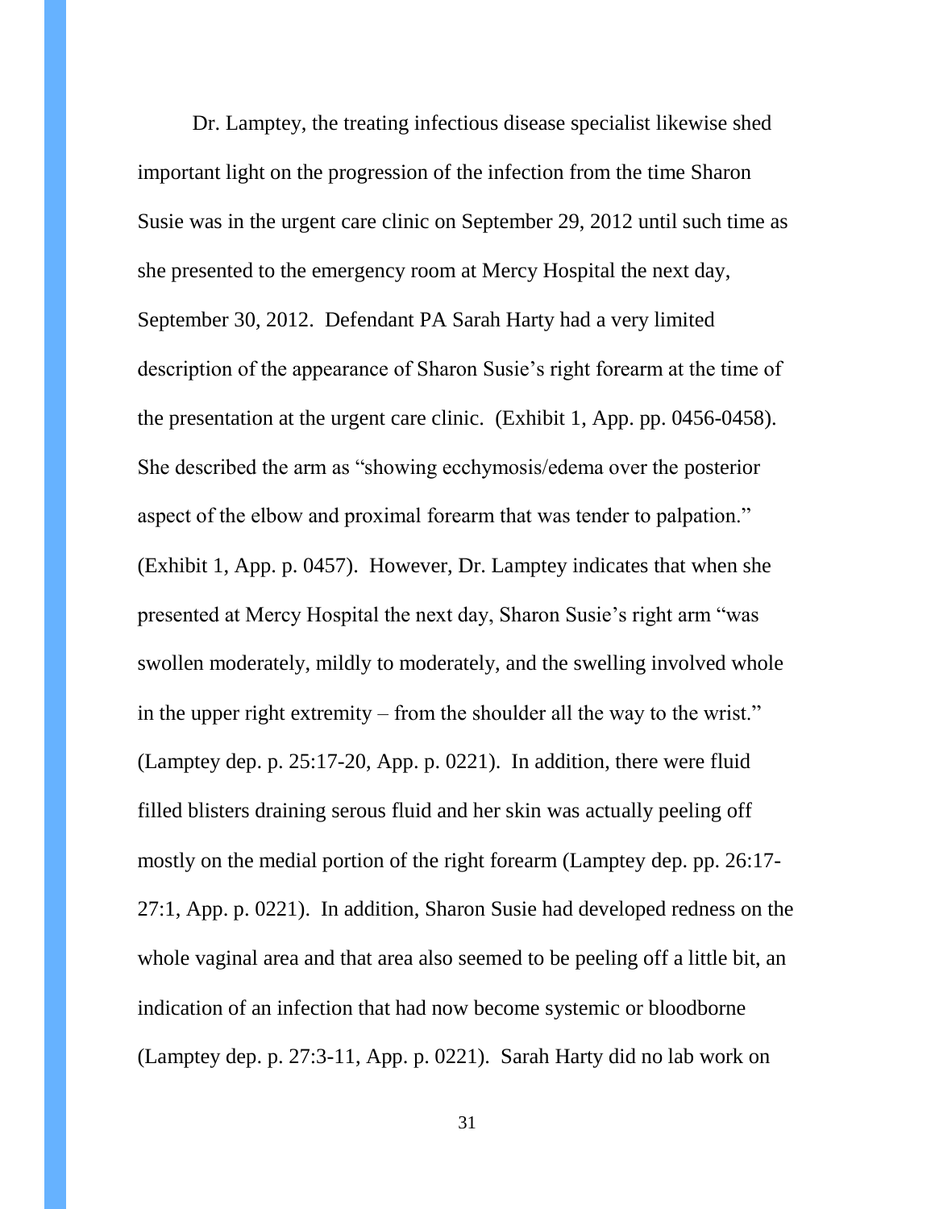Dr. Lamptey, the treating infectious disease specialist likewise shed important light on the progression of the infection from the time Sharon Susie was in the urgent care clinic on September 29, 2012 until such time as she presented to the emergency room at Mercy Hospital the next day, September 30, 2012. Defendant PA Sarah Harty had a very limited description of the appearance of Sharon Susie's right forearm at the time of the presentation at the urgent care clinic. (Exhibit 1, App. pp. 0456-0458). She described the arm as "showing ecchymosis/edema over the posterior aspect of the elbow and proximal forearm that was tender to palpation." (Exhibit 1, App. p. 0457). However, Dr. Lamptey indicates that when she presented at Mercy Hospital the next day, Sharon Susie's right arm "was swollen moderately, mildly to moderately, and the swelling involved whole in the upper right extremity – from the shoulder all the way to the wrist." (Lamptey dep. p. 25:17-20, App. p. 0221). In addition, there were fluid filled blisters draining serous fluid and her skin was actually peeling off mostly on the medial portion of the right forearm (Lamptey dep. pp. 26:17-27:1, App. p. 0221). In addition, Sharon Susie had developed redness on the whole vaginal area and that area also seemed to be peeling off a little bit, an indication of an infection that had now become systemic or bloodborne (Lamptey dep. p. 27:3-11, App. p. 0221). Sarah Harty did no lab work on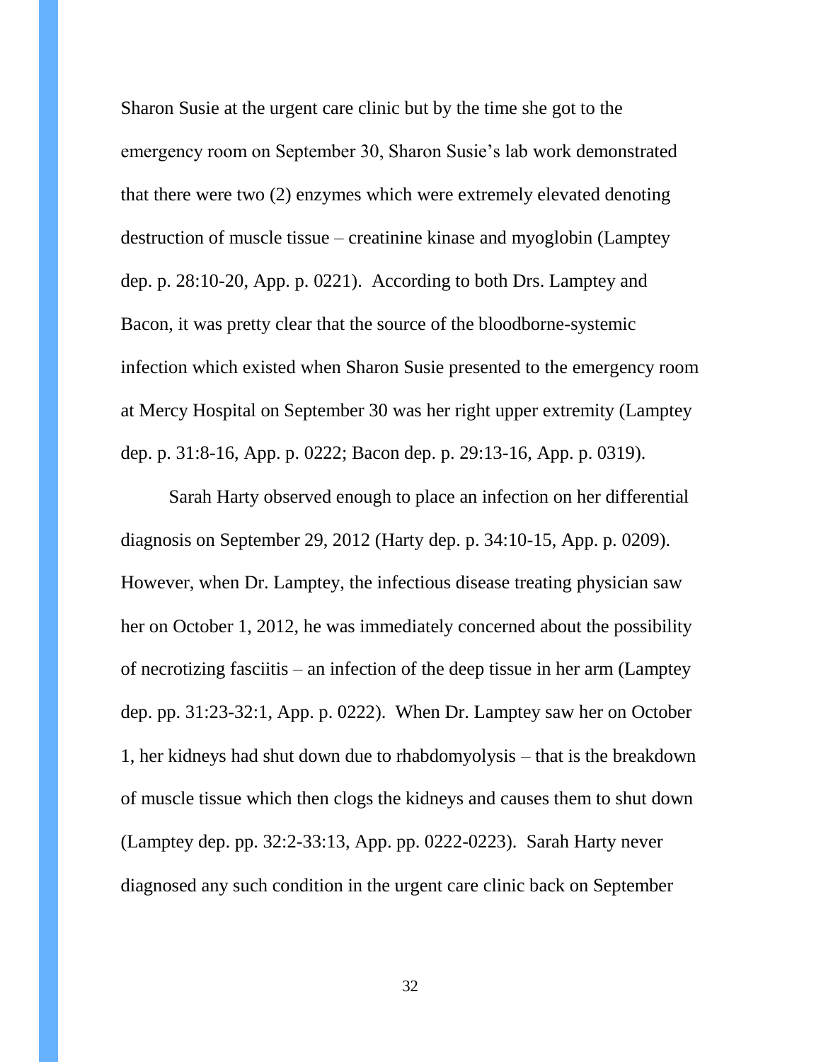Sharon Susie at the urgent care clinic but by the time she got to the emergency room on September 30, Sharon Susie's lab work demonstrated that there were two (2) enzymes which were extremely elevated denoting destruction of muscle tissue – creatinine kinase and myoglobin (Lamptey dep. p. 28:10-20, App. p. 0221). According to both Drs. Lamptey and Bacon, it was pretty clear that the source of the bloodborne-systemic infection which existed when Sharon Susie presented to the emergency room at Mercy Hospital on September 30 was her right upper extremity (Lamptey dep. p. 31:8-16, App. p. 0222; Bacon dep. p. 29:13-16, App. p. 0319).

Sarah Harty observed enough to place an infection on her differential diagnosis on September 29, 2012 (Harty dep. p. 34:10-15, App. p. 0209). However, when Dr. Lamptey, the infectious disease treating physician saw her on October 1, 2012, he was immediately concerned about the possibility of necrotizing fasciitis – an infection of the deep tissue in her arm (Lamptey dep. pp. 31:23-32:1, App. p. 0222). When Dr. Lamptey saw her on October 1, her kidneys had shut down due to rhabdomyolysis – that is the breakdown of muscle tissue which then clogs the kidneys and causes them to shut down (Lamptey dep. pp. 32:2-33:13, App. pp. 0222-0223). Sarah Harty never diagnosed any such condition in the urgent care clinic back on September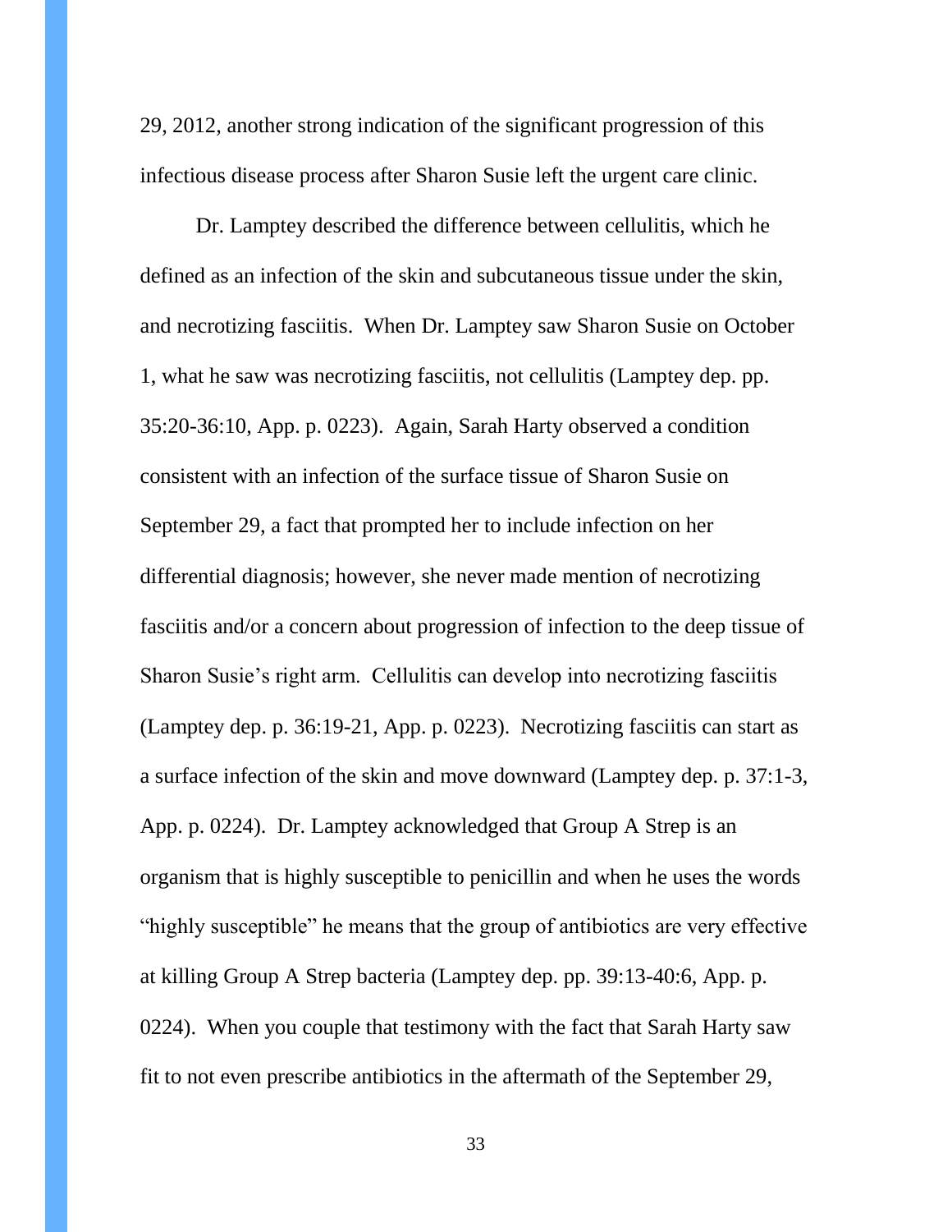29, 2012, another strong indication of the significant progression of this infectious disease process after Sharon Susie left the urgent care clinic.

Dr. Lamptey described the difference between cellulitis, which he defined as an infection of the skin and subcutaneous tissue under the skin, and necrotizing fasciitis. When Dr. Lamptey saw Sharon Susie on October 1, what he saw was necrotizing fasciitis, not cellulitis (Lamptey dep. pp. 35:20-36:10, App. p. 0223). Again, Sarah Harty observed a condition consistent with an infection of the surface tissue of Sharon Susie on September 29, a fact that prompted her to include infection on her differential diagnosis; however, she never made mention of necrotizing fasciitis and/or a concern about progression of infection to the deep tissue of Sharon Susie's right arm. Cellulitis can develop into necrotizing fasciitis (Lamptey dep. p. 36:19-21, App. p. 0223). Necrotizing fasciitis can start as a surface infection of the skin and move downward (Lamptey dep. p. 37:1-3, App. p. 0224). Dr. Lamptey acknowledged that Group A Strep is an organism that is highly susceptible to penicillin and when he uses the words "highly susceptible" he means that the group of antibiotics are very effective at killing Group A Strep bacteria (Lamptey dep. pp. 39:13-40:6, App. p. 0224). When you couple that testimony with the fact that Sarah Harty saw fit to not even prescribe antibiotics in the aftermath of the September 29,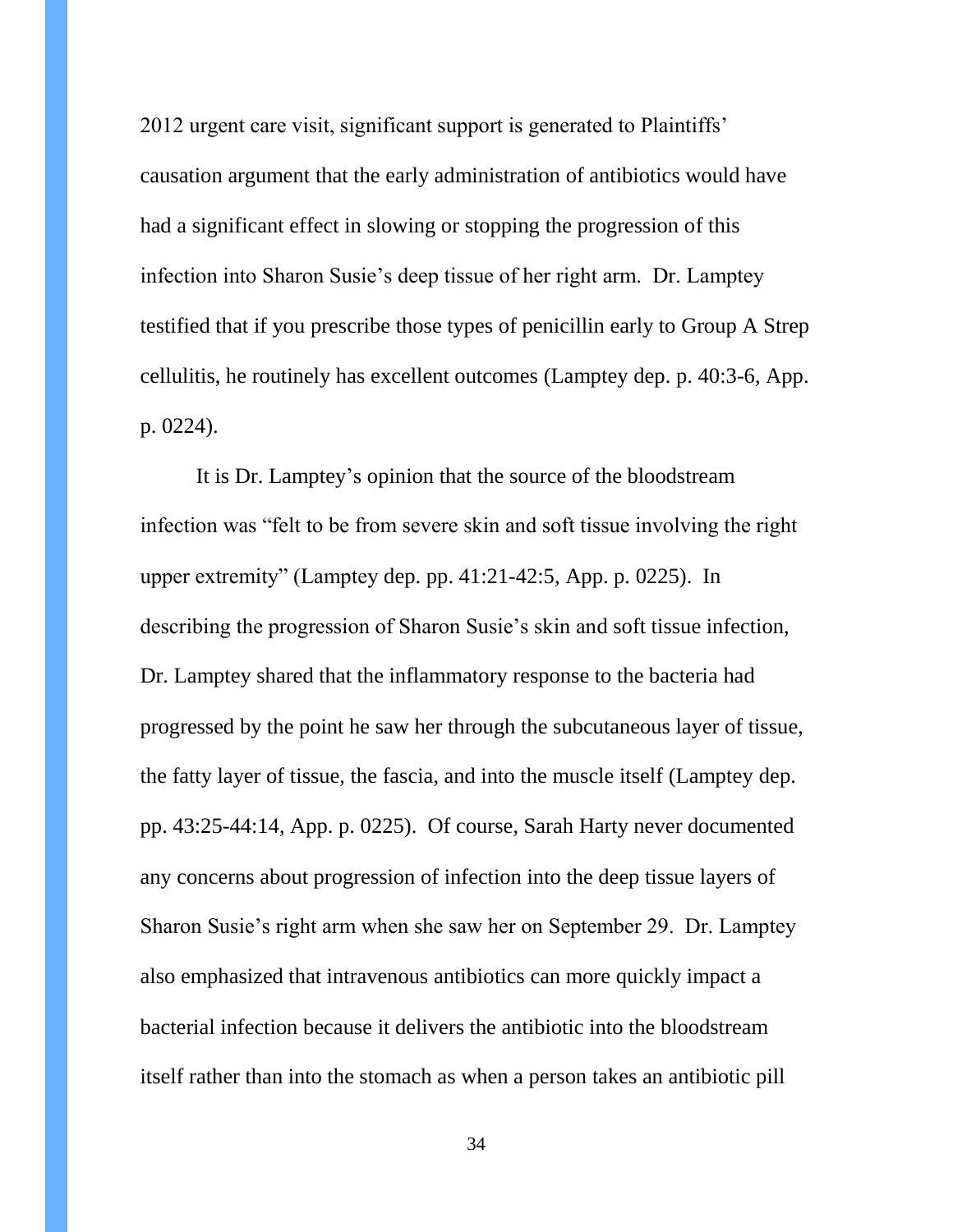2012 urgent care visit, significant support is generated to Plaintiffs' causation argument that the early administration of antibiotics would have had a significant effect in slowing or stopping the progression of this infection into Sharon Susie's deep tissue of her right arm. Dr. Lamptey testified that if you prescribe those types of penicillin early to Group A Strep cellulitis, he routinely has excellent outcomes (Lamptey dep. p. 40:3-6, App. p. 0224).

It is Dr. Lamptey's opinion that the source of the bloodstream infection was "felt to be from severe skin and soft tissue involving the right upper extremity" (Lamptey dep. pp. 41:21-42:5, App. p. 0225). In describing the progression of Sharon Susie's skin and soft tissue infection, Dr. Lamptey shared that the inflammatory response to the bacteria had progressed by the point he saw her through the subcutaneous layer of tissue, the fatty layer of tissue, the fascia, and into the muscle itself (Lamptey dep. pp. 43:25-44:14, App. p. 0225). Of course, Sarah Harty never documented any concerns about progression of infection into the deep tissue layers of Sharon Susie's right arm when she saw her on September 29. Dr. Lamptey also emphasized that intravenous antibiotics can more quickly impact a bacterial infection because it delivers the antibiotic into the bloodstream itself rather than into the stomach as when a person takes an antibiotic pill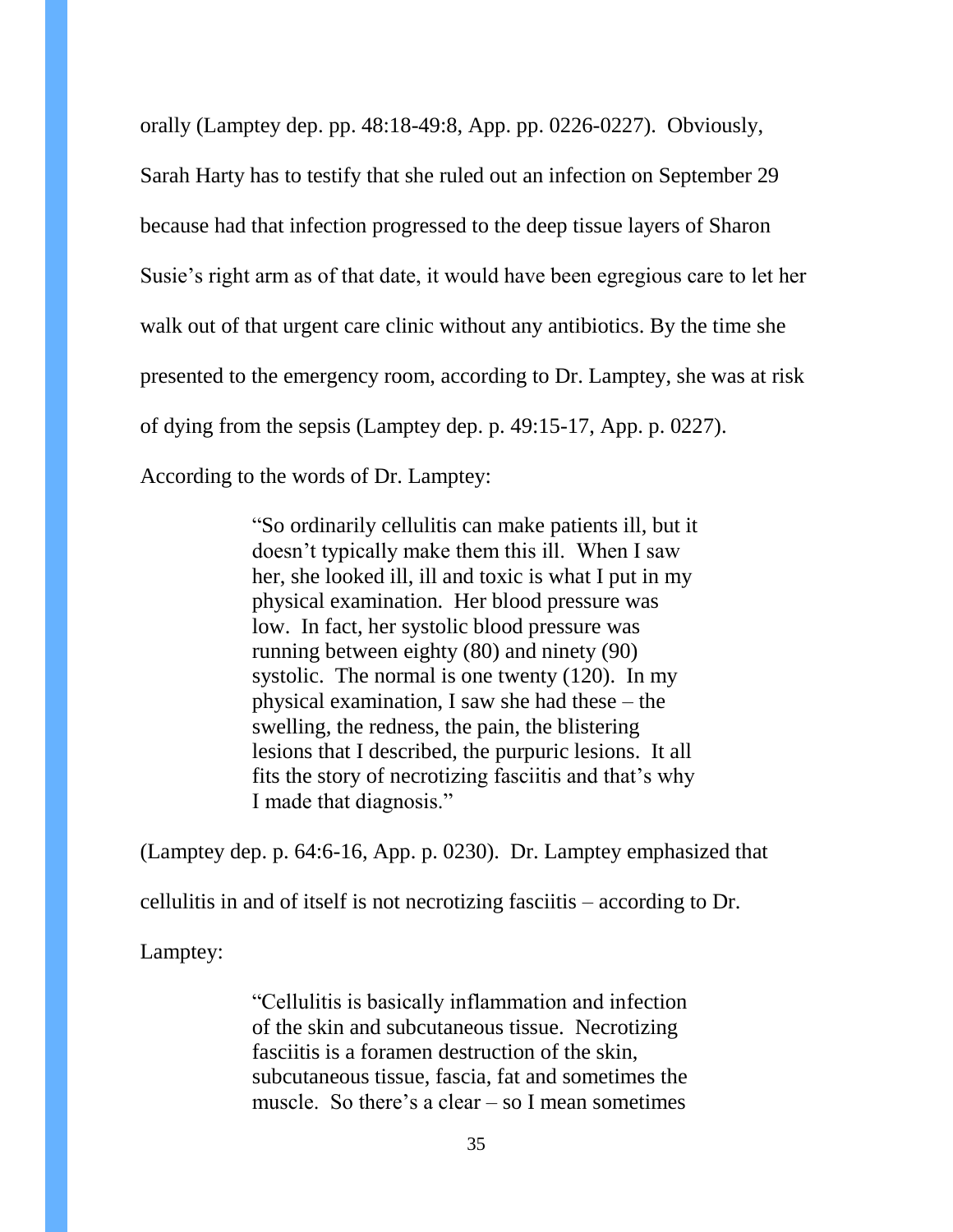orally (Lamptey dep. pp. 48:18-49:8, App. pp. 0226-0227). Obviously, Sarah Harty has to testify that she ruled out an infection on September 29 because had that infection progressed to the deep tissue layers of Sharon Susie's right arm as of that date, it would have been egregious care to let her walk out of that urgent care clinic without any antibiotics. By the time she presented to the emergency room, according to Dr. Lamptey, she was at risk of dying from the sepsis (Lamptey dep. p. 49:15-17, App. p. 0227). According to the words of Dr. Lamptey:

> "So ordinarily cellulitis can make patients ill, but it doesn't typically make them this ill. When I saw her, she looked ill, ill and toxic is what I put in my physical examination. Her blood pressure was low. In fact, her systolic blood pressure was running between eighty (80) and ninety (90) systolic. The normal is one twenty (120). In my physical examination, I saw she had these – the swelling, the redness, the pain, the blistering lesions that I described, the purpuric lesions. It all fits the story of necrotizing fasciitis and that's why I made that diagnosis."

(Lamptey dep. p. 64:6-16, App. p. 0230). Dr. Lamptey emphasized that cellulitis in and of itself is not necrotizing fasciitis – according to Dr. Lamptey:

> "Cellulitis is basically inflammation and infection of the skin and subcutaneous tissue. Necrotizing fasciitis is a foramen destruction of the skin, subcutaneous tissue, fascia, fat and sometimes the muscle. So there's a clear – so I mean sometimes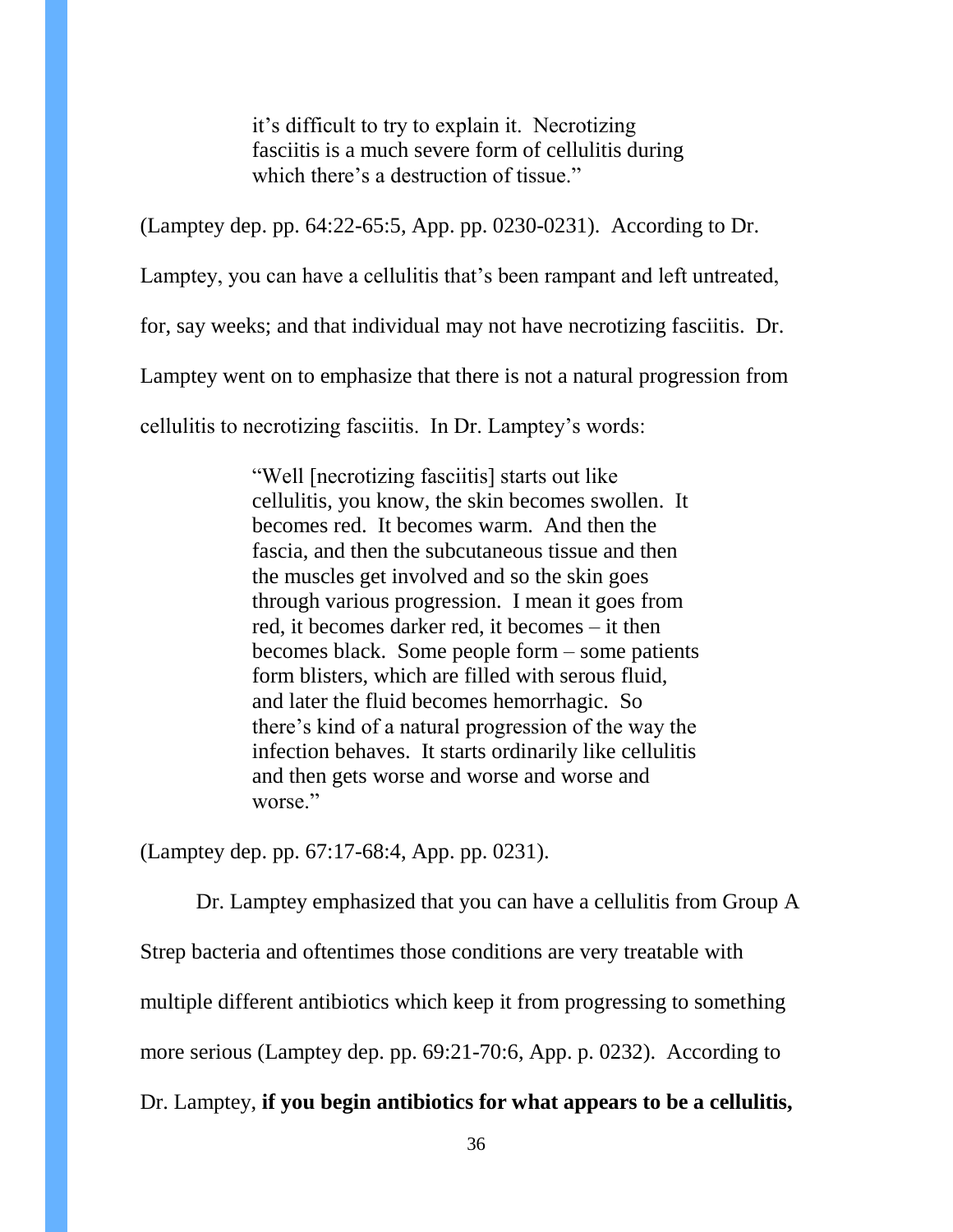> it's difficult to try to explain it. Necrotizing fasciitis is a much severe form of cellulitis during which there's a destruction of tissue."

(Lamptey dep. pp. 64:22-65:5, App. pp. 0230-0231). According to Dr. Lamptey, you can have a cellulitis that's been rampant and left untreated, for, say weeks; and that individual may not have necrotizing fasciitis. Dr. Lamptey went on to emphasize that there is not a natural progression from cellulitis to necrotizing fasciitis. In Dr. Lamptey's words:

> "Well [necrotizing fasciitis] starts out like cellulitis, you know, the skin becomes swollen. It becomes red. It becomes warm. And then the fascia, and then the subcutaneous tissue and then the muscles get involved and so the skin goes through various progression. I mean it goes from red, it becomes darker red, it becomes – it then becomes black. Some people form – some patients form blisters, which are filled with serous fluid, and later the fluid becomes hemorrhagic. So there's kind of a natural progression of the way the infection behaves. It starts ordinarily like cellulitis and then gets worse and worse and worse and worse."

(Lamptey dep. pp. 67:17-68:4, App. pp. 0231).

Dr. Lamptey emphasized that you can have a cellulitis from Group A Strep bacteria and oftentimes those conditions are very treatable with multiple different antibiotics which keep it from progressing to something more serious (Lamptey dep. pp. 69:21-70:6, App. p. 0232). According to Dr. Lamptey, **if you begin antibiotics for what appears to be a cellulitis,**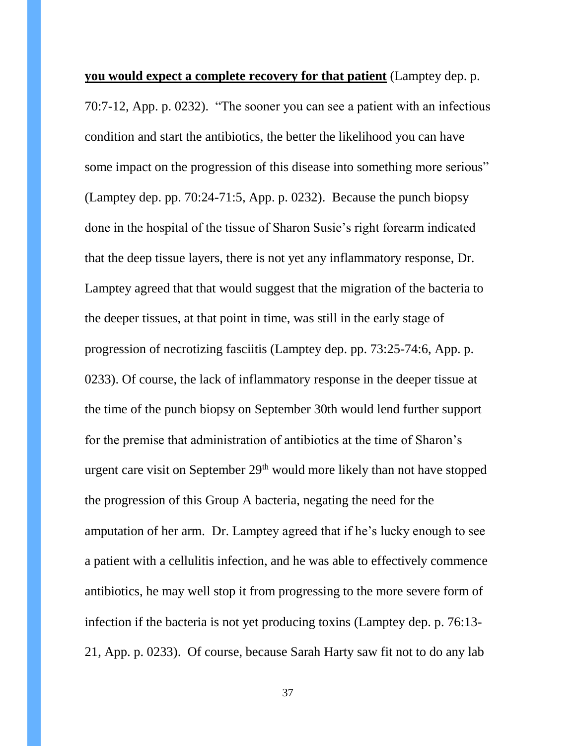**you would expect a complete recovery for that patient** (Lamptey dep. p. 70:7-12, App. p. 0232). "The sooner you can see a patient with an infectious condition and start the antibiotics, the better the likelihood you can have some impact on the progression of this disease into something more serious" (Lamptey dep. pp. 70:24-71:5, App. p. 0232). Because the punch biopsy done in the hospital of the tissue of Sharon Susie's right forearm indicated that the deep tissue layers, there is not yet any inflammatory response, Dr. Lamptey agreed that that would suggest that the migration of the bacteria to the deeper tissues, at that point in time, was still in the early stage of progression of necrotizing fasciitis (Lamptey dep. pp. 73:25-74:6, App. p. 0233). Of course, the lack of inflammatory response in the deeper tissue at the time of the punch biopsy on September 30th would lend further support for the premise that administration of antibiotics at the time of Sharon's urgent care visit on September 29th would more likely than not have stopped the progression of this Group A bacteria, negating the need for the amputation of her arm. Dr. Lamptey agreed that if he's lucky enough to see a patient with a cellulitis infection, and he was able to effectively commence antibiotics, he may well stop it from progressing to the more severe form of infection if the bacteria is not yet producing toxins (Lamptey dep. p. 76:13-21, App. p. 0233). Of course, because Sarah Harty saw fit not to do any lab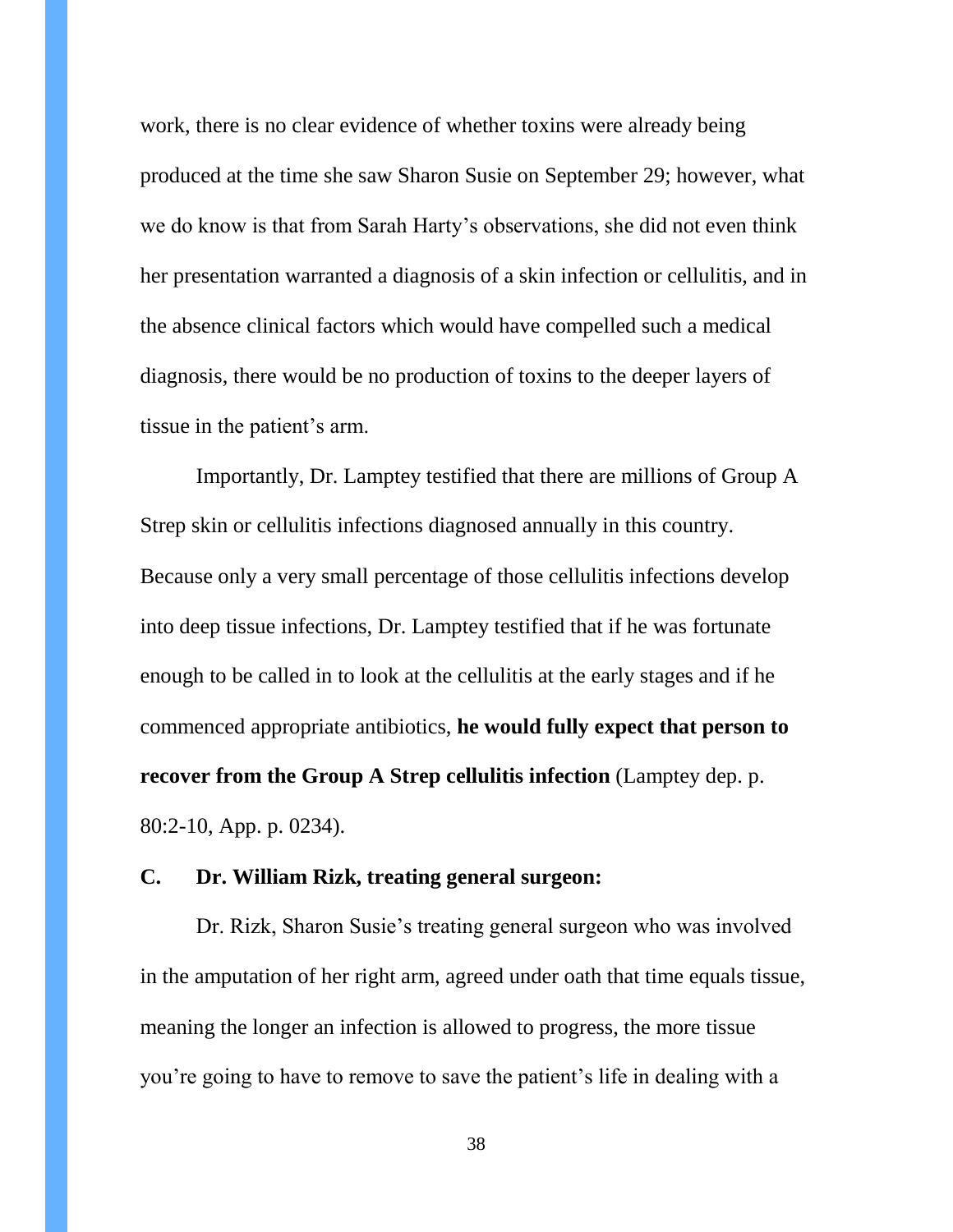work, there is no clear evidence of whether toxins were already being produced at the time she saw Sharon Susie on September 29; however, what we do know is that from Sarah Harty's observations, she did not even think her presentation warranted a diagnosis of a skin infection or cellulitis, and in the absence clinical factors which would have compelled such a medical diagnosis, there would be no production of toxins to the deeper layers of tissue in the patient's arm.

Importantly, Dr. Lamptey testified that there are millions of Group A Strep skin or cellulitis infections diagnosed annually in this country. Because only a very small percentage of those cellulitis infections develop into deep tissue infections, Dr. Lamptey testified that if he was fortunate enough to be called in to look at the cellulitis at the early stages and if he commenced appropriate antibiotics, **he would fully expect that person to recover from the Group A Strep cellulitis infection** (Lamptey dep. p. 80:2-10, App. p. 0234).

### C. Dr. William Rizk, treating general surgeon:

Dr. Rizk, Sharon Susie's treating general surgeon who was involved in the amputation of her right arm, agreed under oath that time equals tissue, meaning the longer an infection is allowed to progress, the more tissue you're going to have to remove to save the patient's life in dealing with a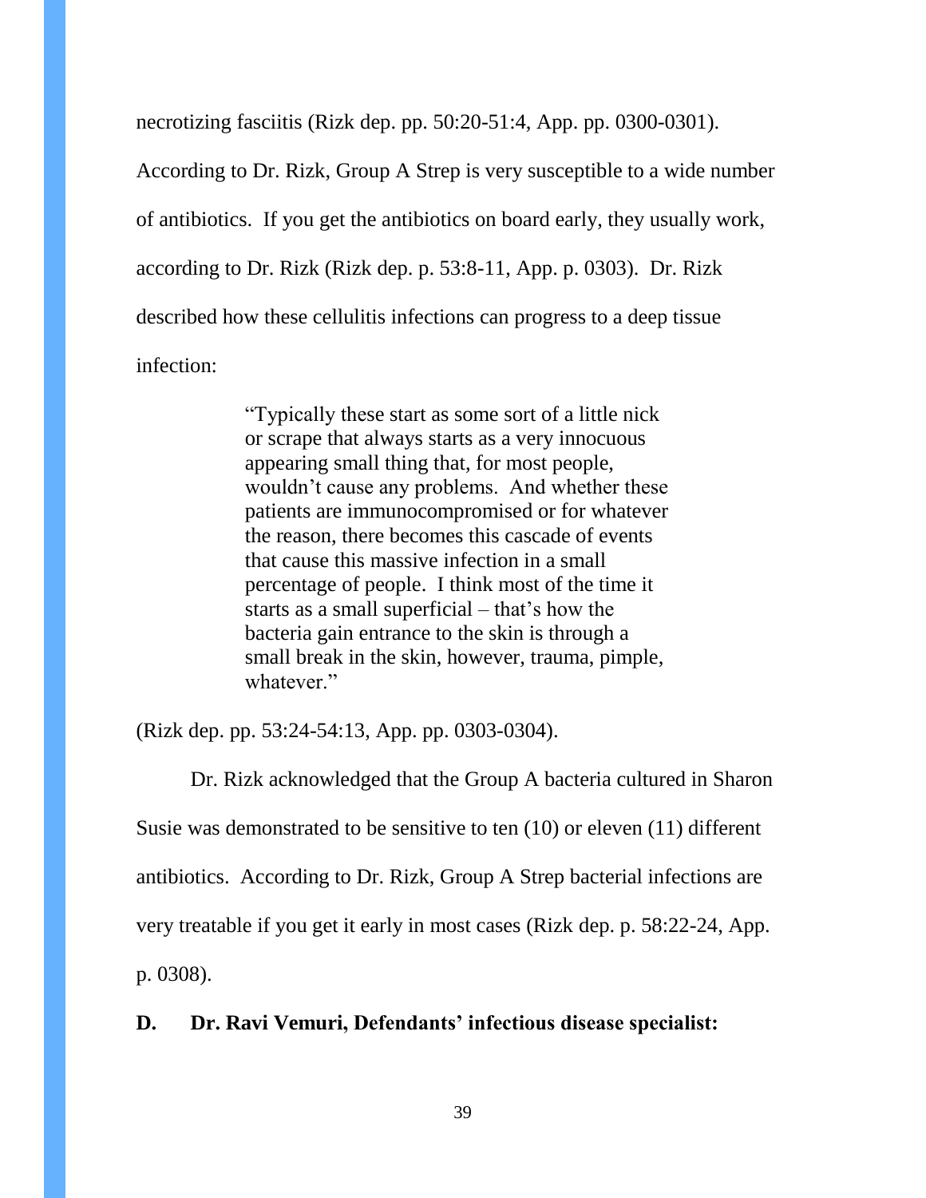necrotizing fasciitis (Rizk dep. pp. 50:20-51:4, App. pp. 0300-0301). According to Dr. Rizk, Group A Strep is very susceptible to a wide number of antibiotics. If you get the antibiotics on board early, they usually work, according to Dr. Rizk (Rizk dep. p. 53:8-11, App. p. 0303). Dr. Rizk described how these cellulitis infections can progress to a deep tissue infection:

> "Typically these start as some sort of a little nick or scrape that always starts as a very innocuous appearing small thing that, for most people, wouldn't cause any problems. And whether these patients are immunocompromised or for whatever the reason, there becomes this cascade of events that cause this massive infection in a small percentage of people. I think most of the time it starts as a small superficial – that's how the bacteria gain entrance to the skin is through a small break in the skin, however, trauma, pimple, whatever."

(Rizk dep. pp. 53:24-54:13, App. pp. 0303-0304).

Dr. Rizk acknowledged that the Group A bacteria cultured in Sharon Susie was demonstrated to be sensitive to ten (10) or eleven (11) different antibiotics. According to Dr. Rizk, Group A Strep bacterial infections are very treatable if you get it early in most cases (Rizk dep. p. 58:22-24, App. p. 0308).

**D. Dr. Ravi Vemuri, Defendants' infectious disease specialist:**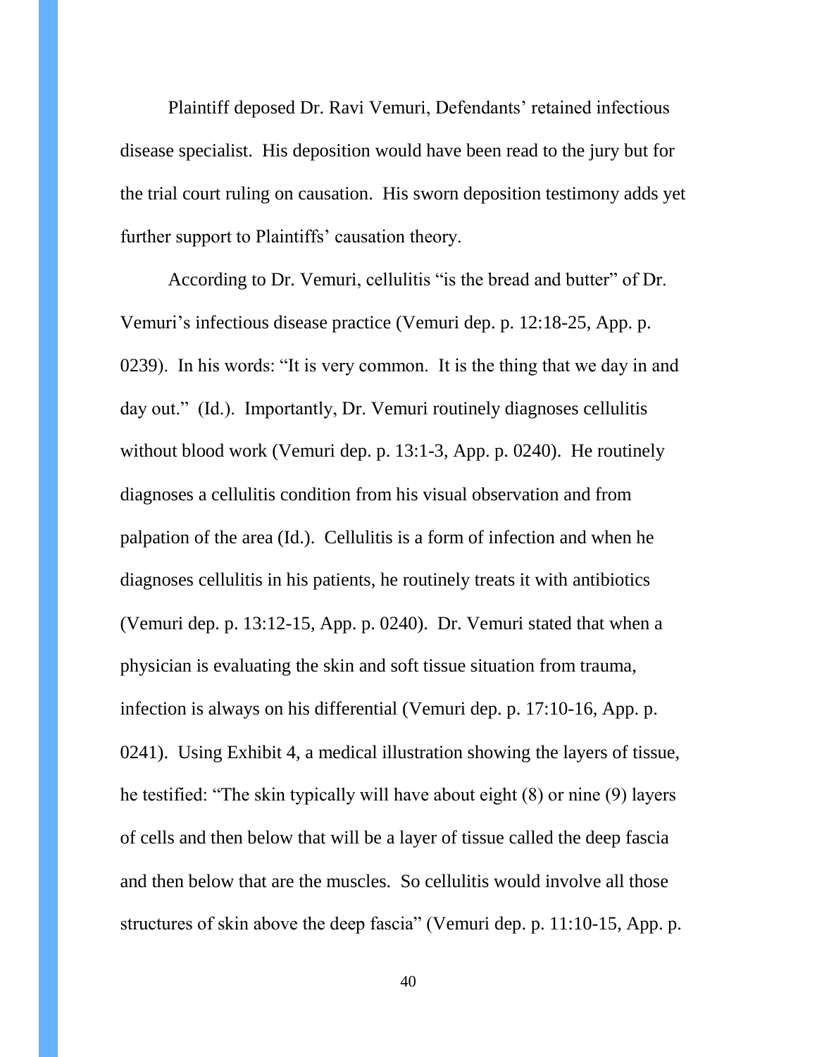Plaintiff deposed Dr. Ravi Vemuri, Defendants' retained infectious disease specialist. His deposition would have been read to the jury but for the trial court ruling on causation. His sworn deposition testimony adds yet further support to Plaintiffs' causation theory.

According to Dr. Vemuri, cellulitis "is the bread and butter" of Dr. Vemuri's infectious disease practice (Vemuri dep. p. 12:18-25, App. p. 0239). In his words: "It is very common. It is the thing that we day in and day out." (Id.). Importantly, Dr. Vemuri routinely diagnoses cellulitis without blood work (Vemuri dep. p. 13:1-3, App. p. 0240). He routinely diagnoses a cellulitis condition from his visual observation and from palpation of the area (Id.). Cellulitis is a form of infection and when he diagnoses cellulitis in his patients, he routinely treats it with antibiotics (Vemuri dep. p. 13:12-15, App. p. 0240). Dr. Vemuri stated that when a physician is evaluating the skin and soft tissue situation from trauma, infection is always on his differential (Vemuri dep. p. 17:10-16, App. p. 0241). Using Exhibit 4, a medical illustration showing the layers of tissue, he testified: "The skin typically will have about eight (8) or nine (9) layers of cells and then below that will be a layer of tissue called the deep fascia and then below that are the muscles. So cellulitis would involve all those structures of skin above the deep fascia" (Vemuri dep. p. 11:10-15, App. p.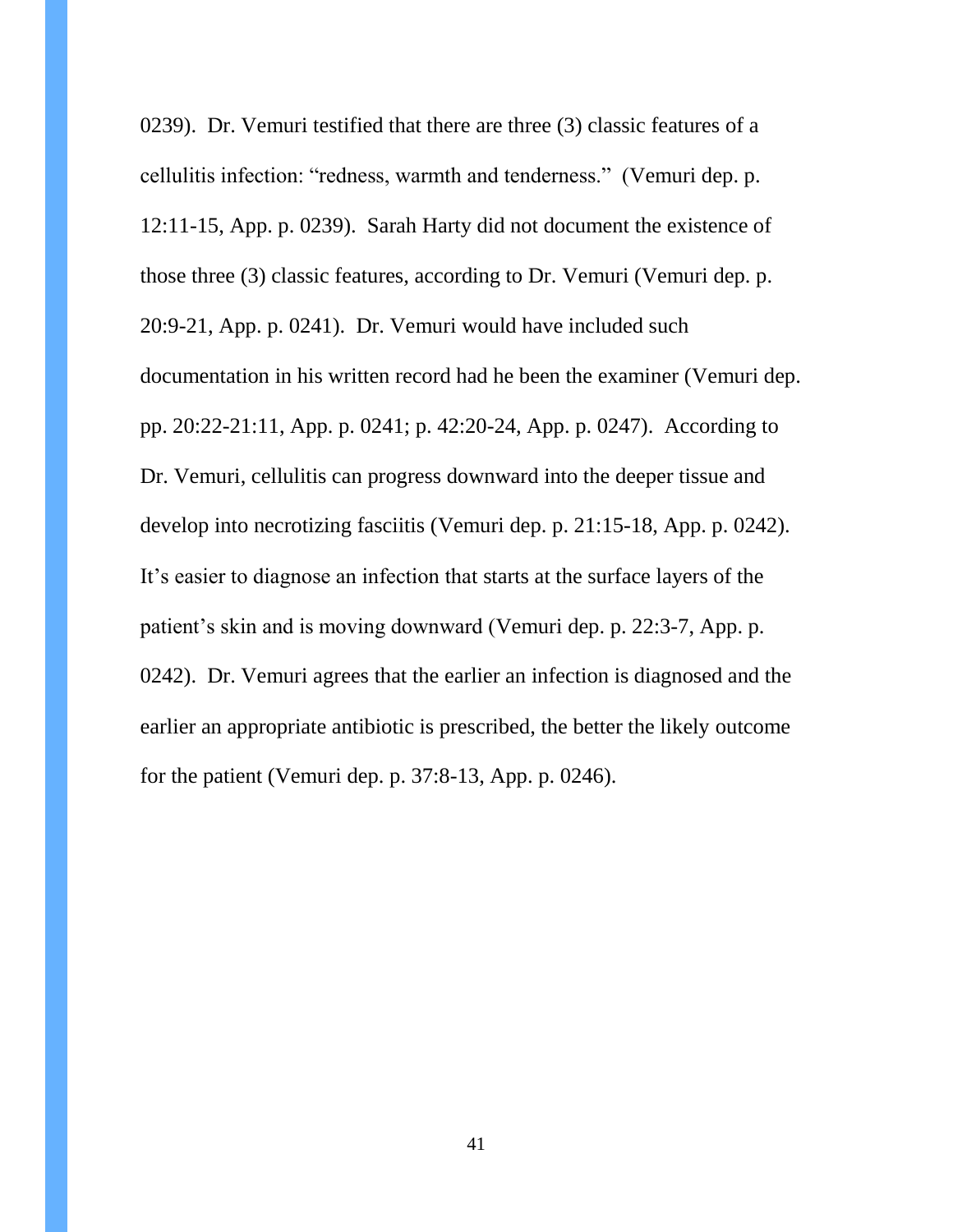0239). Dr. Vemuri testified that there are three (3) classic features of a cellulitis infection: "redness, warmth and tenderness." (Vemuri dep. p. 12:11-15, App. p. 0239). Sarah Harty did not document the existence of those three (3) classic features, according to Dr. Vemuri (Vemuri dep. p. 20:9-21, App. p. 0241). Dr. Vemuri would have included such documentation in his written record had he been the examiner (Vemuri dep. pp. 20:22-21:11, App. p. 0241; p. 42:20-24, App. p. 0247). According to Dr. Vemuri, cellulitis can progress downward into the deeper tissue and develop into necrotizing fasciitis (Vemuri dep. p. 21:15-18, App. p. 0242). It's easier to diagnose an infection that starts at the surface layers of the patient's skin and is moving downward (Vemuri dep. p. 22:3-7, App. p. 0242). Dr. Vemuri agrees that the earlier an infection is diagnosed and the earlier an appropriate antibiotic is prescribed, the better the likely outcome for the patient (Vemuri dep. p. 37:8-13, App. p. 0246).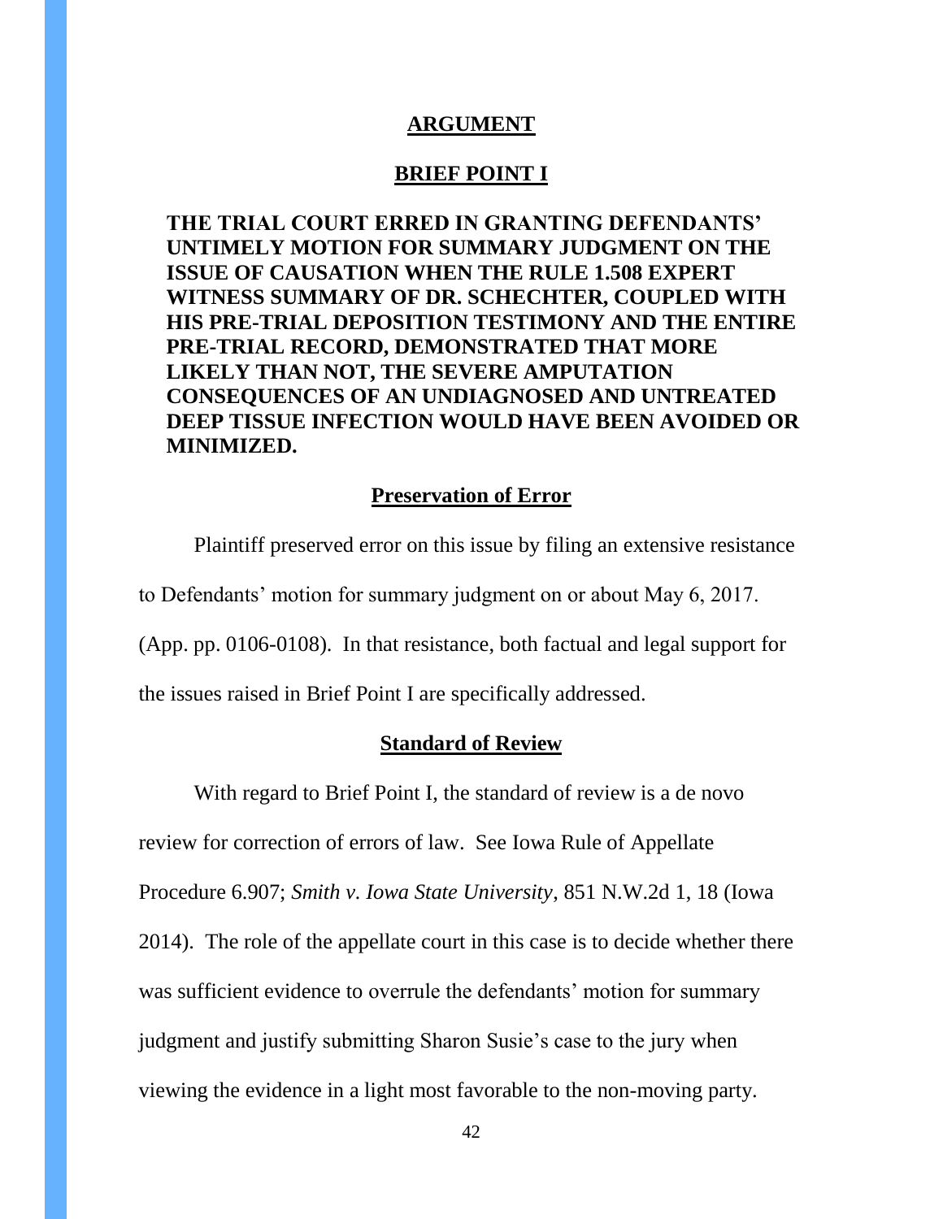## ARGUMENT

## BRIEF POINT I

**THE TRIAL COURT ERRED IN GRANTING DEFENDANTS' UNTIMELY MOTION FOR SUMMARY JUDGMENT ON THE ISSUE OF CAUSATION WHEN THE RULE 1.508 EXPERT WITNESS SUMMARY OF DR. SCHECHTER, COUPLED WITH HIS PRE-TRIAL DEPOSITION TESTIMONY AND THE ENTIRE PRE-TRIAL RECORD, DEMONSTRATED THAT MORE LIKELY THAN NOT, THE SEVERE AMPUTATION CONSEQUENCES OF AN UNDIAGNOSED AND UNTREATED DEEP TISSUE INFECTION WOULD HAVE BEEN AVOIDED OR MINIMIZED.**

### Preservation of Error

Plaintiff preserved error on this issue by filing an extensive resistance to Defendants' motion for summary judgment on or about May 6, 2017. (App. pp. 0106-0108). In that resistance, both factual and legal support for the issues raised in Brief Point I are specifically addressed.

### Standard of Review

With regard to Brief Point I, the standard of review is a de novo review for correction of errors of law. See Iowa Rule of Appellate Procedure 6.907; *Smith v. Iowa State University*, 851 N.W.2d 1, 18 (Iowa 2014). The role of the appellate court in this case is to decide whether there was sufficient evidence to overrule the defendants' motion for summary judgment and justify submitting Sharon Susie's case to the jury when viewing the evidence in a light most favorable to the non-moving party.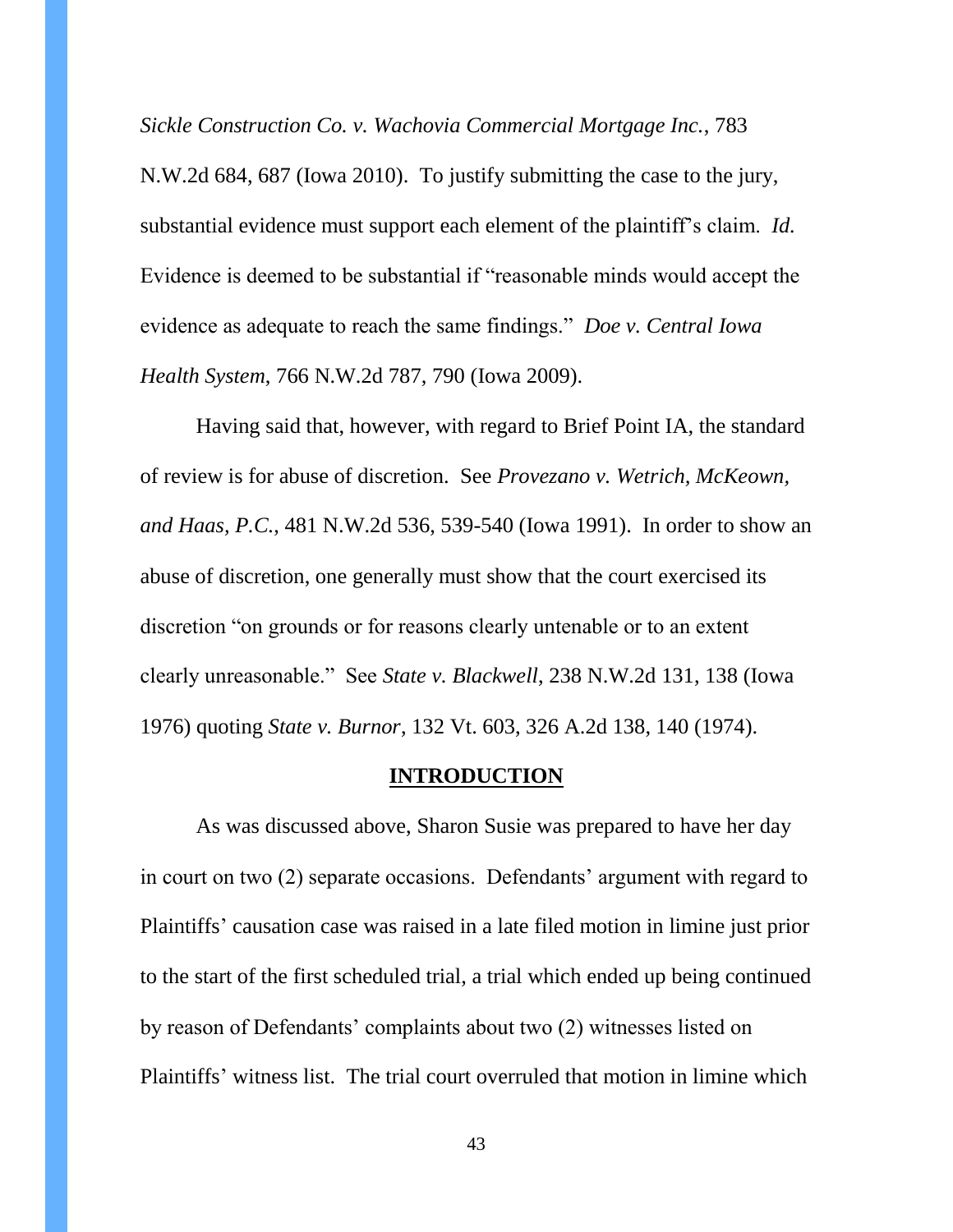*Sickle Construction Co. v. Wachovia Commercial Mortgage Inc.*, 783 N.W.2d 684, 687 (Iowa 2010). To justify submitting the case to the jury, substantial evidence must support each element of the plaintiff's claim. *Id.* Evidence is deemed to be substantial if "reasonable minds would accept the evidence as adequate to reach the same findings." *Doe v. Central Iowa Health System*, 766 N.W.2d 787, 790 (Iowa 2009).

Having said that, however, with regard to Brief Point IA, the standard of review is for abuse of discretion. See *Provezano v. Wetrich, McKeown, and Haas, P.C.*, 481 N.W.2d 536, 539-540 (Iowa 1991). In order to show an abuse of discretion, one generally must show that the court exercised its discretion "on grounds or for reasons clearly untenable or to an extent clearly unreasonable." See *State v. Blackwell*, 238 N.W.2d 131, 138 (Iowa 1976) quoting *State v. Burnor*, 132 Vt. 603, 326 A.2d 138, 140 (1974).

## **INTRODUCTION**

As was discussed above, Sharon Susie was prepared to have her day in court on two (2) separate occasions. Defendants' argument with regard to Plaintiffs' causation case was raised in a late filed motion in limine just prior to the start of the first scheduled trial, a trial which ended up being continued by reason of Defendants' complaints about two (2) witnesses listed on Plaintiffs' witness list. The trial court overruled that motion in limine which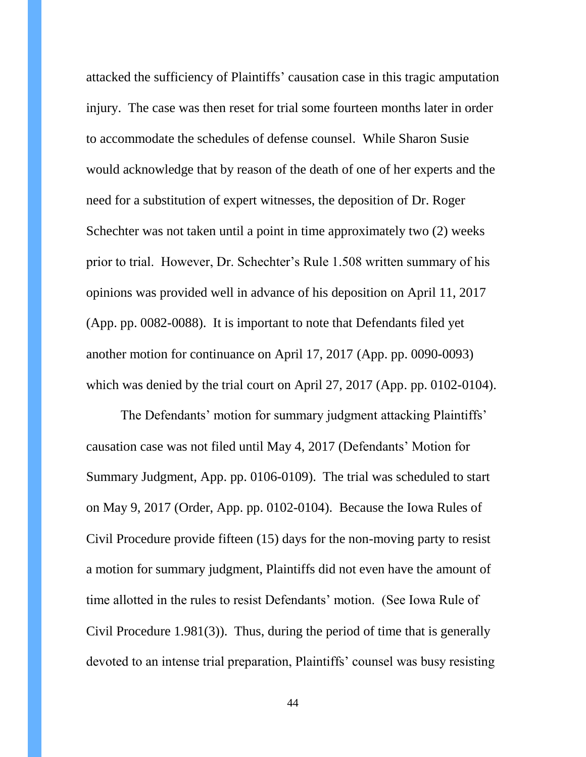attacked the sufficiency of Plaintiffs' causation case in this tragic amputation injury. The case was then reset for trial some fourteen months later in order to accommodate the schedules of defense counsel. While Sharon Susie would acknowledge that by reason of the death of one of her experts and the need for a substitution of expert witnesses, the deposition of Dr. Roger Schechter was not taken until a point in time approximately two (2) weeks prior to trial. However, Dr. Schechter's Rule 1.508 written summary of his opinions was provided well in advance of his deposition on April 11, 2017 (App. pp. 0082-0088). It is important to note that Defendants filed yet another motion for continuance on April 17, 2017 (App. pp. 0090-0093) which was denied by the trial court on April 27, 2017 (App. pp. 0102-0104).

The Defendants' motion for summary judgment attacking Plaintiffs' causation case was not filed until May 4, 2017 (Defendants' Motion for Summary Judgment, App. pp. 0106-0109). The trial was scheduled to start on May 9, 2017 (Order, App. pp. 0102-0104). Because the Iowa Rules of Civil Procedure provide fifteen (15) days for the non-moving party to resist a motion for summary judgment, Plaintiffs did not even have the amount of time allotted in the rules to resist Defendants' motion. (See Iowa Rule of Civil Procedure 1.981(3)). Thus, during the period of time that is generally devoted to an intense trial preparation, Plaintiffs' counsel was busy resisting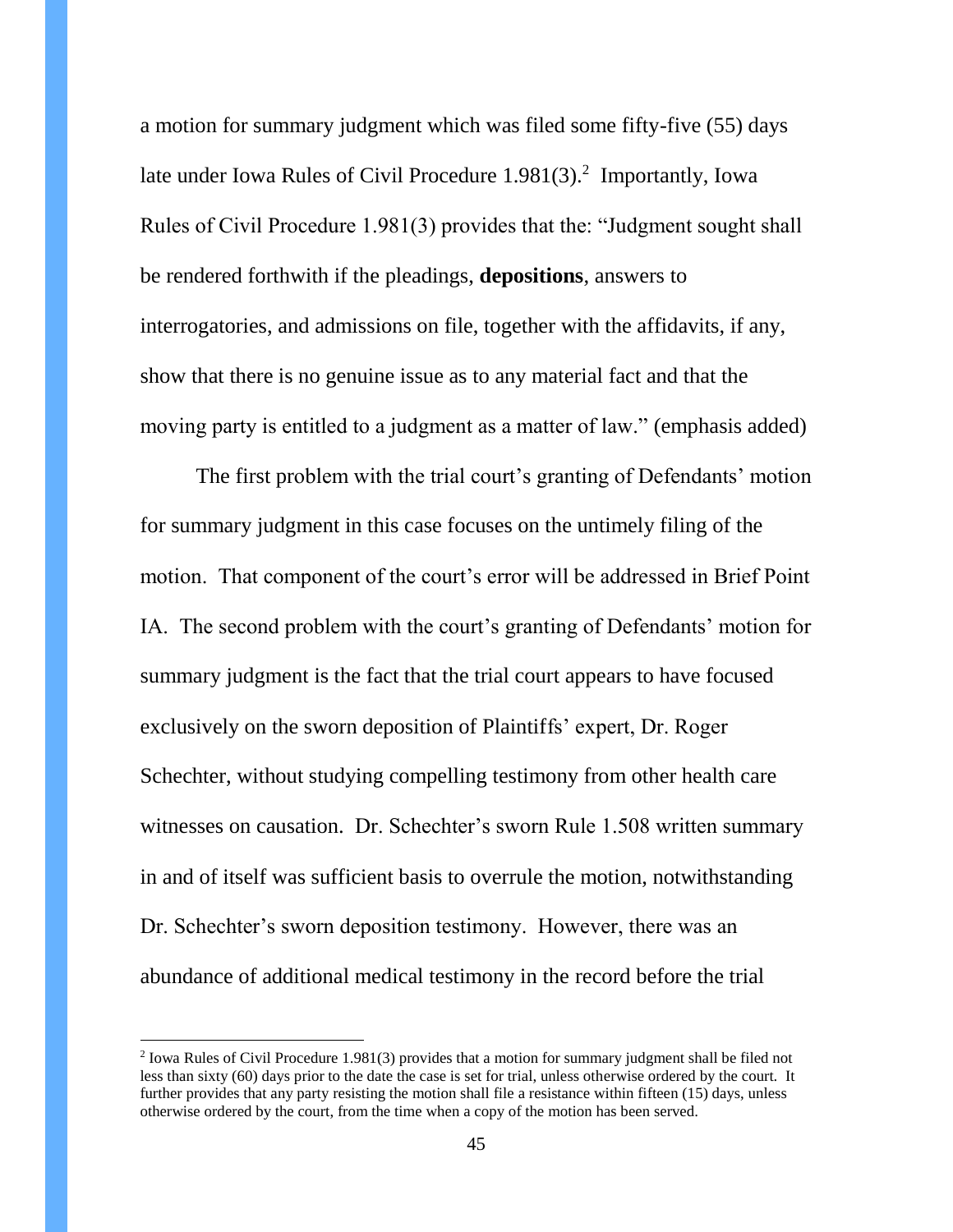a motion for summary judgment which was filed some fifty-five (55) days late under Iowa Rules of Civil Procedure 1.981(3).[2] Importantly, Iowa Rules of Civil Procedure 1.981(3) provides that the: "Judgment sought shall be rendered forthwith if the pleadings, **depositions**, answers to interrogatories, and admissions on file, together with the affidavits, if any, show that there is no genuine issue as to any material fact and that the moving party is entitled to a judgment as a matter of law." (emphasis added)

The first problem with the trial court's granting of Defendants' motion for summary judgment in this case focuses on the untimely filing of the motion. That component of the court's error will be addressed in Brief Point IA. The second problem with the court's granting of Defendants' motion for summary judgment is the fact that the trial court appears to have focused exclusively on the sworn deposition of Plaintiffs' expert, Dr. Roger Schechter, without studying compelling testimony from other health care witnesses on causation. Dr. Schechter's sworn Rule 1.508 written summary in and of itself was sufficient basis to overrule the motion, notwithstanding Dr. Schechter's sworn deposition testimony. However, there was an abundance of additional medical testimony in the record before the trial

---

[2] Iowa Rules of Civil Procedure 1.981(3) provides that a motion for summary judgment shall be filed not less than sixty (60) days prior to the date the case is set for trial, unless otherwise ordered by the court. It further provides that any party resisting the motion shall file a resistance within fifteen (15) days, unless otherwise ordered by the court, from the time when a copy of the motion has been served.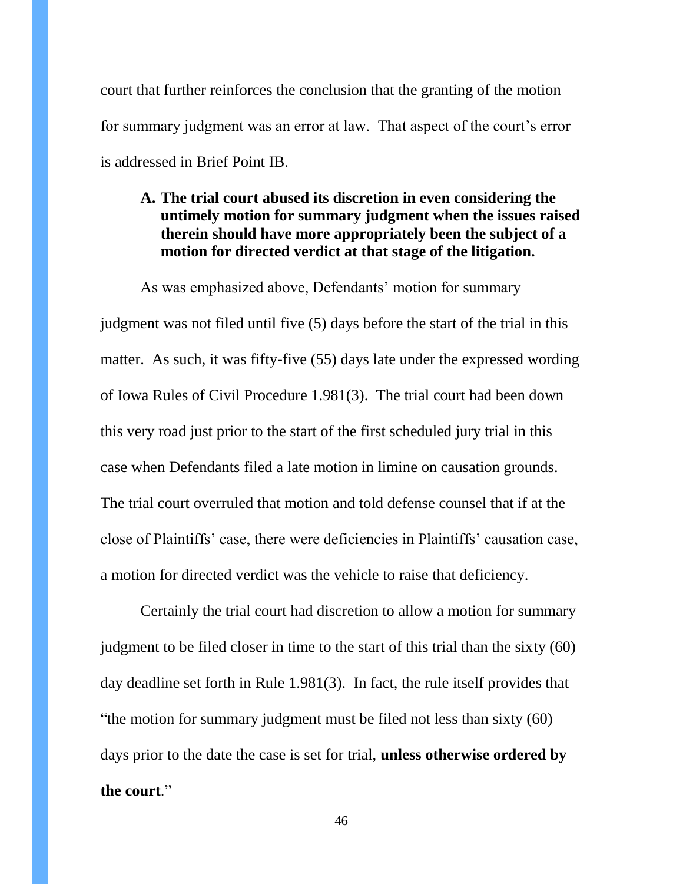court that further reinforces the conclusion that the granting of the motion for summary judgment was an error at law. That aspect of the court's error is addressed in Brief Point IB.

**A. The trial court abused its discretion in even considering the untimely motion for summary judgment when the issues raised therein should have more appropriately been the subject of a motion for directed verdict at that stage of the litigation.**

As was emphasized above, Defendants' motion for summary judgment was not filed until five (5) days before the start of the trial in this matter. As such, it was fifty-five (55) days late under the expressed wording of Iowa Rules of Civil Procedure 1.981(3). The trial court had been down this very road just prior to the start of the first scheduled jury trial in this case when Defendants filed a late motion in limine on causation grounds. The trial court overruled that motion and told defense counsel that if at the close of Plaintiffs' case, there were deficiencies in Plaintiffs' causation case, a motion for directed verdict was the vehicle to raise that deficiency.

Certainly the trial court had discretion to allow a motion for summary judgment to be filed closer in time to the start of this trial than the sixty (60) day deadline set forth in Rule 1.981(3). In fact, the rule itself provides that "the motion for summary judgment must be filed not less than sixty (60) days prior to the date the case is set for trial, **unless otherwise ordered by the court**."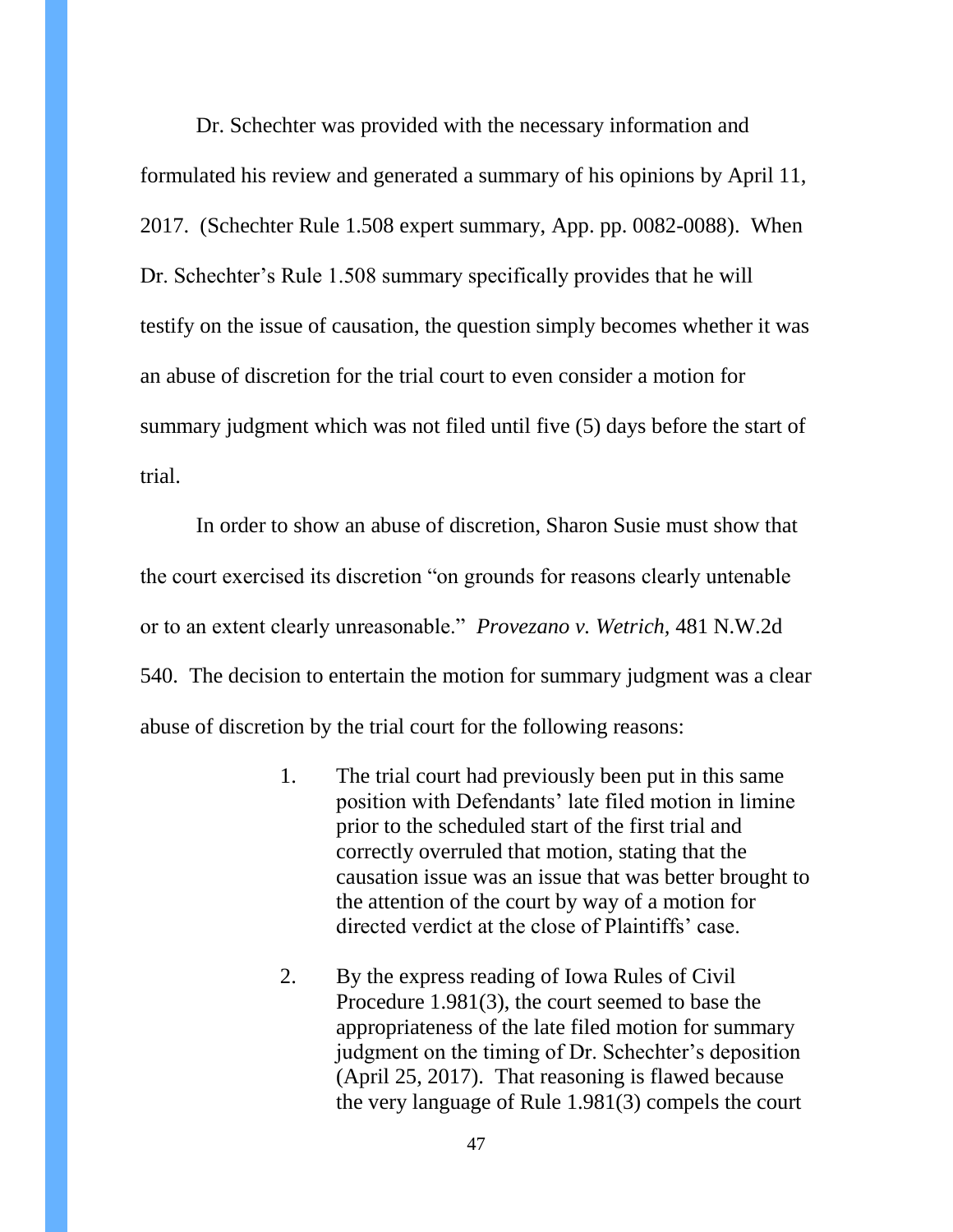Dr. Schechter was provided with the necessary information and formulated his review and generated a summary of his opinions by April 11, 2017. (Schechter Rule 1.508 expert summary, App. pp. 0082-0088). When Dr. Schechter's Rule 1.508 summary specifically provides that he will testify on the issue of causation, the question simply becomes whether it was an abuse of discretion for the trial court to even consider a motion for summary judgment which was not filed until five (5) days before the start of trial.

In order to show an abuse of discretion, Sharon Susie must show that the court exercised its discretion "on grounds for reasons clearly untenable or to an extent clearly unreasonable." *Provezano v. Wetrich,* 481 N.W.2d 540. The decision to entertain the motion for summary judgment was a clear abuse of discretion by the trial court for the following reasons:

1. The trial court had previously been put in this same position with Defendants' late filed motion in limine prior to the scheduled start of the first trial and correctly overruled that motion, stating that the causation issue was an issue that was better brought to the attention of the court by way of a motion for directed verdict at the close of Plaintiffs' case.

2. By the express reading of Iowa Rules of Civil Procedure 1.981(3), the court seemed to base the appropriateness of the late filed motion for summary judgment on the timing of Dr. Schechter's deposition (April 25, 2017). That reasoning is flawed because the very language of Rule 1.981(3) compels the court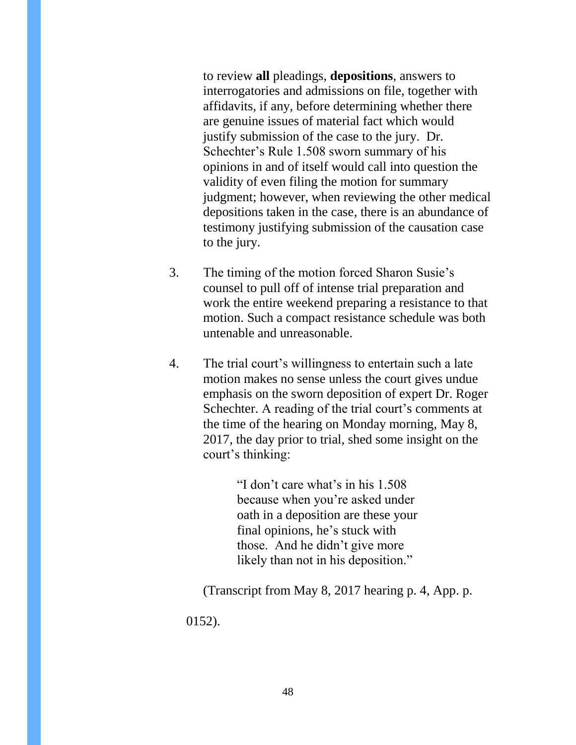to review **all** pleadings, **depositions**, answers to interrogatories and admissions on file, together with affidavits, if any, before determining whether there are genuine issues of material fact which would justify submission of the case to the jury. Dr. Schechter's Rule 1.508 sworn summary of his opinions in and of itself would call into question the validity of even filing the motion for summary judgment; however, when reviewing the other medical depositions taken in the case, there is an abundance of testimony justifying submission of the causation case to the jury.

3. The timing of the motion forced Sharon Susie's counsel to pull off of intense trial preparation and work the entire weekend preparing a resistance to that motion. Such a compact resistance schedule was both untenable and unreasonable.

4. The trial court's willingness to entertain such a late motion makes no sense unless the court gives undue emphasis on the sworn deposition of expert Dr. Roger Schechter. A reading of the trial court's comments at the time of the hearing on Monday morning, May 8, 2017, the day prior to trial, shed some insight on the court's thinking:

> "I don't care what's in his 1.508 because when you're asked under oath in a deposition are these your final opinions, he's stuck with those. And he didn't give more likely than not in his deposition."

(Transcript from May 8, 2017 hearing p. 4, App. p. 0152).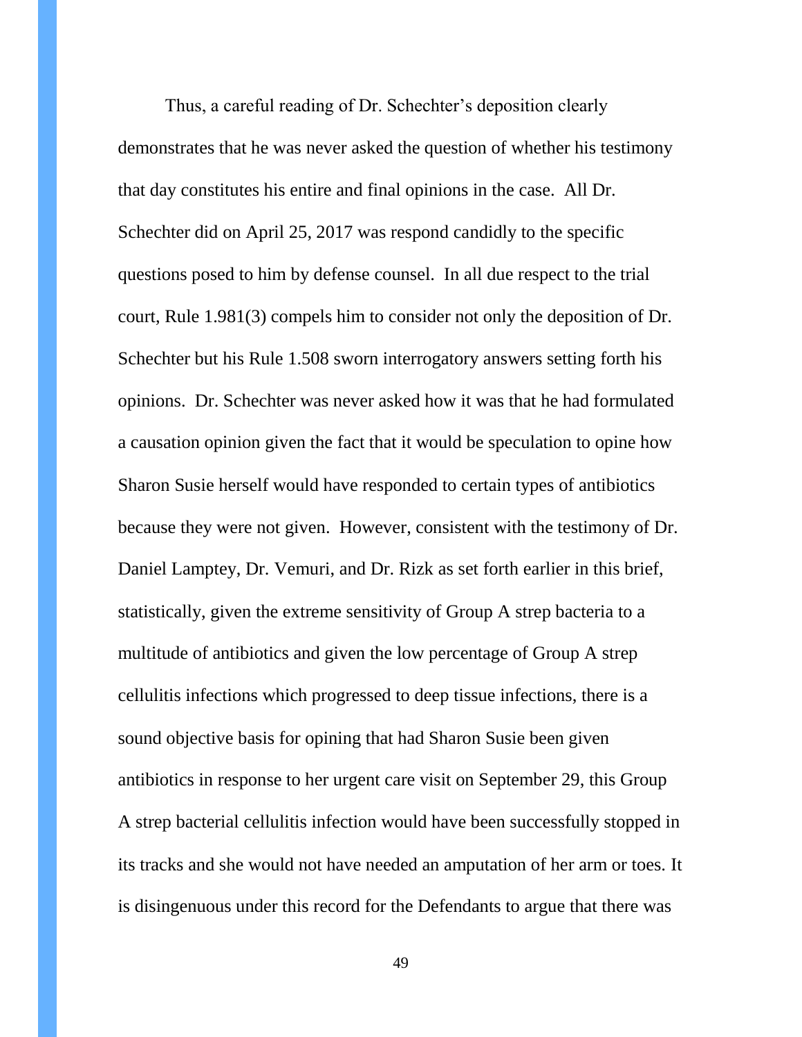Thus, a careful reading of Dr. Schechter's deposition clearly demonstrates that he was never asked the question of whether his testimony that day constitutes his entire and final opinions in the case. All Dr. Schechter did on April 25, 2017 was respond candidly to the specific questions posed to him by defense counsel. In all due respect to the trial court, Rule 1.981(3) compels him to consider not only the deposition of Dr. Schechter but his Rule 1.508 sworn interrogatory answers setting forth his opinions. Dr. Schechter was never asked how it was that he had formulated a causation opinion given the fact that it would be speculation to opine how Sharon Susie herself would have responded to certain types of antibiotics because they were not given. However, consistent with the testimony of Dr. Daniel Lamptey, Dr. Vemuri, and Dr. Rizk as set forth earlier in this brief, statistically, given the extreme sensitivity of Group A strep bacteria to a multitude of antibiotics and given the low percentage of Group A strep cellulitis infections which progressed to deep tissue infections, there is a sound objective basis for opining that had Sharon Susie been given antibiotics in response to her urgent care visit on September 29, this Group A strep bacterial cellulitis infection would have been successfully stopped in its tracks and she would not have needed an amputation of her arm or toes. It is disingenuous under this record for the Defendants to argue that there was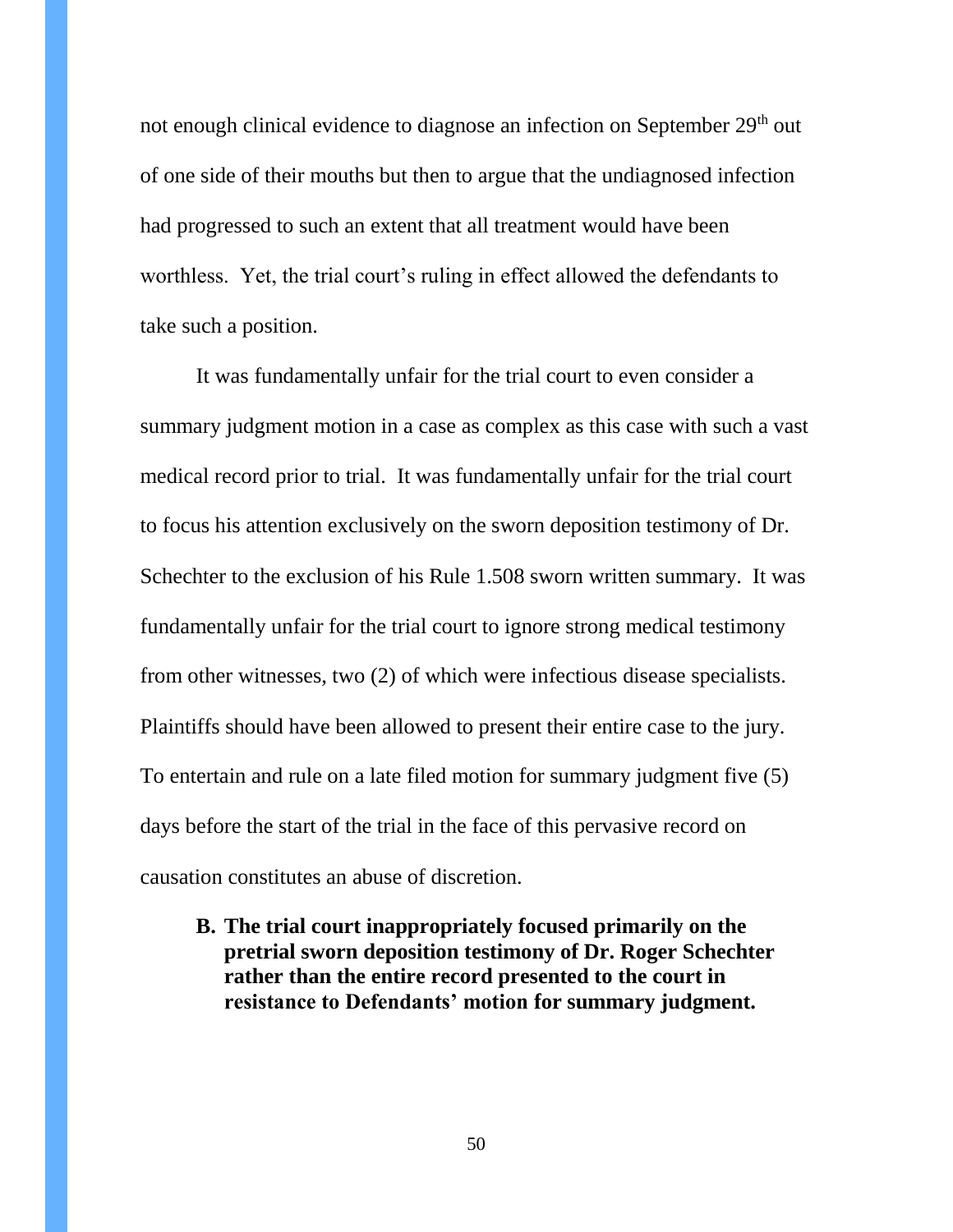not enough clinical evidence to diagnose an infection on September 29th out of one side of their mouths but then to argue that the undiagnosed infection had progressed to such an extent that all treatment would have been worthless. Yet, the trial court's ruling in effect allowed the defendants to take such a position.

It was fundamentally unfair for the trial court to even consider a summary judgment motion in a case as complex as this case with such a vast medical record prior to trial. It was fundamentally unfair for the trial court to focus his attention exclusively on the sworn deposition testimony of Dr. Schechter to the exclusion of his Rule 1.508 sworn written summary. It was fundamentally unfair for the trial court to ignore strong medical testimony from other witnesses, two (2) of which were infectious disease specialists. Plaintiffs should have been allowed to present their entire case to the jury. To entertain and rule on a late filed motion for summary judgment five (5) days before the start of the trial in the face of this pervasive record on causation constitutes an abuse of discretion.

**B. The trial court inappropriately focused primarily on the pretrial sworn deposition testimony of Dr. Roger Schechter rather than the entire record presented to the court in resistance to Defendants' motion for summary judgment.**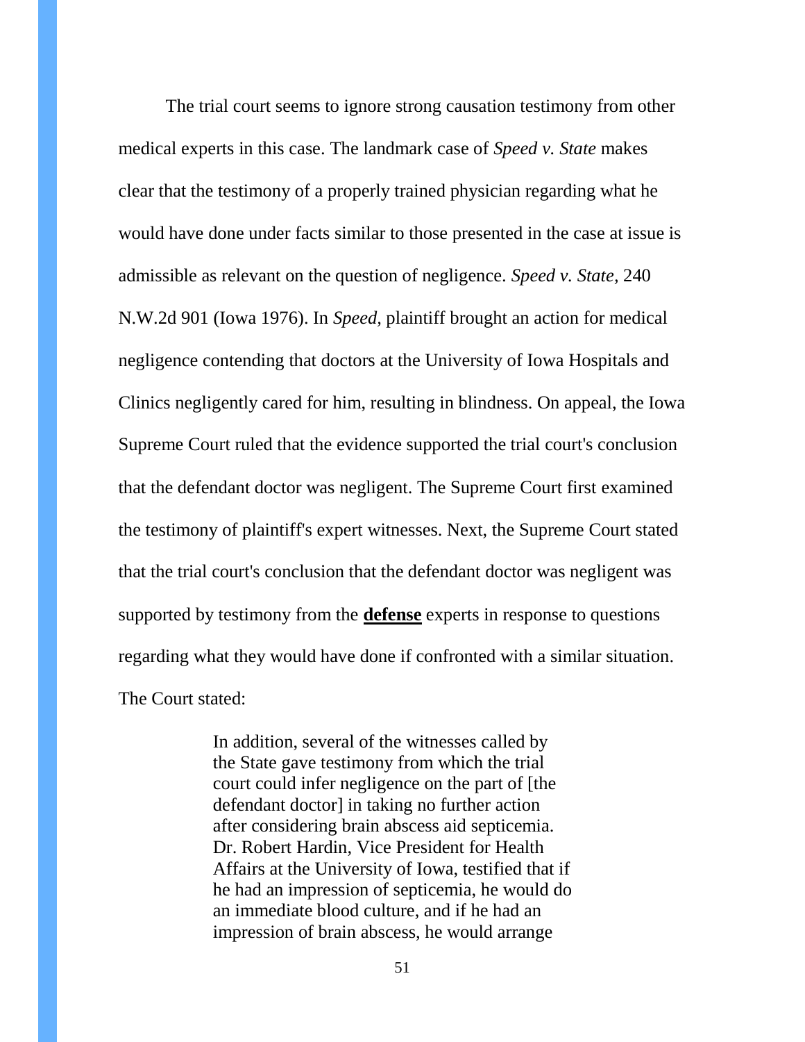The trial court seems to ignore strong causation testimony from other medical experts in this case. The landmark case of *Speed v. State* makes clear that the testimony of a properly trained physician regarding what he would have done under facts similar to those presented in the case at issue is admissible as relevant on the question of negligence. *Speed v. State,* 240 N.W.2d 901 (Iowa 1976). In *Speed*, plaintiff brought an action for medical negligence contending that doctors at the University of Iowa Hospitals and Clinics negligently cared for him, resulting in blindness. On appeal, the Iowa Supreme Court ruled that the evidence supported the trial court's conclusion that the defendant doctor was negligent. The Supreme Court first examined the testimony of plaintiff's expert witnesses. Next, the Supreme Court stated that the trial court's conclusion that the defendant doctor was negligent was supported by testimony from the <u>**defense**</u> experts in response to questions regarding what they would have done if confronted with a similar situation. The Court stated:

> In addition, several of the witnesses called by the State gave testimony from which the trial court could infer negligence on the part of [the defendant doctor] in taking no further action after considering brain abscess aid septicemia. Dr. Robert Hardin, Vice President for Health Affairs at the University of Iowa, testified that if he had an impression of septicemia, he would do an immediate blood culture, and if he had an impression of brain abscess, he would arrange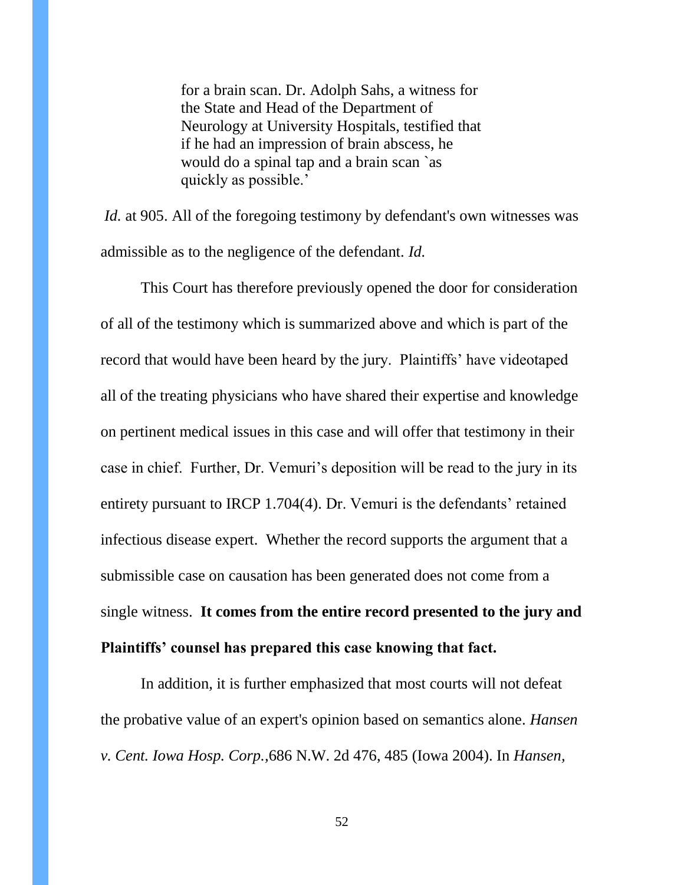> for a brain scan. Dr. Adolph Sahs, a witness for the State and Head of the Department of Neurology at University Hospitals, testified that if he had an impression of brain abscess, he would do a spinal tap and a brain scan `as quickly as possible.'

*Id.* at 905. All of the foregoing testimony by defendant's own witnesses was admissible as to the negligence of the defendant. *Id.*

This Court has therefore previously opened the door for consideration of all of the testimony which is summarized above and which is part of the record that would have been heard by the jury. Plaintiffs' have videotaped all of the treating physicians who have shared their expertise and knowledge on pertinent medical issues in this case and will offer that testimony in their case in chief. Further, Dr. Vemuri's deposition will be read to the jury in its entirety pursuant to IRCP 1.704(4). Dr. Vemuri is the defendants' retained infectious disease expert. Whether the record supports the argument that a submissible case on causation has been generated does not come from a single witness. **It comes from the entire record presented to the jury and Plaintiffs' counsel has prepared this case knowing that fact.**

In addition, it is further emphasized that most courts will not defeat the probative value of an expert's opinion based on semantics alone. *Hansen v. Cent. Iowa Hosp. Corp.,*686 N.W. 2d 476, 485 (Iowa 2004). In *Hansen,*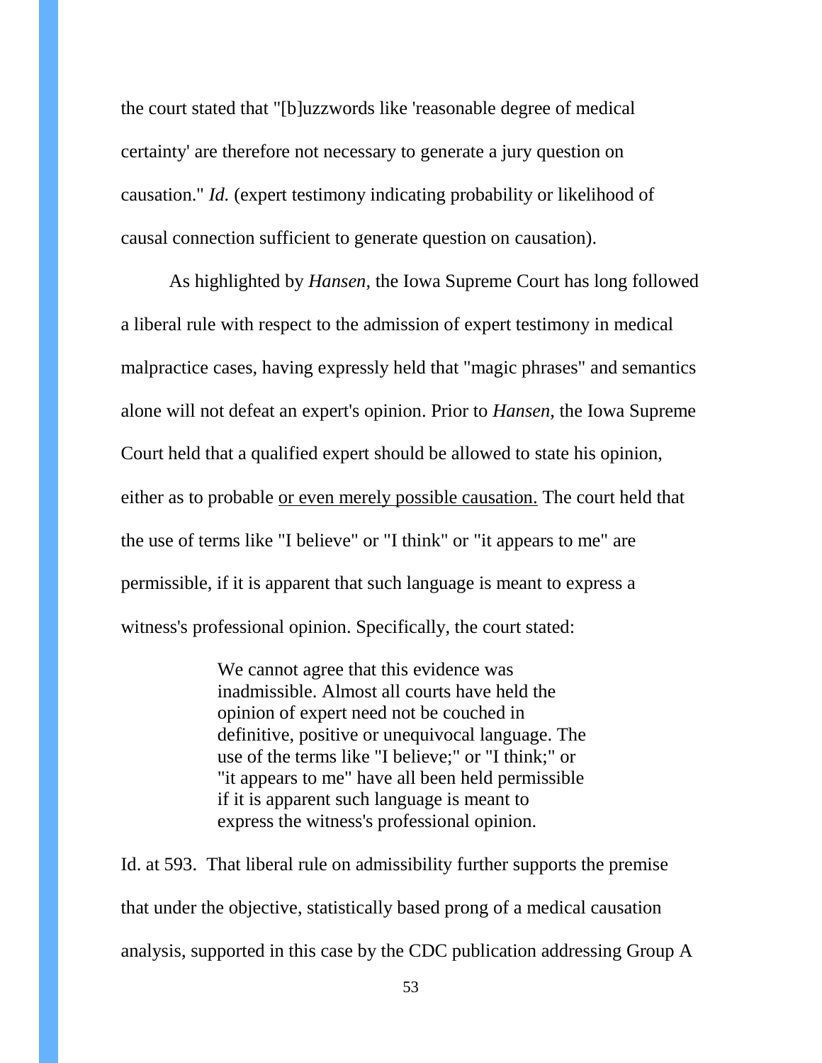the court stated that "[b]uzzwords like 'reasonable degree of medical certainty' are therefore not necessary to generate a jury question on causation." *Id.* (expert testimony indicating probability or likelihood of causal connection sufficient to generate question on causation).

As highlighted by *Hansen,* the Iowa Supreme Court has long followed a liberal rule with respect to the admission of expert testimony in medical malpractice cases, having expressly held that "magic phrases" and semantics alone will not defeat an expert's opinion. Prior to *Hansen,* the Iowa Supreme Court held that a qualified expert should be allowed to state his opinion, either as to probable <u>or even merely possible causation.</u> The court held that the use of terms like "I believe" or "I think" or "it appears to me" are permissible, if it is apparent that such language is meant to express a witness's professional opinion. Specifically, the court stated:

> We cannot agree that this evidence was inadmissible. Almost all courts have held the opinion of expert need not be couched in definitive, positive or unequivocal language. The use of the terms like "I believe;" or "I think;" or "it appears to me" have all been held permissible if it is apparent such language is meant to express the witness's professional opinion.

Id. at 593. That liberal rule on admissibility further supports the premise that under the objective, statistically based prong of a medical causation analysis, supported in this case by the CDC publication addressing Group A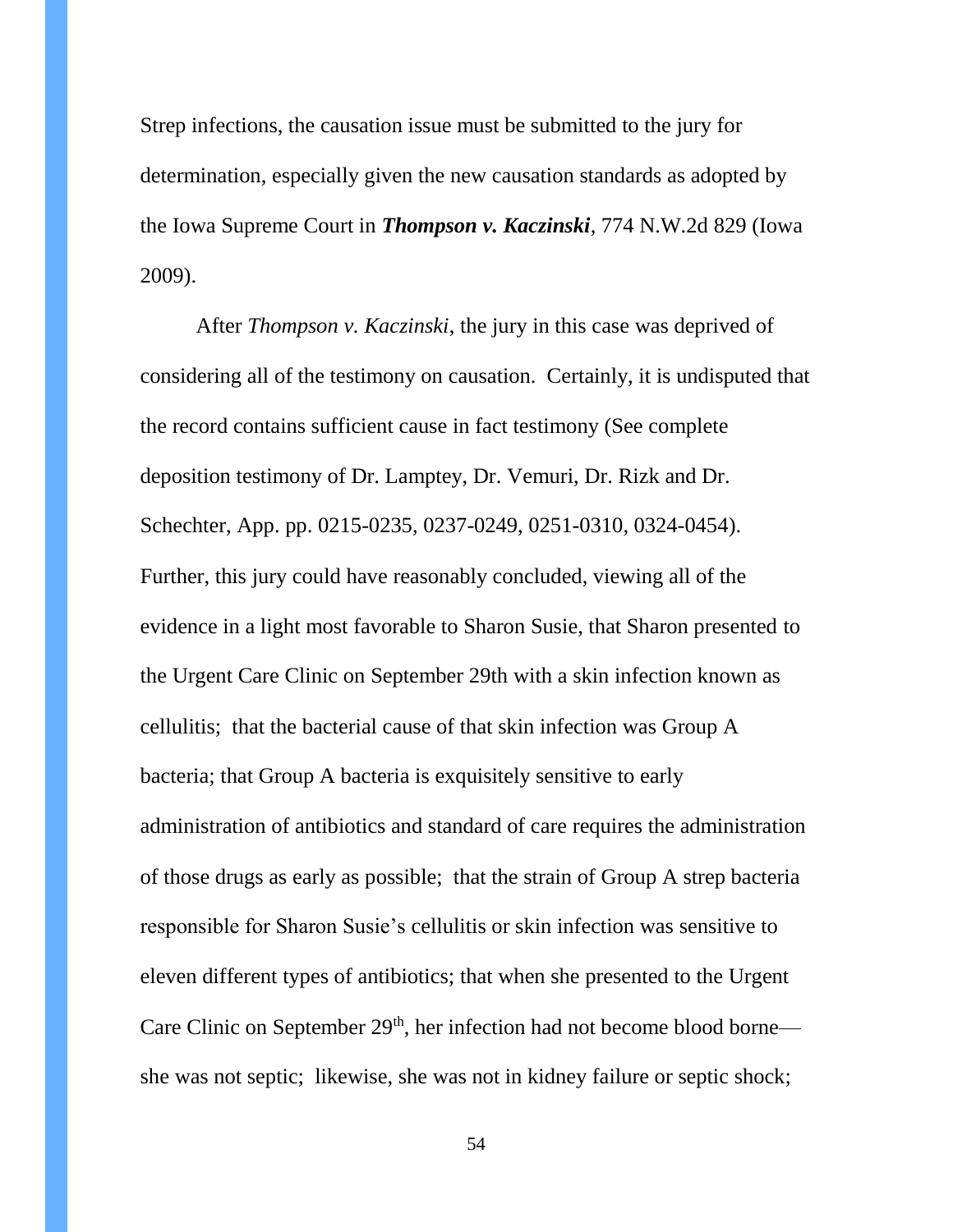Strep infections, the causation issue must be submitted to the jury for determination, especially given the new causation standards as adopted by the Iowa Supreme Court in ***Thompson v. Kaczinski***, 774 N.W.2d 829 (Iowa 2009).

After *Thompson v. Kaczinski*, the jury in this case was deprived of considering all of the testimony on causation. Certainly, it is undisputed that the record contains sufficient cause in fact testimony (See complete deposition testimony of Dr. Lamptey, Dr. Vemuri, Dr. Rizk and Dr. Schechter, App. pp. 0215-0235, 0237-0249, 0251-0310, 0324-0454). Further, this jury could have reasonably concluded, viewing all of the evidence in a light most favorable to Sharon Susie, that Sharon presented to the Urgent Care Clinic on September 29th with a skin infection known as cellulitis; that the bacterial cause of that skin infection was Group A bacteria; that Group A bacteria is exquisitely sensitive to early administration of antibiotics and standard of care requires the administration of those drugs as early as possible; that the strain of Group A strep bacteria responsible for Sharon Susie's cellulitis or skin infection was sensitive to eleven different types of antibiotics; that when she presented to the Urgent Care Clinic on September 29th, her infection had not become blood borne—she was not septic; likewise, she was not in kidney failure or septic shock;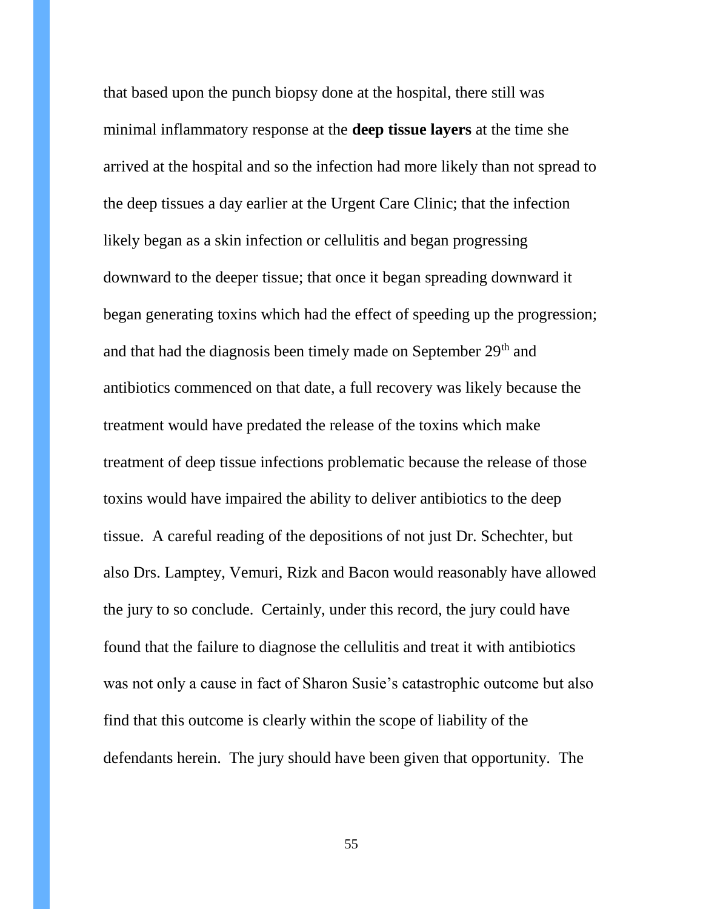that based upon the punch biopsy done at the hospital, there still was minimal inflammatory response at the **deep tissue layers** at the time she arrived at the hospital and so the infection had more likely than not spread to the deep tissues a day earlier at the Urgent Care Clinic; that the infection likely began as a skin infection or cellulitis and began progressing downward to the deeper tissue; that once it began spreading downward it began generating toxins which had the effect of speeding up the progression; and that had the diagnosis been timely made on September 29th and antibiotics commenced on that date, a full recovery was likely because the treatment would have predated the release of the toxins which make treatment of deep tissue infections problematic because the release of those toxins would have impaired the ability to deliver antibiotics to the deep tissue. A careful reading of the depositions of not just Dr. Schechter, but also Drs. Lamptey, Vemuri, Rizk and Bacon would reasonably have allowed the jury to so conclude. Certainly, under this record, the jury could have found that the failure to diagnose the cellulitis and treat it with antibiotics was not only a cause in fact of Sharon Susie's catastrophic outcome but also find that this outcome is clearly within the scope of liability of the defendants herein. The jury should have been given that opportunity. The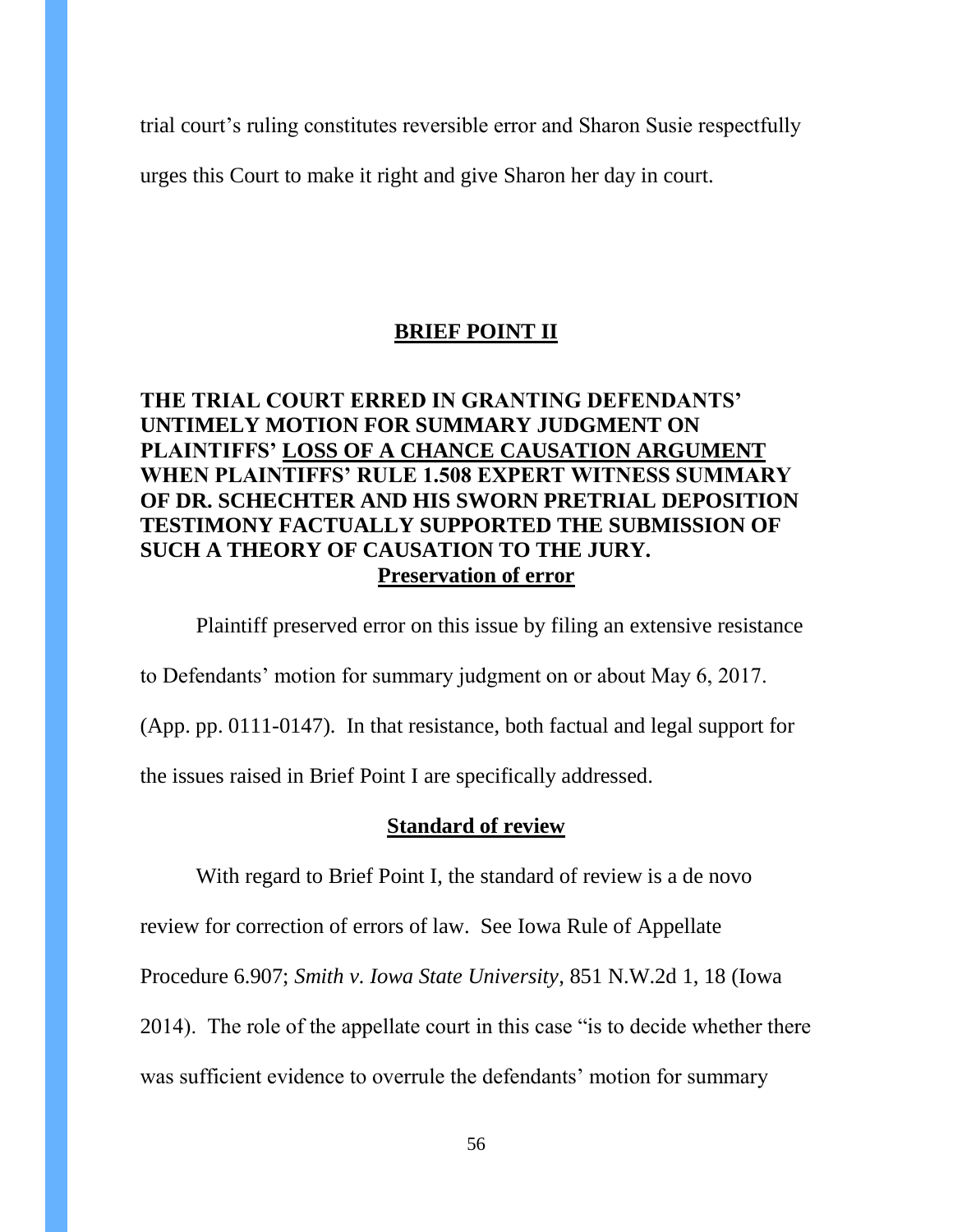trial court's ruling constitutes reversible error and Sharon Susie respectfully urges this Court to make it right and give Sharon her day in court.

## BRIEF POINT II

**THE TRIAL COURT ERRED IN GRANTING DEFENDANTS' UNTIMELY MOTION FOR SUMMARY JUDGMENT ON PLAINTIFFS' LOSS OF A CHANCE CAUSATION ARGUMENT WHEN PLAINTIFFS' RULE 1.508 EXPERT WITNESS SUMMARY OF DR. SCHECHTER AND HIS SWORN PRETRIAL DEPOSITION TESTIMONY FACTUALLY SUPPORTED THE SUBMISSION OF SUCH A THEORY OF CAUSATION TO THE JURY.**

### Preservation of error

Plaintiff preserved error on this issue by filing an extensive resistance to Defendants' motion for summary judgment on or about May 6, 2017. (App. pp. 0111-0147). In that resistance, both factual and legal support for the issues raised in Brief Point I are specifically addressed.

### Standard of review

With regard to Brief Point I, the standard of review is a de novo review for correction of errors of law. See Iowa Rule of Appellate Procedure 6.907; *Smith v. Iowa State University*, 851 N.W.2d 1, 18 (Iowa 2014). The role of the appellate court in this case "is to decide whether there was sufficient evidence to overrule the defendants' motion for summary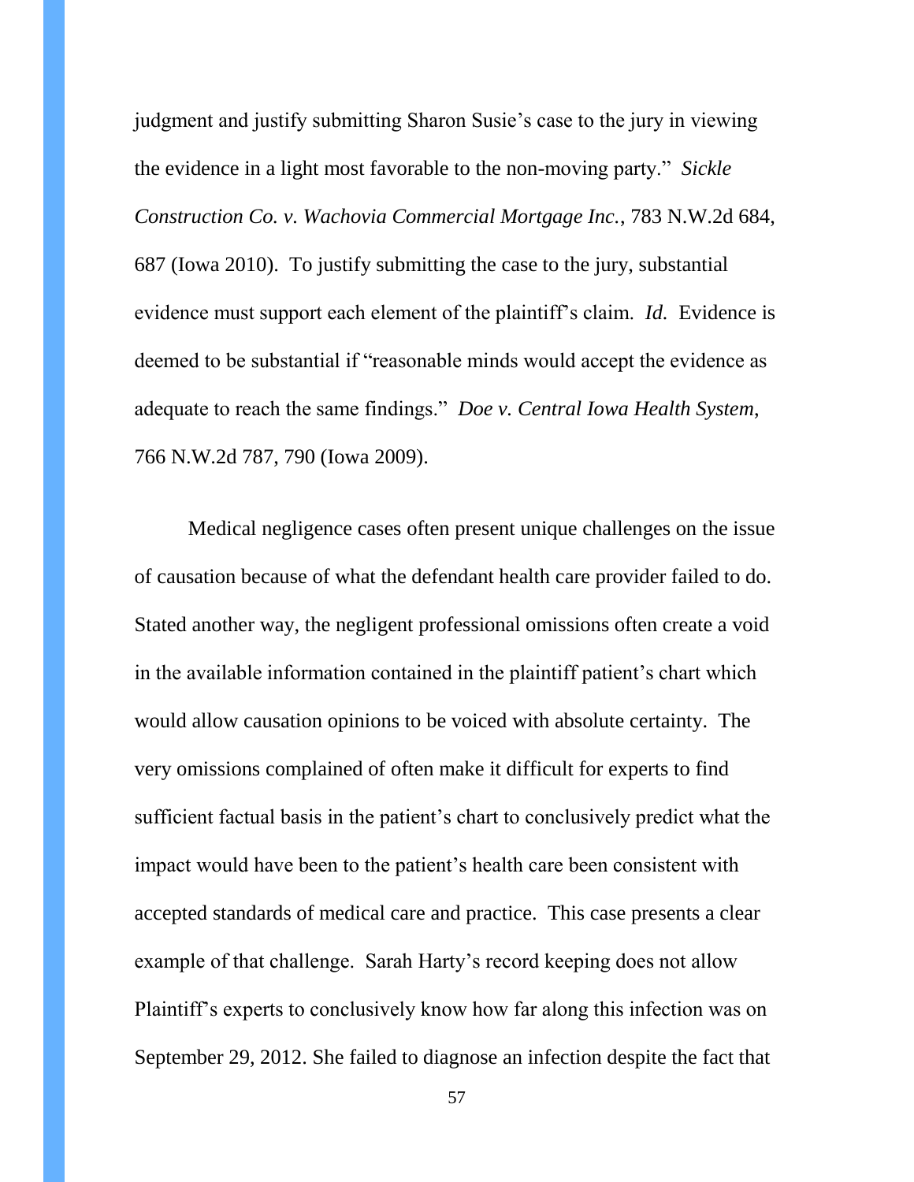judgment and justify submitting Sharon Susie's case to the jury in viewing the evidence in a light most favorable to the non-moving party." *Sickle Construction Co. v. Wachovia Commercial Mortgage Inc.*, 783 N.W.2d 684, 687 (Iowa 2010). To justify submitting the case to the jury, substantial evidence must support each element of the plaintiff's claim. *Id.* Evidence is deemed to be substantial if "reasonable minds would accept the evidence as adequate to reach the same findings." *Doe v. Central Iowa Health System*, 766 N.W.2d 787, 790 (Iowa 2009).

Medical negligence cases often present unique challenges on the issue of causation because of what the defendant health care provider failed to do. Stated another way, the negligent professional omissions often create a void in the available information contained in the plaintiff patient's chart which would allow causation opinions to be voiced with absolute certainty. The very omissions complained of often make it difficult for experts to find sufficient factual basis in the patient's chart to conclusively predict what the impact would have been to the patient's health care been consistent with accepted standards of medical care and practice. This case presents a clear example of that challenge. Sarah Harty's record keeping does not allow Plaintiff's experts to conclusively know how far along this infection was on September 29, 2012. She failed to diagnose an infection despite the fact that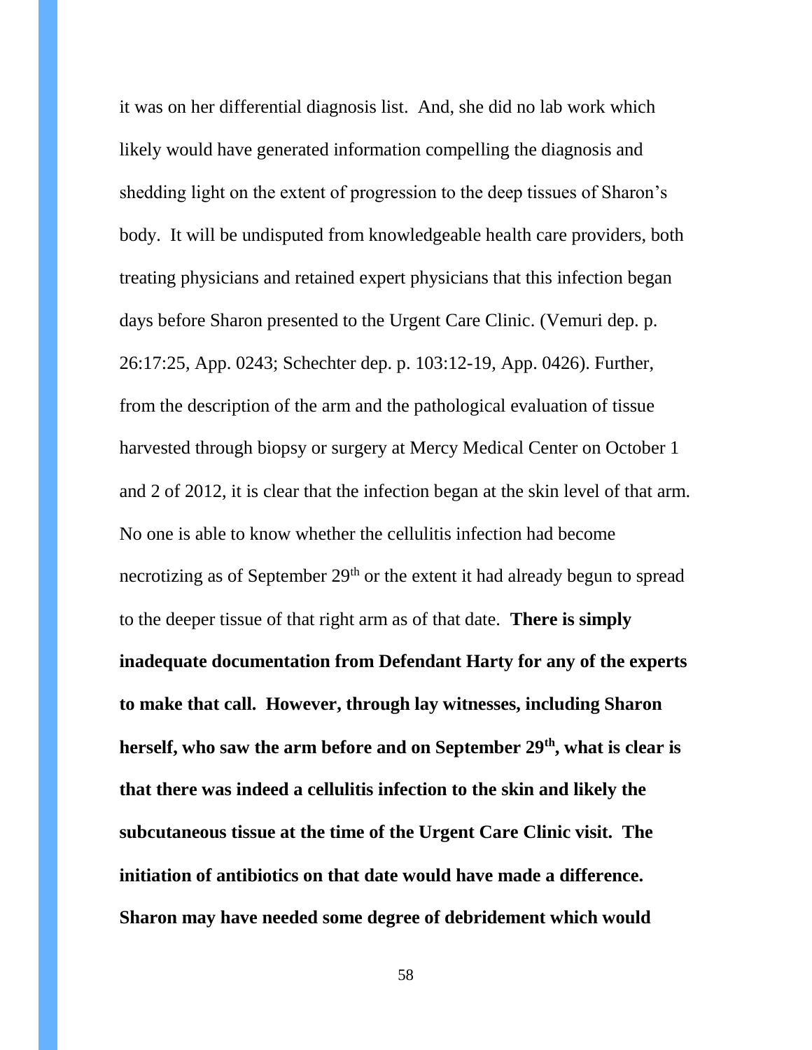it was on her differential diagnosis list. And, she did no lab work which likely would have generated information compelling the diagnosis and shedding light on the extent of progression to the deep tissues of Sharon's body. It will be undisputed from knowledgeable health care providers, both treating physicians and retained expert physicians that this infection began days before Sharon presented to the Urgent Care Clinic. (Vemuri dep. p. 26:17:25, App. 0243; Schechter dep. p. 103:12-19, App. 0426). Further, from the description of the arm and the pathological evaluation of tissue harvested through biopsy or surgery at Mercy Medical Center on October 1 and 2 of 2012, it is clear that the infection began at the skin level of that arm. No one is able to know whether the cellulitis infection had become necrotizing as of September 29th or the extent it had already begun to spread to the deeper tissue of that right arm as of that date. **There is simply inadequate documentation from Defendant Harty for any of the experts to make that call. However, through lay witnesses, including Sharon herself, who saw the arm before and on September 29th, what is clear is that there was indeed a cellulitis infection to the skin and likely the subcutaneous tissue at the time of the Urgent Care Clinic visit. The initiation of antibiotics on that date would have made a difference. Sharon may have needed some degree of debridement which would**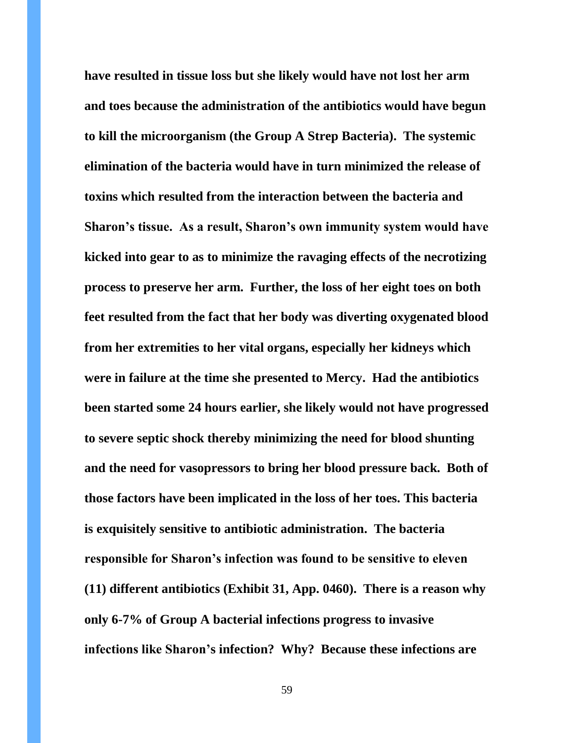**have resulted in tissue loss but she likely would have not lost her arm and toes because the administration of the antibiotics would have begun to kill the microorganism (the Group A Strep Bacteria). The systemic elimination of the bacteria would have in turn minimized the release of toxins which resulted from the interaction between the bacteria and Sharon's tissue. As a result, Sharon's own immunity system would have kicked into gear to as to minimize the ravaging effects of the necrotizing process to preserve her arm. Further, the loss of her eight toes on both feet resulted from the fact that her body was diverting oxygenated blood from her extremities to her vital organs, especially her kidneys which were in failure at the time she presented to Mercy. Had the antibiotics been started some 24 hours earlier, she likely would not have progressed to severe septic shock thereby minimizing the need for blood shunting and the need for vasopressors to bring her blood pressure back. Both of those factors have been implicated in the loss of her toes. This bacteria is exquisitely sensitive to antibiotic administration. The bacteria responsible for Sharon's infection was found to be sensitive to eleven (11) different antibiotics (Exhibit 31, App. 0460). There is a reason why only 6-7% of Group A bacterial infections progress to invasive infections like Sharon's infection? Why? Because these infections are**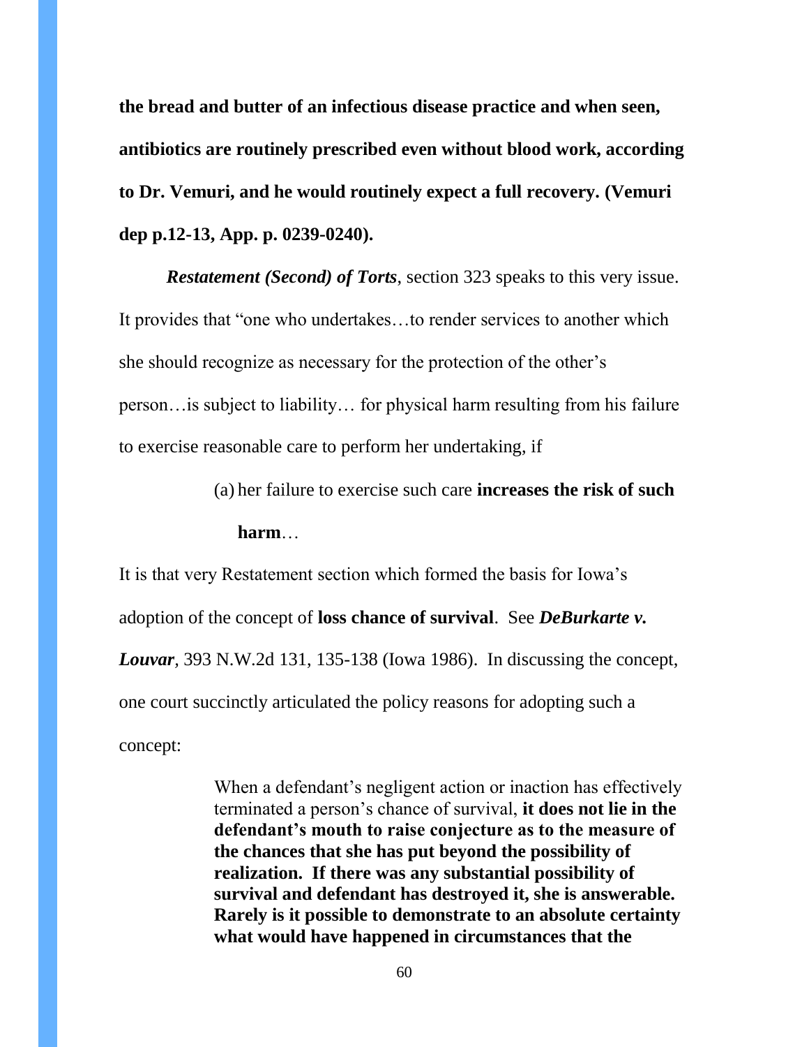**the bread and butter of an infectious disease practice and when seen, antibiotics are routinely prescribed even without blood work, according to Dr. Vemuri, and he would routinely expect a full recovery. (Vemuri dep p.12-13, App. p. 0239-0240).**

***Restatement (Second) of Torts***, section 323 speaks to this very issue. It provides that "one who undertakes…to render services to another which she should recognize as necessary for the protection of the other's person…is subject to liability… for physical harm resulting from his failure to exercise reasonable care to perform her undertaking, if

> (a) her failure to exercise such care **increases the risk of such harm**…

It is that very Restatement section which formed the basis for Iowa's adoption of the concept of **loss chance of survival**. See ***DeBurkarte v. Louvar***, 393 N.W.2d 131, 135-138 (Iowa 1986). In discussing the concept, one court succinctly articulated the policy reasons for adopting such a concept:

> When a defendant's negligent action or inaction has effectively terminated a person's chance of survival, **it does not lie in the defendant's mouth to raise conjecture as to the measure of the chances that she has put beyond the possibility of realization. If there was any substantial possibility of survival and defendant has destroyed it, she is answerable. Rarely is it possible to demonstrate to an absolute certainty what would have happened in circumstances that the**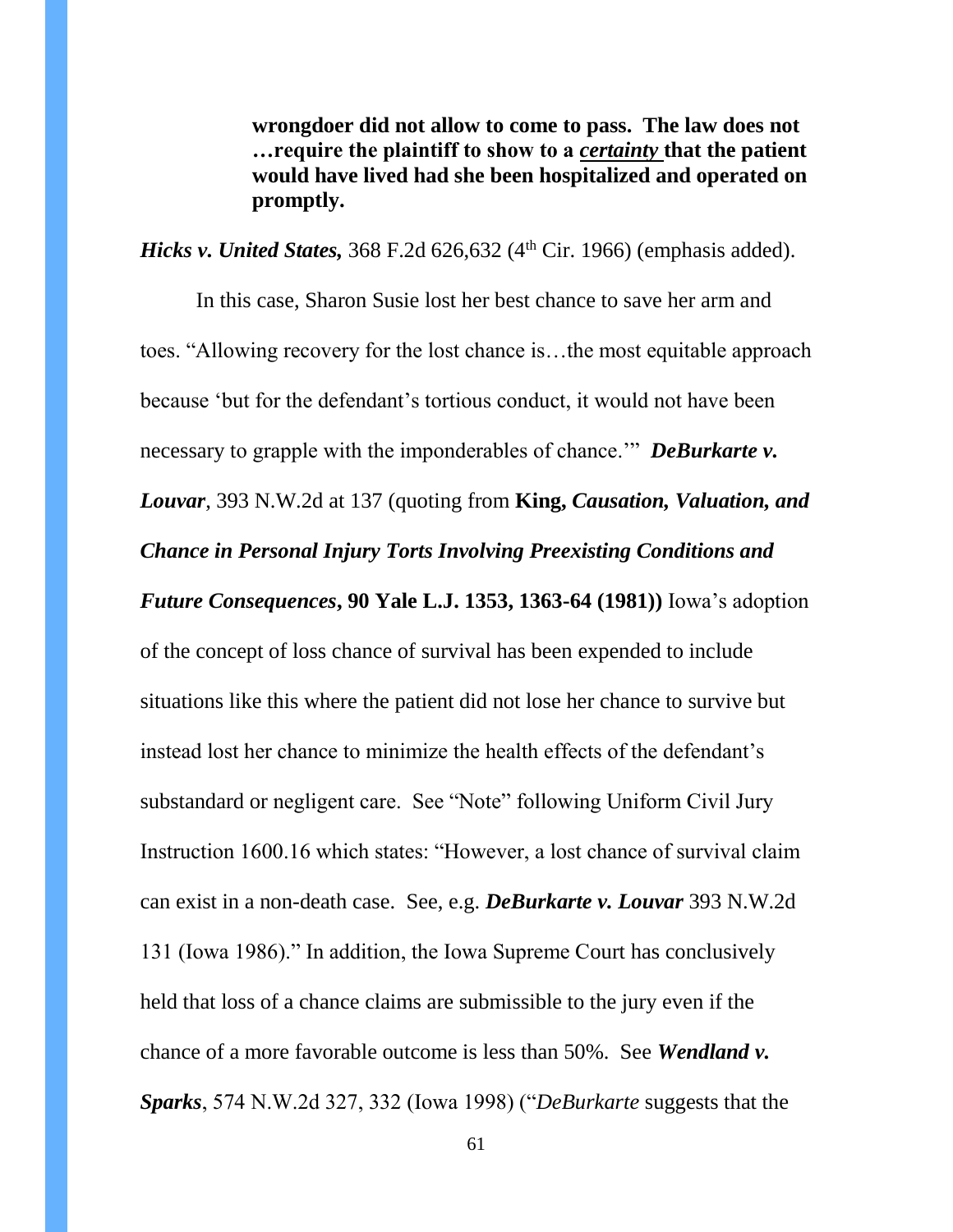> **wrongdoer did not allow to come to pass. The law does not …require the plaintiff to show to a *certainty* that the patient would have lived had she been hospitalized and operated on promptly.**

***Hicks v. United States,*** 368 F.2d 626,632 (4th Cir. 1966) (emphasis added).

In this case, Sharon Susie lost her best chance to save her arm and toes. "Allowing recovery for the lost chance is…the most equitable approach because 'but for the defendant's tortious conduct, it would not have been necessary to grapple with the imponderables of chance.'" ***DeBurkarte v. Louvar***, 393 N.W.2d at 137 (quoting from **King, *Causation, Valuation, and Chance in Personal Injury Torts Involving Preexisting Conditions and Future Consequences*, 90 Yale L.J. 1353, 1363-64 (1981))** Iowa's adoption of the concept of loss chance of survival has been expended to include situations like this where the patient did not lose her chance to survive but instead lost her chance to minimize the health effects of the defendant's substandard or negligent care. See "Note" following Uniform Civil Jury Instruction 1600.16 which states: "However, a lost chance of survival claim can exist in a non-death case. See, e.g. ***DeBurkarte v. Louvar*** 393 N.W.2d 131 (Iowa 1986)." In addition, the Iowa Supreme Court has conclusively held that loss of a chance claims are submissible to the jury even if the chance of a more favorable outcome is less than 50%. See ***Wendland v. Sparks***, 574 N.W.2d 327, 332 (Iowa 1998) ("*DeBurkarte* suggests that the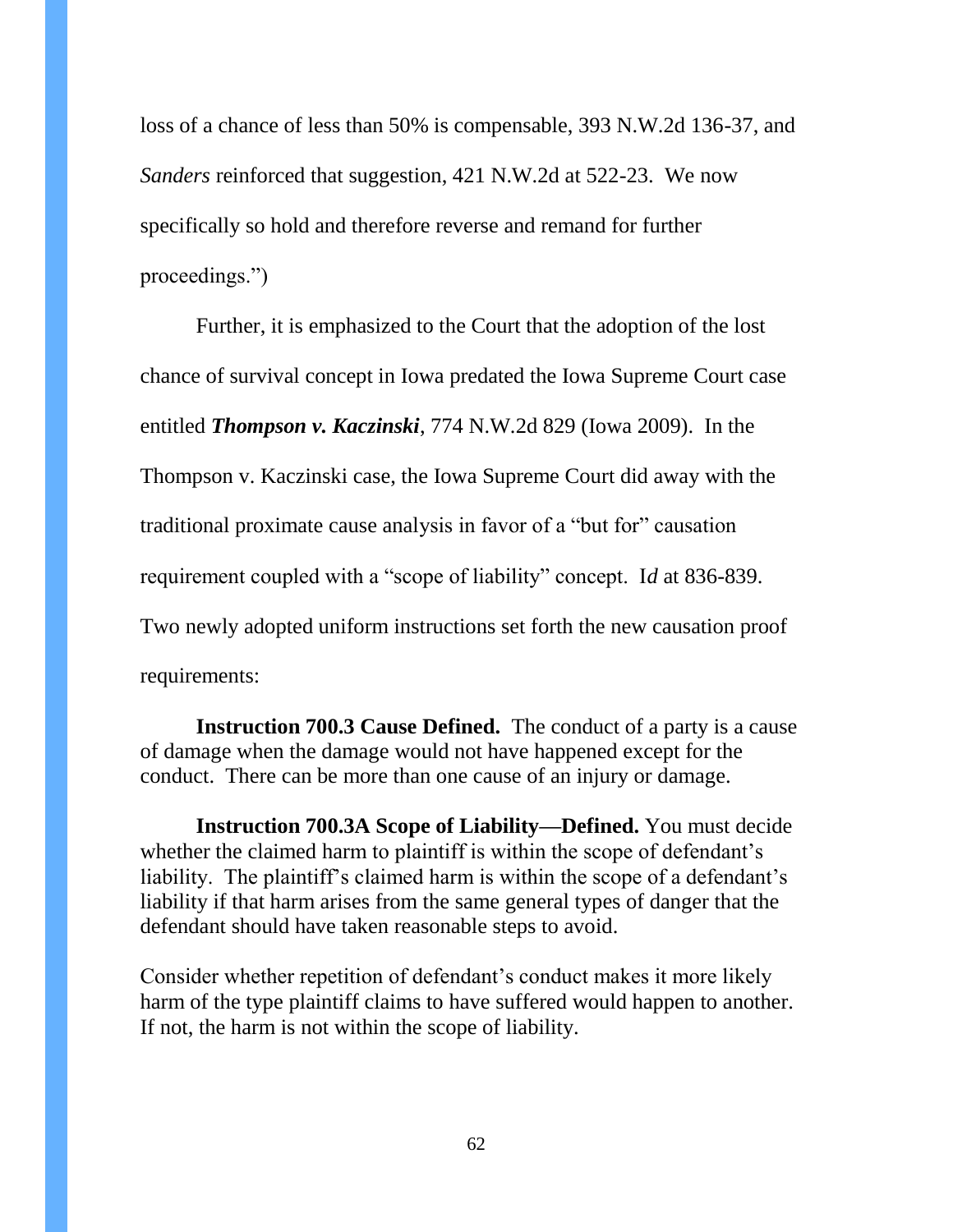loss of a chance of less than 50% is compensable, 393 N.W.2d 136-37, and *Sanders* reinforced that suggestion, 421 N.W.2d at 522-23. We now specifically so hold and therefore reverse and remand for further proceedings.")

Further, it is emphasized to the Court that the adoption of the lost chance of survival concept in Iowa predated the Iowa Supreme Court case entitled ***Thompson v. Kaczinski***, 774 N.W.2d 829 (Iowa 2009). In the Thompson v. Kaczinski case, the Iowa Supreme Court did away with the traditional proximate cause analysis in favor of a "but for" causation requirement coupled with a "scope of liability" concept. I*d* at 836-839. Two newly adopted uniform instructions set forth the new causation proof requirements:

> **Instruction 700.3 Cause Defined.** The conduct of a party is a cause of damage when the damage would not have happened except for the conduct. There can be more than one cause of an injury or damage.
>
> **Instruction 700.3A Scope of Liability—Defined.** You must decide whether the claimed harm to plaintiff is within the scope of defendant's liability. The plaintiff's claimed harm is within the scope of a defendant's liability if that harm arises from the same general types of danger that the defendant should have taken reasonable steps to avoid.
>
> Consider whether repetition of defendant's conduct makes it more likely harm of the type plaintiff claims to have suffered would happen to another. If not, the harm is not within the scope of liability.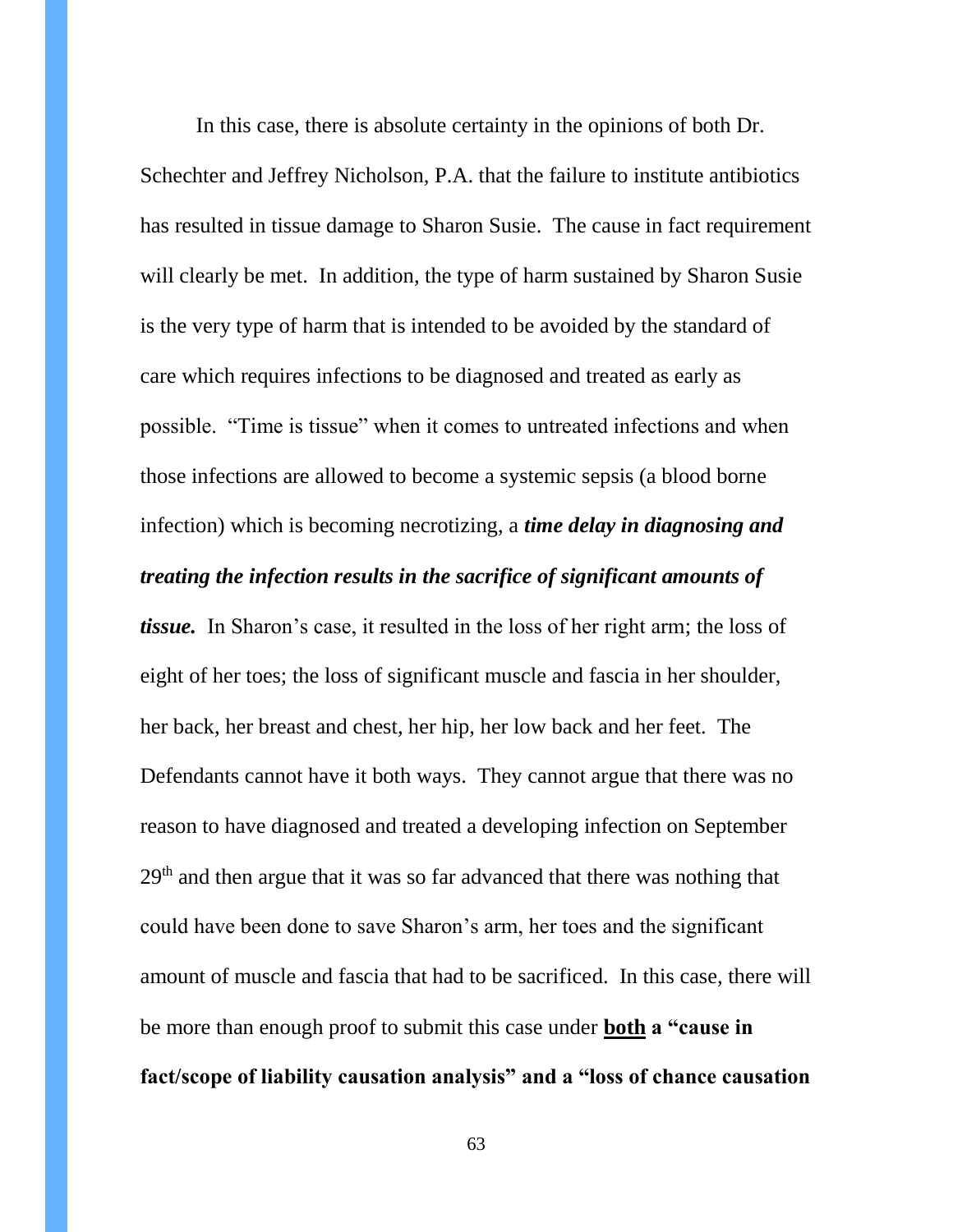In this case, there is absolute certainty in the opinions of both Dr. Schechter and Jeffrey Nicholson, P.A. that the failure to institute antibiotics has resulted in tissue damage to Sharon Susie. The cause in fact requirement will clearly be met. In addition, the type of harm sustained by Sharon Susie is the very type of harm that is intended to be avoided by the standard of care which requires infections to be diagnosed and treated as early as possible. "Time is tissue" when it comes to untreated infections and when those infections are allowed to become a systemic sepsis (a blood borne infection) which is becoming necrotizing, a ***time delay in diagnosing and treating the infection results in the sacrifice of significant amounts of tissue.*** In Sharon's case, it resulted in the loss of her right arm; the loss of eight of her toes; the loss of significant muscle and fascia in her shoulder, her back, her breast and chest, her hip, her low back and her feet. The Defendants cannot have it both ways. They cannot argue that there was no reason to have diagnosed and treated a developing infection on September 29th and then argue that it was so far advanced that there was nothing that could have been done to save Sharon's arm, her toes and the significant amount of muscle and fascia that had to be sacrificed. In this case, there will be more than enough proof to submit this case under **<u>both</u> a "cause in fact/scope of liability causation analysis" and a "loss of chance causation**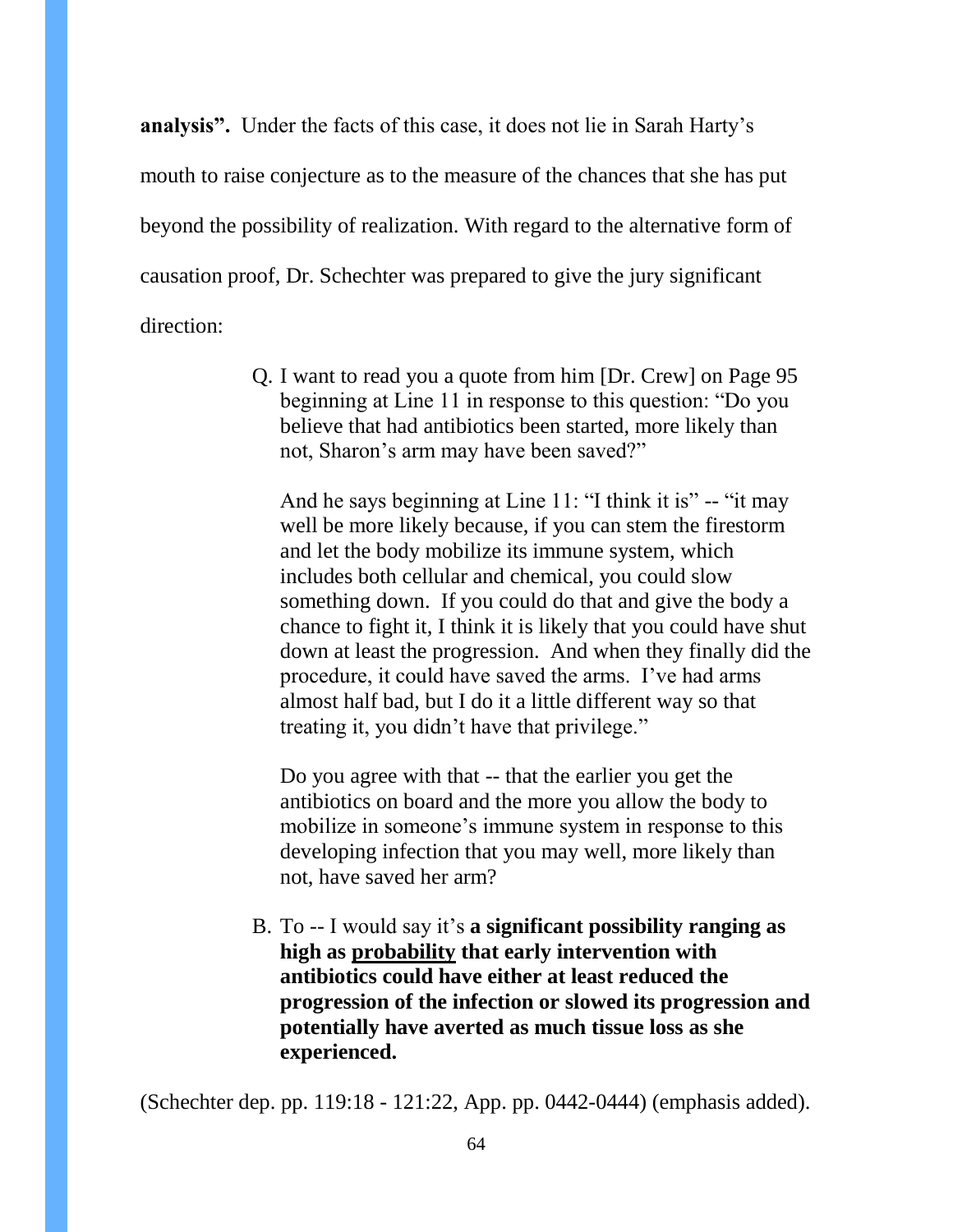**analysis".** Under the facts of this case, it does not lie in Sarah Harty's mouth to raise conjecture as to the measure of the chances that she has put beyond the possibility of realization. With regard to the alternative form of causation proof, Dr. Schechter was prepared to give the jury significant direction:

> Q. I want to read you a quote from him [Dr. Crew] on Page 95 beginning at Line 11 in response to this question: "Do you believe that had antibiotics been started, more likely than not, Sharon's arm may have been saved?"
>
> And he says beginning at Line 11: "I think it is" -- "it may well be more likely because, if you can stem the firestorm and let the body mobilize its immune system, which includes both cellular and chemical, you could slow something down. If you could do that and give the body a chance to fight it, I think it is likely that you could have shut down at least the progression. And when they finally did the procedure, it could have saved the arms. I've had arms almost half bad, but I do it a little different way so that treating it, you didn't have that privilege."
>
> Do you agree with that -- that the earlier you get the antibiotics on board and the more you allow the body to mobilize in someone's immune system in response to this developing infection that you may well, more likely than not, have saved her arm?
>
> B. To -- I would say it's **a significant possibility ranging as high as <u>probability</u> that early intervention with antibiotics could have either at least reduced the progression of the infection or slowed its progression and potentially have averted as much tissue loss as she experienced.**

(Schechter dep. pp. 119:18 - 121:22, App. pp. 0442-0444) (emphasis added).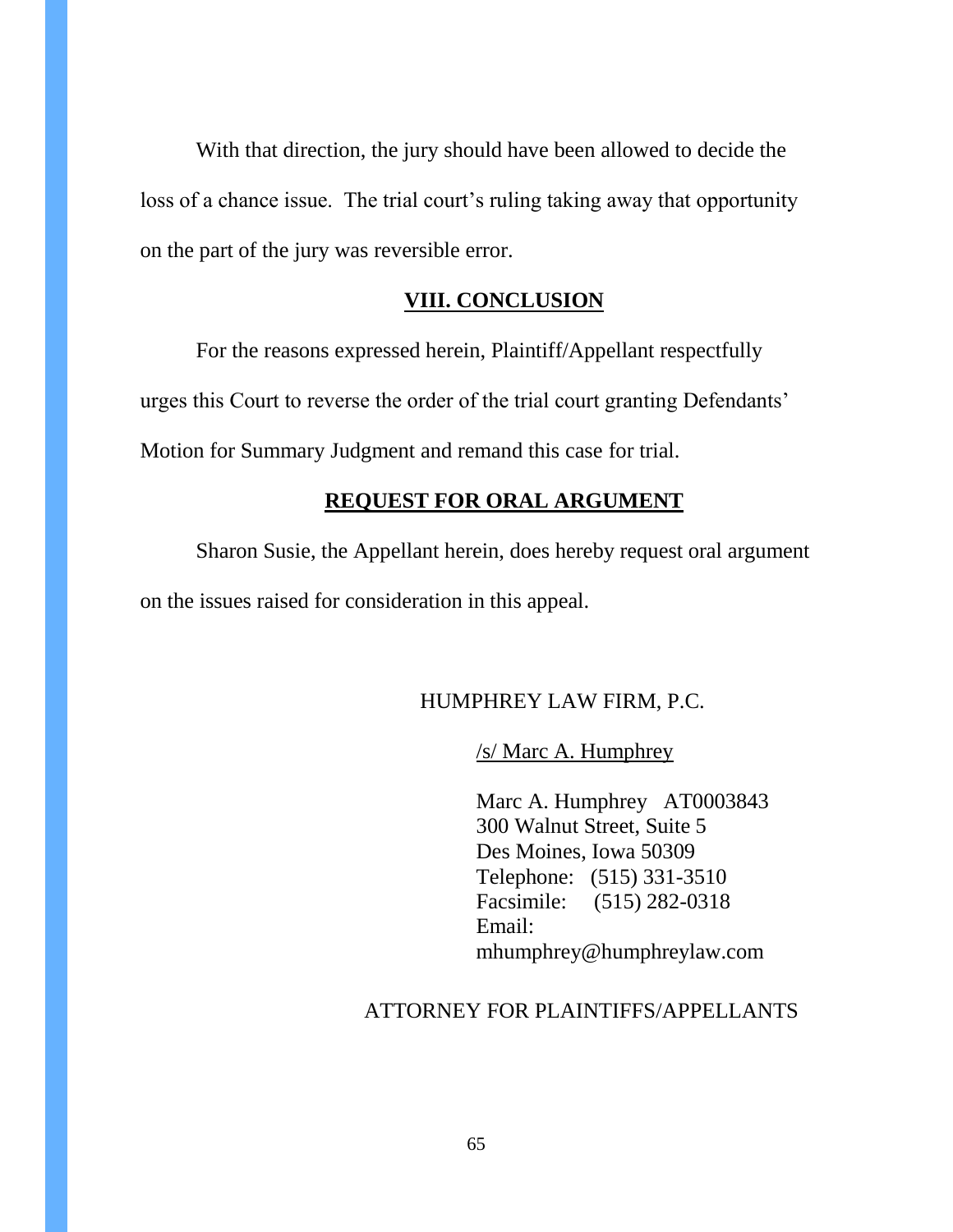With that direction, the jury should have been allowed to decide the loss of a chance issue. The trial court's ruling taking away that opportunity on the part of the jury was reversible error.

## VIII. CONCLUSION

For the reasons expressed herein, Plaintiff/Appellant respectfully urges this Court to reverse the order of the trial court granting Defendants' Motion for Summary Judgment and remand this case for trial.

## REQUEST FOR ORAL ARGUMENT

Sharon Susie, the Appellant herein, does hereby request oral argument on the issues raised for consideration in this appeal.

HUMPHREY LAW FIRM, P.C.

/s/ Marc A. Humphrey

Marc A. Humphrey AT0003843
300 Walnut Street, Suite 5
Des Moines, Iowa 50309
Telephone: (515) 331-3510
Facsimile: (515) 282-0318
Email:
mhumphrey@humphreylaw.com

ATTORNEY FOR PLAINTIFFS/APPELLANTS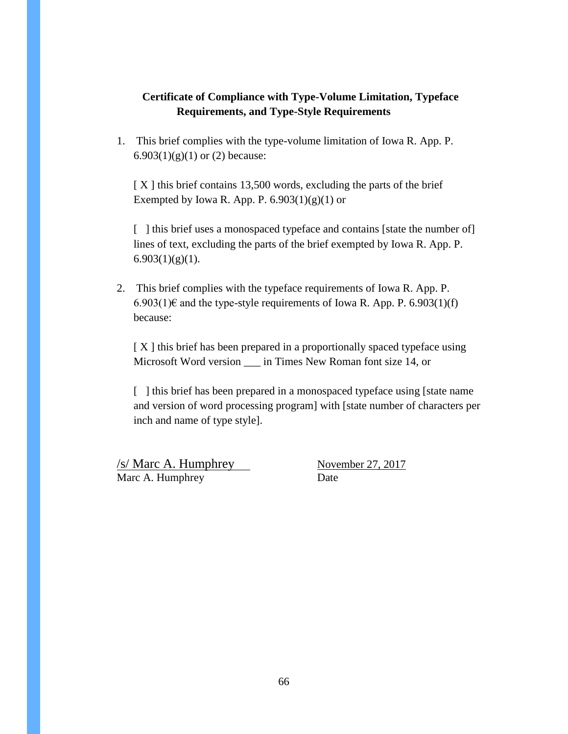**Certificate of Compliance with Type-Volume Limitation, Typeface Requirements, and Type-Style Requirements**

1. This brief complies with the type-volume limitation of Iowa R. App. P. 6.903(1)(g)(1) or (2) because:

   [ X ] this brief contains 13,500 words, excluding the parts of the brief Exempted by Iowa R. App. P. 6.903(1)(g)(1) or

   [ ] this brief uses a monospaced typeface and contains [state the number of] lines of text, excluding the parts of the brief exempted by Iowa R. App. P. 6.903(1)(g)(1).

2. This brief complies with the typeface requirements of Iowa R. App. P. 6.903(1)€ and the type-style requirements of Iowa R. App. P. 6.903(1)(f) because:

   [ X ] this brief has been prepared in a proportionally spaced typeface using Microsoft Word version ___ in Times New Roman font size 14, or

   [ ] this brief has been prepared in a monospaced typeface using [state name and version of word processing program] with [state number of characters per inch and name of type style].

/s/ Marc A. Humphrey — November 27, 2017
Marc A. Humphrey — Date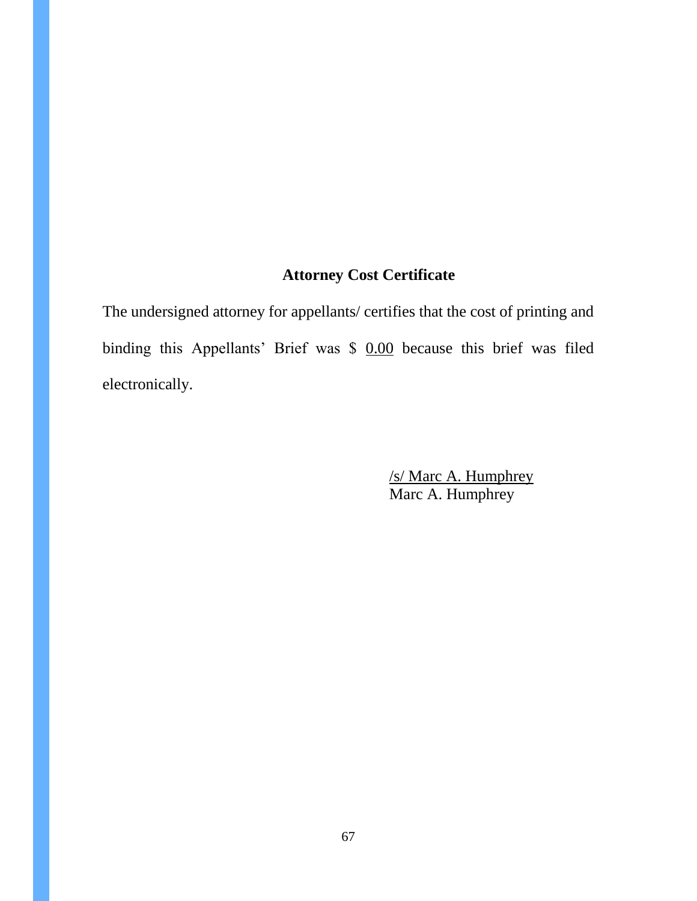## Attorney Cost Certificate

The undersigned attorney for appellants/ certifies that the cost of printing and binding this Appellants' Brief was $ 0.00 because this brief was filed electronically.

/s/ Marc A. Humphrey
Marc A. Humphrey